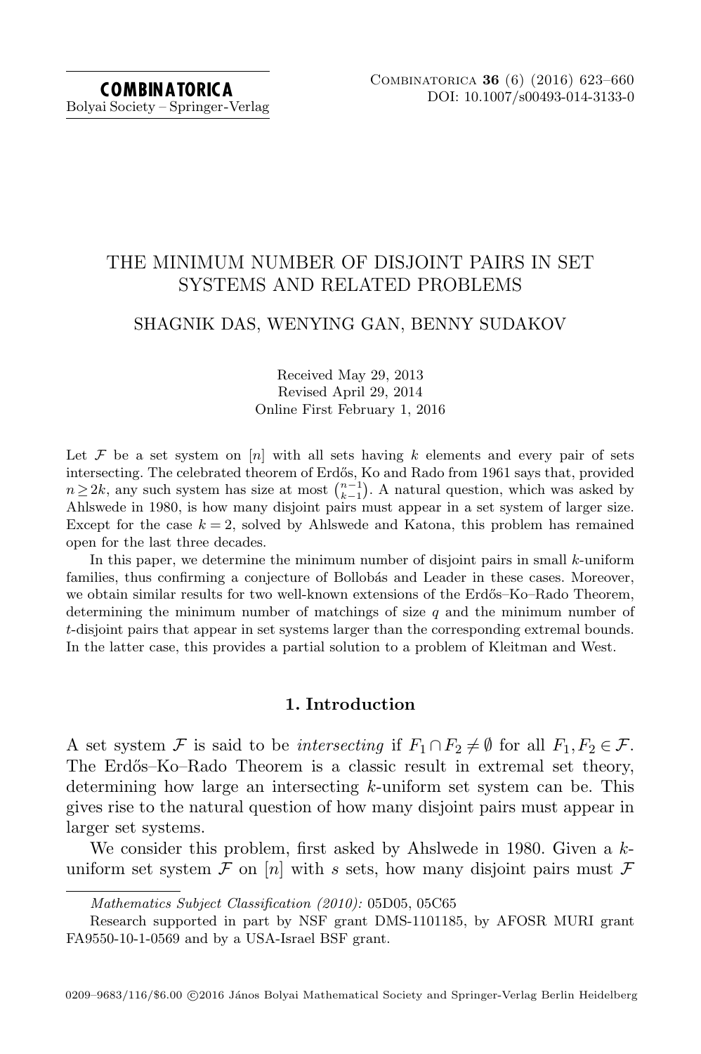# THE MINIMUM NUMBER OF DISJOINT PAIRS IN SET SYSTEMS AND RELATED PROBLEMS

SHAGNIK DAS, WENYING GAN, BENNY SUDAKOV

Received May 29, 2013
Revised April 29, 2014
Online First February 1, 2016

Let $\mathcal{F}$ be a set system on $[n]$ with all sets having $k$ elements and every pair of sets intersecting. The celebrated theorem of Erdős, Ko and Rado from 1961 says that, provided $n \geq 2k$, any such system has size at most $\binom{n-1}{k-1}$. A natural question, which was asked by Ahlswede in 1980, is how many disjoint pairs must appear in a set system of larger size. Except for the case $k=2$, solved by Ahlswede and Katona, this problem has remained open for the last three decades.

In this paper, we determine the minimum number of disjoint pairs in small $k$-uniform families, thus confirming a conjecture of Bollobás and Leader in these cases. Moreover, we obtain similar results for two well-known extensions of the Erdős–Ko–Rado Theorem, determining the minimum number of matchings of size $q$ and the minimum number of $t$-disjoint pairs that appear in set systems larger than the corresponding extremal bounds. In the latter case, this provides a partial solution to a problem of Kleitman and West.

## 1. Introduction

A set system $\mathcal{F}$ is said to be *intersecting* if $F_1 \cap F_2 \neq \emptyset$ for all $F_1, F_2 \in \mathcal{F}$. The Erdős–Ko–Rado Theorem is a classic result in extremal set theory, determining how large an intersecting $k$-uniform set system can be. This gives rise to the natural question of how many disjoint pairs must appear in larger set systems.

We consider this problem, first asked by Ahslwede in 1980. Given a $k$-uniform set system $\mathcal{F}$ on $[n]$ with $s$ sets, how many disjoint pairs must $\mathcal{F}$

*Mathematics Subject Classification (2010):* 05D05, 05C65

Research supported in part by NSF grant DMS-1101185, by AFOSR MURI grant FA9550-10-1-0569 and by a USA-Israel BSF grant.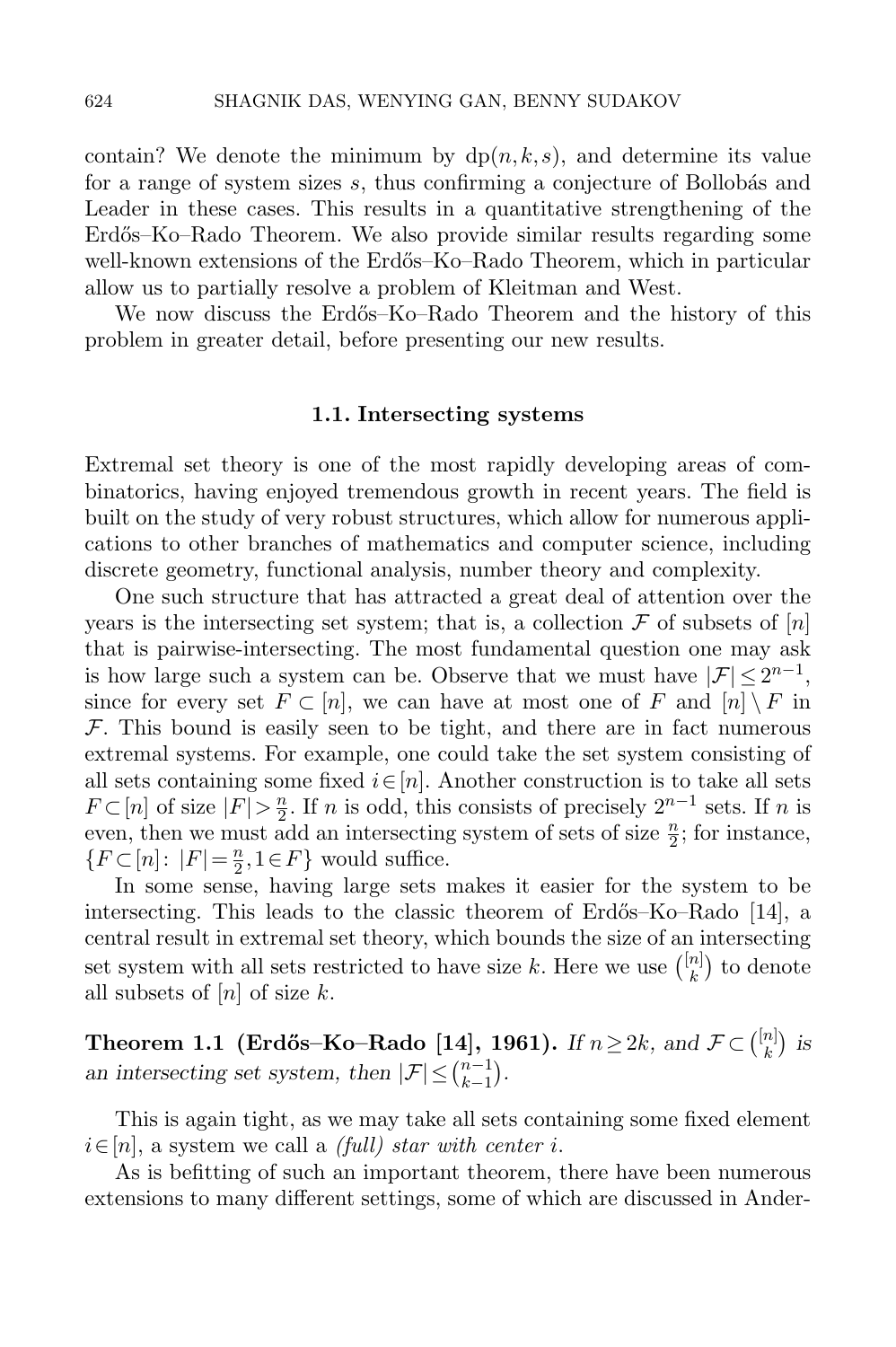contain? We denote the minimum by $\mathrm{dp}(n,k,s)$, and determine its value for a range of system sizes $s$, thus confirming a conjecture of Bollobás and Leader in these cases. This results in a quantitative strengthening of the Erdős–Ko–Rado Theorem. We also provide similar results regarding some well-known extensions of the Erdős–Ko–Rado Theorem, which in particular allow us to partially resolve a problem of Kleitman and West.

We now discuss the Erdős–Ko–Rado Theorem and the history of this problem in greater detail, before presenting our new results.

### 1.1. Intersecting systems

Extremal set theory is one of the most rapidly developing areas of combinatorics, having enjoyed tremendous growth in recent years. The field is built on the study of very robust structures, which allow for numerous applications to other branches of mathematics and computer science, including discrete geometry, functional analysis, number theory and complexity.

One such structure that has attracted a great deal of attention over the years is the intersecting set system; that is, a collection $\mathcal{F}$ of subsets of $[n]$ that is pairwise-intersecting. The most fundamental question one may ask is how large such a system can be. Observe that we must have $|\mathcal{F}| \le 2^{n-1}$, since for every set $F \subset [n]$, we can have at most one of $F$ and $[n] \setminus F$ in $\mathcal{F}$. This bound is easily seen to be tight, and there are in fact numerous extremal systems. For example, one could take the set system consisting of all sets containing some fixed $i \in [n]$. Another construction is to take all sets $F \subset [n]$ of size $|F| > \frac{n}{2}$. If $n$ is odd, this consists of precisely $2^{n-1}$ sets. If $n$ is even, then we must add an intersecting system of sets of size $\frac{n}{2}$; for instance, $\{F \subset [n] \colon |F| = \frac{n}{2}, 1 \in F\}$ would suffice.

In some sense, having large sets makes it easier for the system to be intersecting. This leads to the classic theorem of Erdős–Ko–Rado [14], a central result in extremal set theory, which bounds the size of an intersecting set system with all sets restricted to have size $k$. Here we use $\binom{[n]}{k}$ to denote all subsets of $[n]$ of size $k$.

**Theorem 1.1 (Erdős–Ko–Rado [14], 1961).** *If $n \ge 2k$, and $\mathcal{F} \subset \binom{[n]}{k}$ is an intersecting set system, then $|\mathcal{F}| \le \binom{n-1}{k-1}$.*

This is again tight, as we may take all sets containing some fixed element $i \in [n]$, a system we call a *(full) star with center i*.

As is befitting of such an important theorem, there have been numerous extensions to many different settings, some of which are discussed in Ander-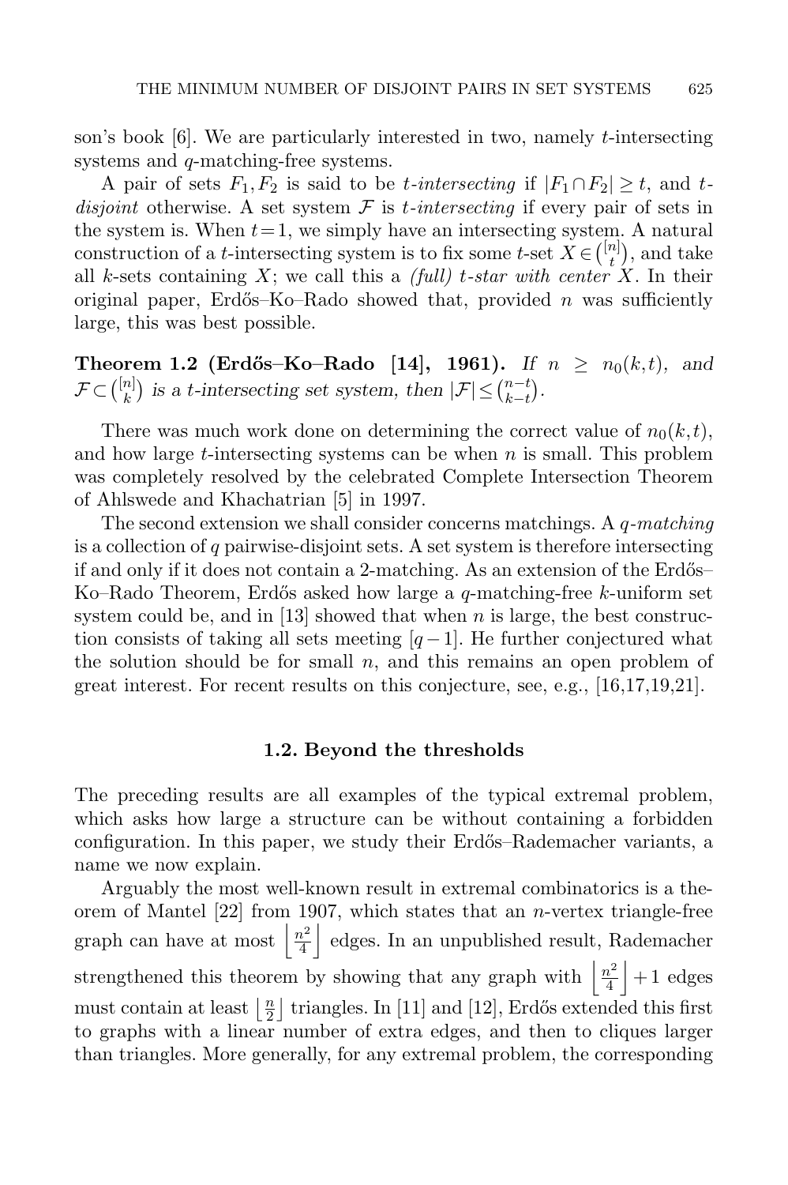son's book [6]. We are particularly interested in two, namely $t$-intersecting systems and $q$-matching-free systems.

A pair of sets $F_1, F_2$ is said to be *$t$-intersecting* if $|F_1 \cap F_2| \geq t$, and *$t$-disjoint* otherwise. A set system $\mathcal{F}$ is *$t$-intersecting* if every pair of sets in the system is. When $t=1$, we simply have an intersecting system. A natural construction of a $t$-intersecting system is to fix some $t$-set $X \in \binom{[n]}{t}$, and take all $k$-sets containing $X$; we call this a *(full) $t$-star with center $X$*. In their original paper, Erdős–Ko–Rado showed that, provided $n$ was sufficiently large, this was best possible.

**Theorem 1.2 (Erdős–Ko–Rado [14], 1961).** *If $n \geq n_0(k,t)$, and $\mathcal{F} \subset \binom{[n]}{k}$ is a $t$-intersecting set system, then $|\mathcal{F}| \leq \binom{n-t}{k-t}$.*

There was much work done on determining the correct value of $n_0(k,t)$, and how large $t$-intersecting systems can be when $n$ is small. This problem was completely resolved by the celebrated Complete Intersection Theorem of Ahlswede and Khachatrian [5] in 1997.

The second extension we shall consider concerns matchings. A *$q$-matching* is a collection of $q$ pairwise-disjoint sets. A set system is therefore intersecting if and only if it does not contain a 2-matching. As an extension of the Erdős–Ko–Rado Theorem, Erdős asked how large a $q$-matching-free $k$-uniform set system could be, and in [13] showed that when $n$ is large, the best construction consists of taking all sets meeting $[q-1]$. He further conjectured what the solution should be for small $n$, and this remains an open problem of great interest. For recent results on this conjecture, see, e.g., [16,17,19,21].

### 1.2. Beyond the thresholds

The preceding results are all examples of the typical extremal problem, which asks how large a structure can be without containing a forbidden configuration. In this paper, we study their Erdős–Rademacher variants, a name we now explain.

Arguably the most well-known result in extremal combinatorics is a theorem of Mantel [22] from 1907, which states that an $n$-vertex triangle-free graph can have at most $\left\lfloor \frac{n^2}{4} \right\rfloor$ edges. In an unpublished result, Rademacher strengthened this theorem by showing that any graph with $\left\lfloor \frac{n^2}{4} \right\rfloor + 1$ edges must contain at least $\left\lfloor \frac{n}{2} \right\rfloor$ triangles. In [11] and [12], Erdős extended this first to graphs with a linear number of extra edges, and then to cliques larger than triangles. More generally, for any extremal problem, the corresponding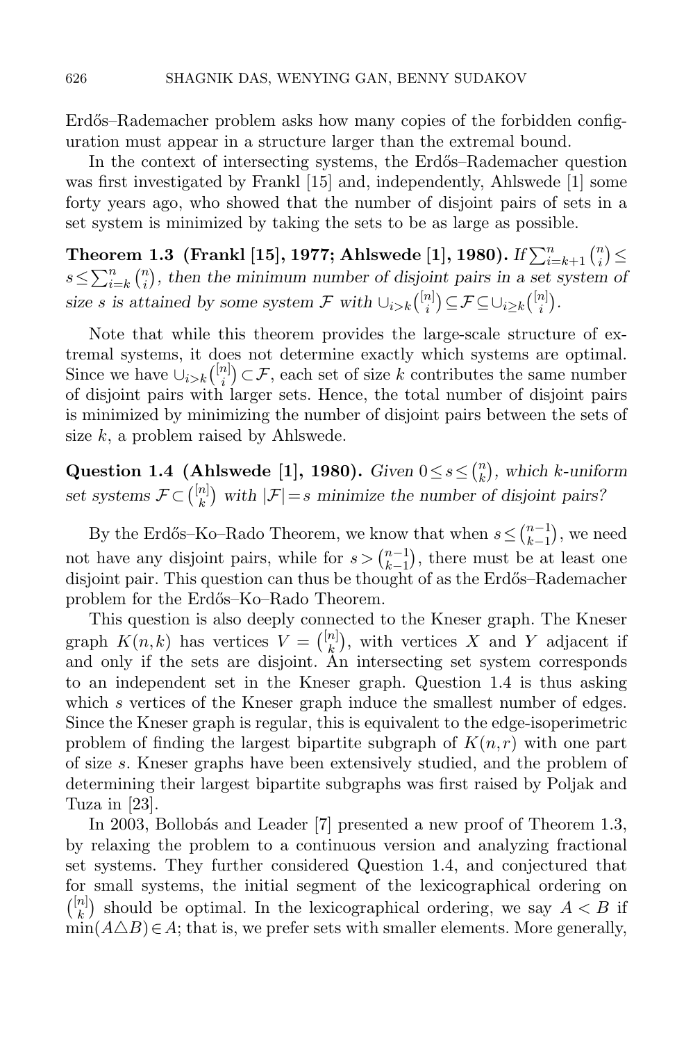Erdős–Rademacher problem asks how many copies of the forbidden configuration must appear in a structure larger than the extremal bound.

In the context of intersecting systems, the Erdős–Rademacher question was first investigated by Frankl [15] and, independently, Ahlswede [1] some forty years ago, who showed that the number of disjoint pairs of sets in a set system is minimized by taking the sets to be as large as possible.

**Theorem 1.3 (Frankl [15], 1977; Ahlswede [1], 1980).** *If $\sum_{i=k+1}^{n}\binom{n}{i} \le s \le \sum_{i=k}^{n}\binom{n}{i}$, then the minimum number of disjoint pairs in a set system of size $s$ is attained by some system $\mathcal{F}$ with $\cup_{i>k}\binom{[n]}{i} \subseteq \mathcal{F} \subseteq \cup_{i\ge k}\binom{[n]}{i}$.*

Note that while this theorem provides the large-scale structure of extremal systems, it does not determine exactly which systems are optimal. Since we have $\cup_{i>k}\binom{[n]}{i} \subset \mathcal{F}$, each set of size $k$ contributes the same number of disjoint pairs with larger sets. Hence, the total number of disjoint pairs is minimized by minimizing the number of disjoint pairs between the sets of size $k$, a problem raised by Ahlswede.

**Question 1.4 (Ahlswede [1], 1980).** *Given $0 \le s \le \binom{n}{k}$, which $k$-uniform set systems $\mathcal{F} \subset \binom{[n]}{k}$ with $|\mathcal{F}| = s$ minimize the number of disjoint pairs?*

By the Erdős–Ko–Rado Theorem, we know that when $s \le \binom{n-1}{k-1}$, we need not have any disjoint pairs, while for $s > \binom{n-1}{k-1}$, there must be at least one disjoint pair. This question can thus be thought of as the Erdős–Rademacher problem for the Erdős–Ko–Rado Theorem.

This question is also deeply connected to the Kneser graph. The Kneser graph $K(n,k)$ has vertices $V = \binom{[n]}{k}$, with vertices $X$ and $Y$ adjacent if and only if the sets are disjoint. An intersecting set system corresponds to an independent set in the Kneser graph. Question 1.4 is thus asking which $s$ vertices of the Kneser graph induce the smallest number of edges. Since the Kneser graph is regular, this is equivalent to the edge-isoperimetric problem of finding the largest bipartite subgraph of $K(n,r)$ with one part of size $s$. Kneser graphs have been extensively studied, and the problem of determining their largest bipartite subgraphs was first raised by Poljak and Tuza in [23].

In 2003, Bollobás and Leader [7] presented a new proof of Theorem 1.3, by relaxing the problem to a continuous version and analyzing fractional set systems. They further considered Question 1.4, and conjectured that for small systems, the initial segment of the lexicographical ordering on $\binom{[n]}{k}$ should be optimal. In the lexicographical ordering, we say $A < B$ if $\min(A \triangle B) \in A$; that is, we prefer sets with smaller elements. More generally,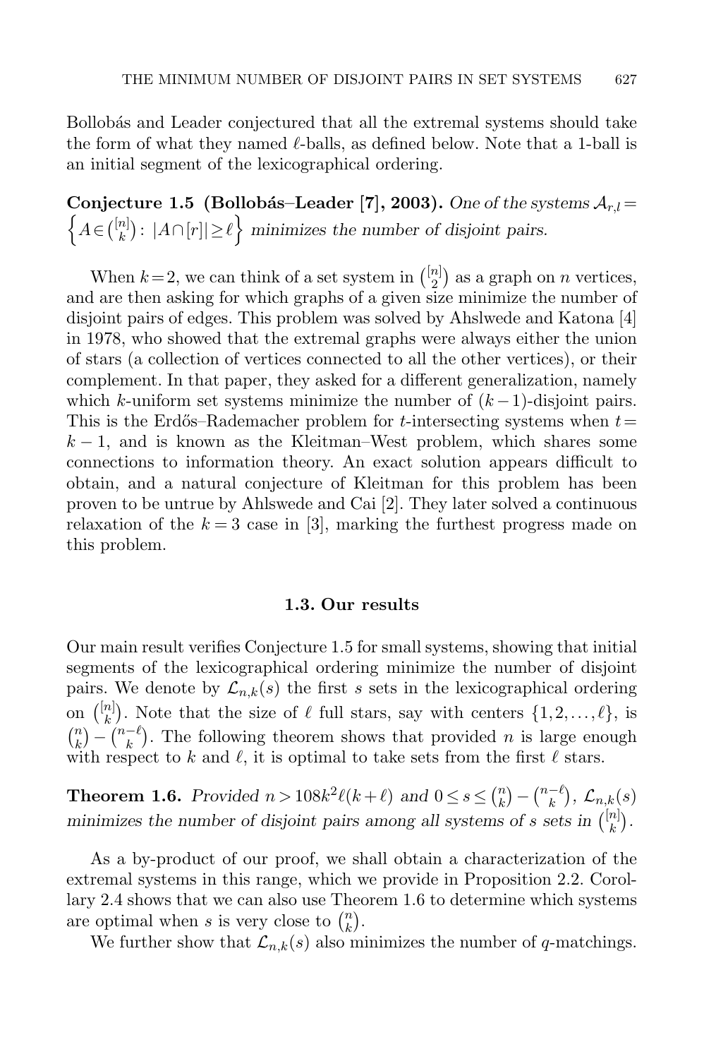Bollobás and Leader conjectured that all the extremal systems should take the form of what they named $\ell$-balls, as defined below. Note that a 1-ball is an initial segment of the lexicographical ordering.

**Conjecture 1.5 (Bollobás–Leader [7], 2003).** *One of the systems* $\mathcal{A}_{r,l} = \left\{ A \in \binom{[n]}{k} : |A \cap [r]| \geq \ell \right\}$ *minimizes the number of disjoint pairs.*

When $k=2$, we can think of a set system in $\binom{[n]}{2}$ as a graph on $n$ vertices, and are then asking for which graphs of a given size minimize the number of disjoint pairs of edges. This problem was solved by Ahslwede and Katona [4] in 1978, who showed that the extremal graphs were always either the union of stars (a collection of vertices connected to all the other vertices), or their complement. In that paper, they asked for a different generalization, namely which $k$-uniform set systems minimize the number of $(k-1)$-disjoint pairs. This is the Erdős–Rademacher problem for $t$-intersecting systems when $t = k-1$, and is known as the Kleitman–West problem, which shares some connections to information theory. An exact solution appears difficult to obtain, and a natural conjecture of Kleitman for this problem has been proven to be untrue by Ahlswede and Cai [2]. They later solved a continuous relaxation of the $k=3$ case in [3], marking the furthest progress made on this problem.

### 1.3. Our results

Our main result verifies Conjecture 1.5 for small systems, showing that initial segments of the lexicographical ordering minimize the number of disjoint pairs. We denote by $\mathcal{L}_{n,k}(s)$ the first $s$ sets in the lexicographical ordering on $\binom{[n]}{k}$. Note that the size of $\ell$ full stars, say with centers $\{1,2,\ldots,\ell\}$, is $\binom{n}{k} - \binom{n-\ell}{k}$. The following theorem shows that provided $n$ is large enough with respect to $k$ and $\ell$, it is optimal to take sets from the first $\ell$ stars.

**Theorem 1.6.** *Provided* $n > 108k^2\ell(k+\ell)$ *and* $0 \leq s \leq \binom{n}{k} - \binom{n-\ell}{k}$, $\mathcal{L}_{n,k}(s)$ *minimizes the number of disjoint pairs among all systems of* $s$ *sets in* $\binom{[n]}{k}$.

As a by-product of our proof, we shall obtain a characterization of the extremal systems in this range, which we provide in Proposition 2.2. Corollary 2.4 shows that we can also use Theorem 1.6 to determine which systems are optimal when $s$ is very close to $\binom{n}{k}$.

We further show that $\mathcal{L}_{n,k}(s)$ also minimizes the number of $q$-matchings.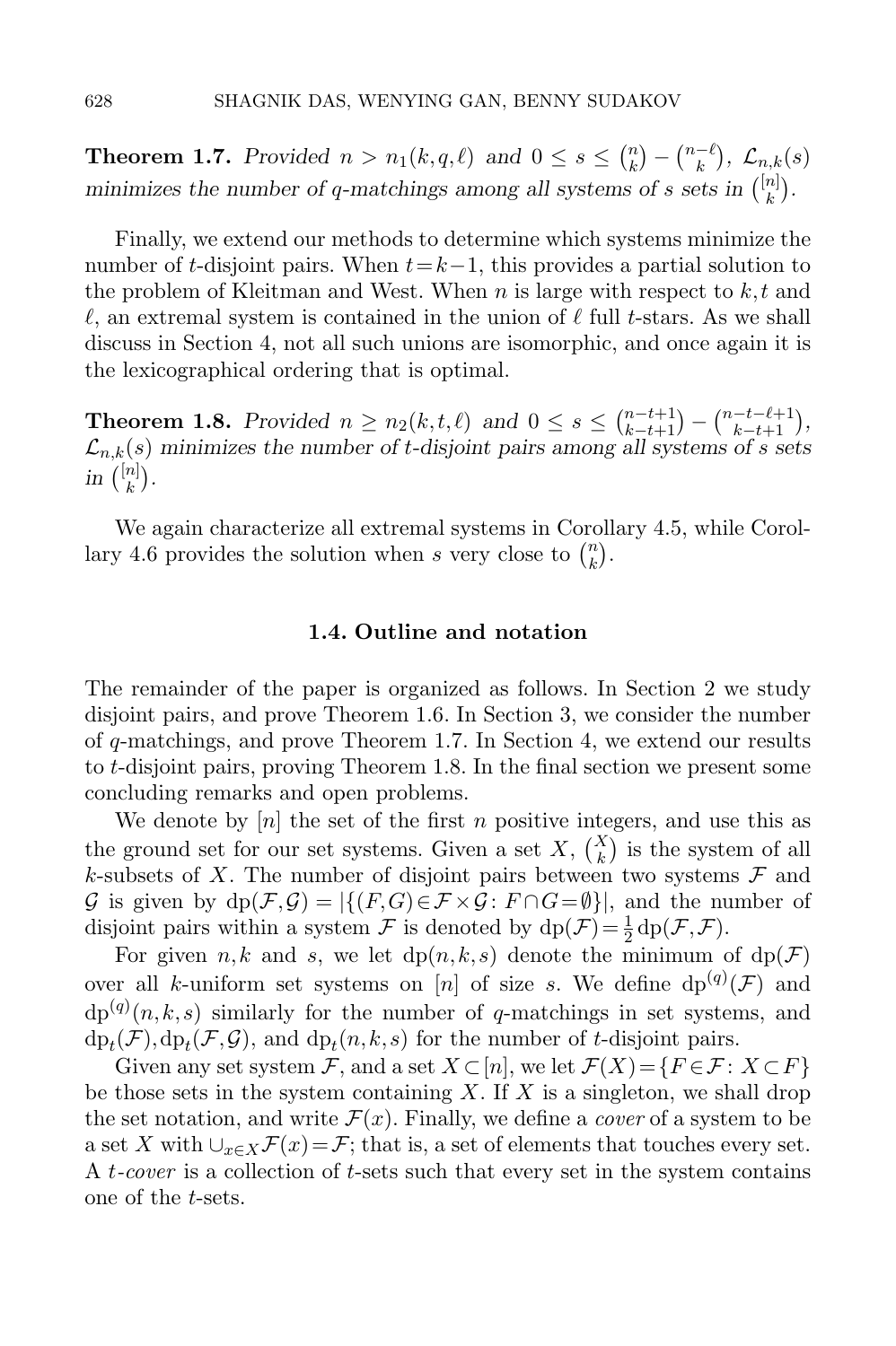**Theorem 1.7.** *Provided $n > n_1(k,q,\ell)$ and $0 \le s \le \binom{n}{k} - \binom{n-\ell}{k}$, $\mathcal{L}_{n,k}(s)$ minimizes the number of $q$-matchings among all systems of $s$ sets in $\binom{[n]}{k}$.*

Finally, we extend our methods to determine which systems minimize the number of $t$-disjoint pairs. When $t = k-1$, this provides a partial solution to the problem of Kleitman and West. When $n$ is large with respect to $k, t$ and $\ell$, an extremal system is contained in the union of $\ell$ full $t$-stars. As we shall discuss in Section 4, not all such unions are isomorphic, and once again it is the lexicographical ordering that is optimal.

**Theorem 1.8.** *Provided $n \ge n_2(k,t,\ell)$ and $0 \le s \le \binom{n-t+1}{k-t+1} - \binom{n-t-\ell+1}{k-t+1}$, $\mathcal{L}_{n,k}(s)$ minimizes the number of $t$-disjoint pairs among all systems of $s$ sets in $\binom{[n]}{k}$.*

We again characterize all extremal systems in Corollary 4.5, while Corollary 4.6 provides the solution when $s$ very close to $\binom{n}{k}$.

### 1.4. Outline and notation

The remainder of the paper is organized as follows. In Section 2 we study disjoint pairs, and prove Theorem 1.6. In Section 3, we consider the number of $q$-matchings, and prove Theorem 1.7. In Section 4, we extend our results to $t$-disjoint pairs, proving Theorem 1.8. In the final section we present some concluding remarks and open problems.

We denote by $[n]$ the set of the first $n$ positive integers, and use this as the ground set for our set systems. Given a set $X$, $\binom{X}{k}$ is the system of all $k$-subsets of $X$. The number of disjoint pairs between two systems $\mathcal{F}$ and $\mathcal{G}$ is given by $\mathrm{dp}(\mathcal{F},\mathcal{G}) = |\{(F,G) \in \mathcal{F} \times \mathcal{G} \colon F \cap G = \emptyset\}|$, and the number of disjoint pairs within a system $\mathcal{F}$ is denoted by $\mathrm{dp}(\mathcal{F}) = \frac{1}{2}\mathrm{dp}(\mathcal{F},\mathcal{F})$.

For given $n, k$ and $s$, we let $\mathrm{dp}(n,k,s)$ denote the minimum of $\mathrm{dp}(\mathcal{F})$ over all $k$-uniform set systems on $[n]$ of size $s$. We define $\mathrm{dp}^{(q)}(\mathcal{F})$ and $\mathrm{dp}^{(q)}(n,k,s)$ similarly for the number of $q$-matchings in set systems, and $\mathrm{dp}_t(\mathcal{F}), \mathrm{dp}_t(\mathcal{F},\mathcal{G})$, and $\mathrm{dp}_t(n,k,s)$ for the number of $t$-disjoint pairs.

Given any set system $\mathcal{F}$, and a set $X \subset [n]$, we let $\mathcal{F}(X) = \{F \in \mathcal{F} \colon X \subset F\}$ be those sets in the system containing $X$. If $X$ is a singleton, we shall drop the set notation, and write $\mathcal{F}(x)$. Finally, we define a *cover* of a system to be a set $X$ with $\cup_{x \in X} \mathcal{F}(x) = \mathcal{F}$; that is, a set of elements that touches every set. A *$t$-cover* is a collection of $t$-sets such that every set in the system contains one of the $t$-sets.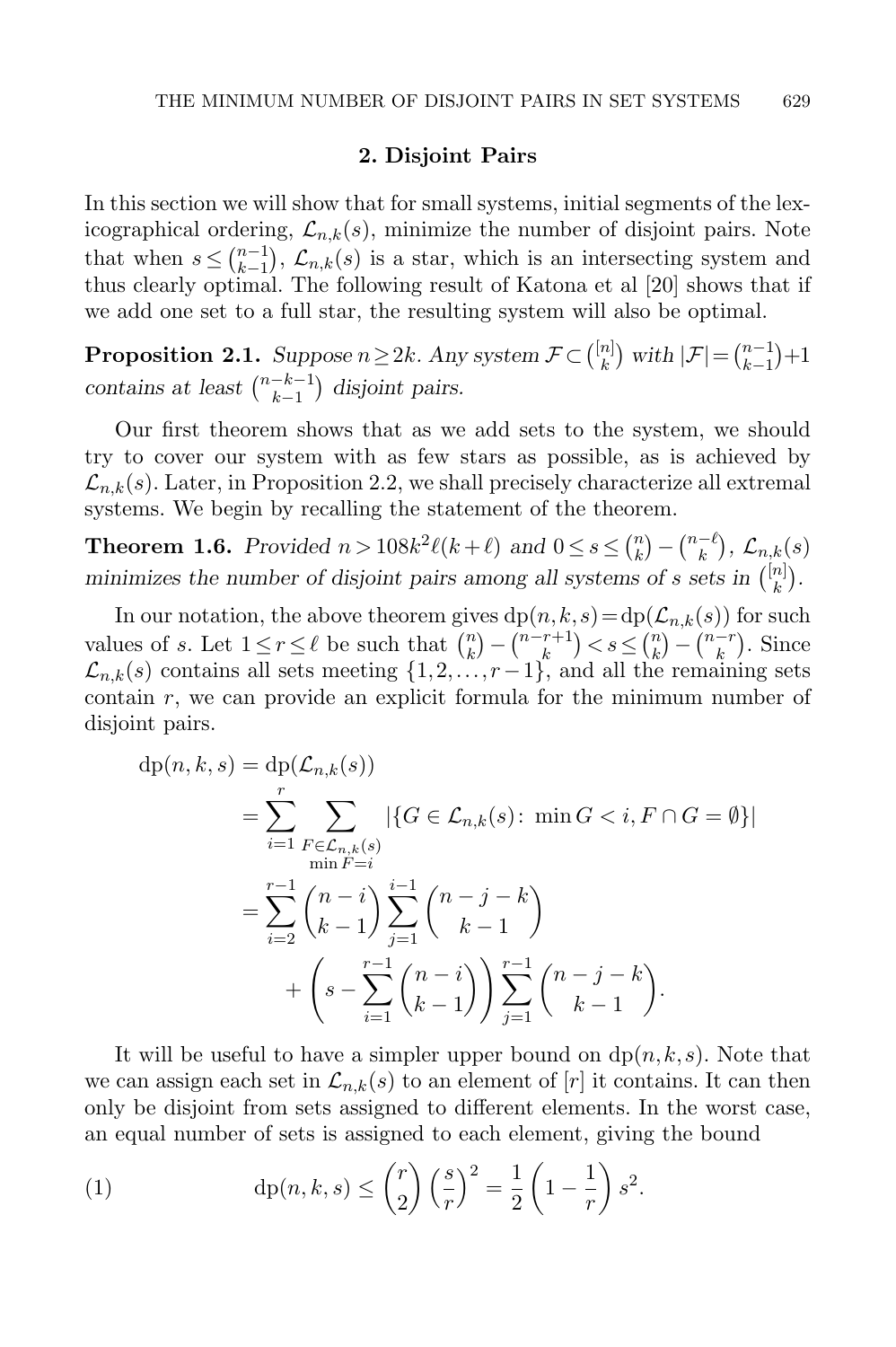## 2. Disjoint Pairs

In this section we will show that for small systems, initial segments of the lexicographical ordering, $\mathcal{L}_{n,k}(s)$, minimize the number of disjoint pairs. Note that when $s \le \binom{n-1}{k-1}$, $\mathcal{L}_{n,k}(s)$ is a star, which is an intersecting system and thus clearly optimal. The following result of Katona et al [20] shows that if we add one set to a full star, the resulting system will also be optimal.

**Proposition 2.1.** *Suppose $n \ge 2k$. Any system $\mathcal{F} \subset \binom{[n]}{k}$ with $|\mathcal{F}| = \binom{n-1}{k-1}+1$ contains at least $\binom{n-k-1}{k-1}$ disjoint pairs.*

Our first theorem shows that as we add sets to the system, we should try to cover our system with as few stars as possible, as is achieved by $\mathcal{L}_{n,k}(s)$. Later, in Proposition 2.2, we shall precisely characterize all extremal systems. We begin by recalling the statement of the theorem.

**Theorem 1.6.** *Provided $n > 108k^2\ell(k+\ell)$ and $0 \le s \le \binom{n}{k} - \binom{n-\ell}{k}$, $\mathcal{L}_{n,k}(s)$ minimizes the number of disjoint pairs among all systems of $s$ sets in $\binom{[n]}{k}$.*

In our notation, the above theorem gives $\mathrm{dp}(n,k,s) = \mathrm{dp}(\mathcal{L}_{n,k}(s))$ for such values of $s$. Let $1 \le r \le \ell$ be such that $\binom{n}{k} - \binom{n-r+1}{k} < s \le \binom{n}{k} - \binom{n-r}{k}$. Since $\mathcal{L}_{n,k}(s)$ contains all sets meeting $\{1,2,\dots,r-1\}$, and all the remaining sets contain $r$, we can provide an explicit formula for the minimum number of disjoint pairs.

$$
\begin{aligned}
\mathrm{dp}(n,k,s) &= \mathrm{dp}(\mathcal{L}_{n,k}(s)) \\
&= \sum_{i=1}^{r} \sum_{\substack{F \in \mathcal{L}_{n,k}(s) \\ \min F = i}} |\{G \in \mathcal{L}_{n,k}(s) \colon \min G < i, F \cap G = \emptyset\}| \\
&= \sum_{i=2}^{r-1} \binom{n-i}{k-1} \sum_{j=1}^{i-1} \binom{n-j-k}{k-1} \\
&\quad + \left( s - \sum_{i=1}^{r-1} \binom{n-i}{k-1} \right) \sum_{j=1}^{r-1} \binom{n-j-k}{k-1}.
\end{aligned}
$$

It will be useful to have a simpler upper bound on $\mathrm{dp}(n,k,s)$. Note that we can assign each set in $\mathcal{L}_{n,k}(s)$ to an element of $[r]$ it contains. It can then only be disjoint from sets assigned to different elements. In the worst case, an equal number of sets is assigned to each element, giving the bound

$$
\mathrm{dp}(n,k,s) \le \binom{r}{2} \left(\frac{s}{r}\right)^2 = \frac{1}{2}\left(1 - \frac{1}{r}\right) s^2. \tag{1}
$$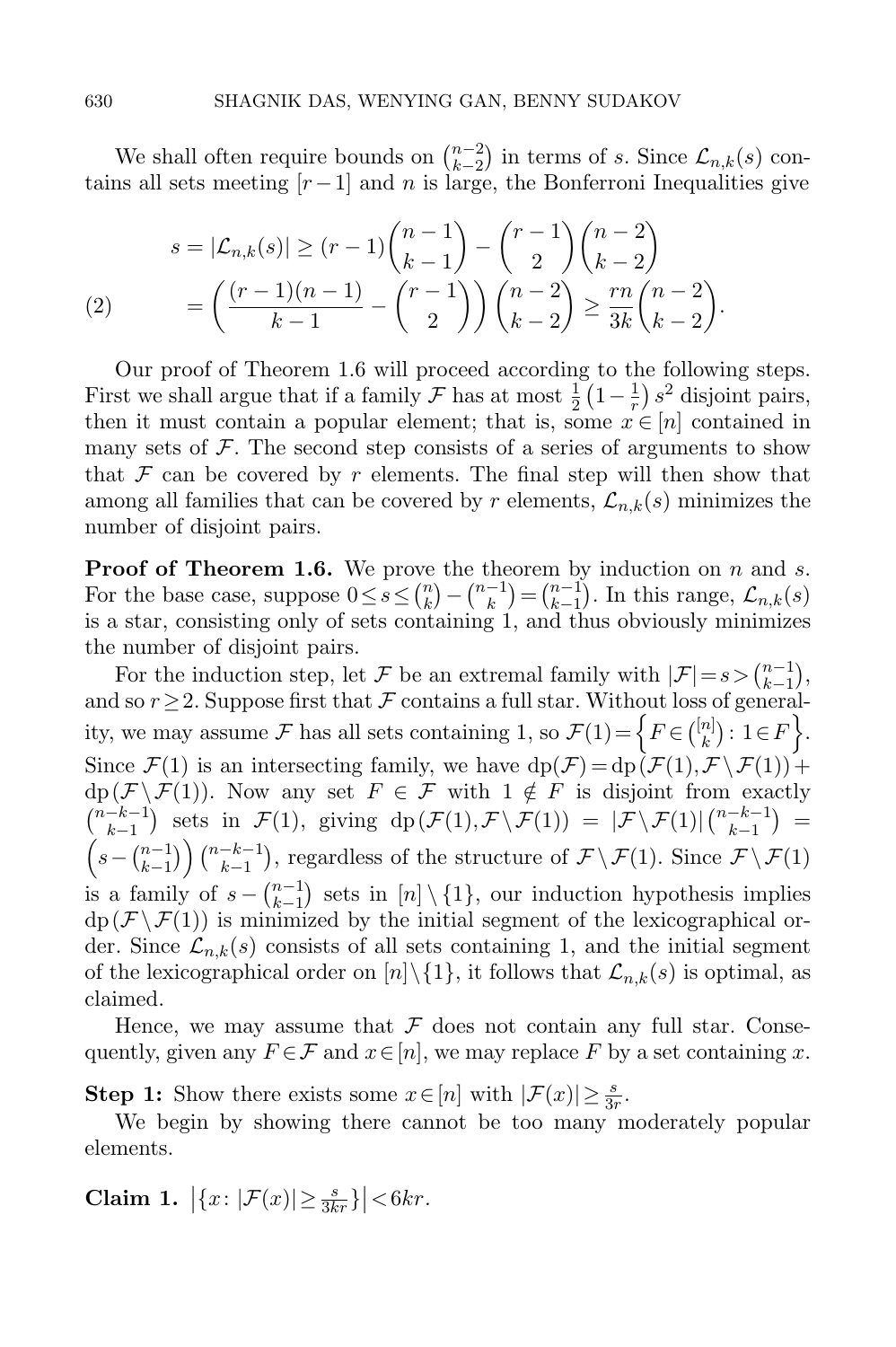We shall often require bounds on $\binom{n-2}{k-2}$ in terms of $s$. Since $\mathcal{L}_{n,k}(s)$ contains all sets meeting $[r-1]$ and $n$ is large, the Bonferroni Inequalities give

$$
\begin{aligned}
s = |\mathcal{L}_{n,k}(s)| &\geq (r-1)\binom{n-1}{k-1} - \binom{r-1}{2}\binom{n-2}{k-2} \\
&= \left( \frac{(r-1)(n-1)}{k-1} - \binom{r-1}{2} \right) \binom{n-2}{k-2} \geq \frac{rn}{3k}\binom{n-2}{k-2}. \qquad (2)
\end{aligned}
$$

Our proof of Theorem 1.6 will proceed according to the following steps. First we shall argue that if a family $\mathcal{F}$ has at most $\frac{1}{2}\left(1-\frac{1}{r}\right)s^2$ disjoint pairs, then it must contain a popular element; that is, some $x \in [n]$ contained in many sets of $\mathcal{F}$. The second step consists of a series of arguments to show that $\mathcal{F}$ can be covered by $r$ elements. The final step will then show that among all families that can be covered by $r$ elements, $\mathcal{L}_{n,k}(s)$ minimizes the number of disjoint pairs.

**Proof of Theorem 1.6.** We prove the theorem by induction on $n$ and $s$. For the base case, suppose $0 \leq s \leq \binom{n}{k} - \binom{n-1}{k} = \binom{n-1}{k-1}$. In this range, $\mathcal{L}_{n,k}(s)$ is a star, consisting only of sets containing 1, and thus obviously minimizes the number of disjoint pairs.

For the induction step, let $\mathcal{F}$ be an extremal family with $|\mathcal{F}| = s > \binom{n-1}{k-1}$, and so $r \geq 2$. Suppose first that $\mathcal{F}$ contains a full star. Without loss of generality, we may assume $\mathcal{F}$ has all sets containing 1, so $\mathcal{F}(1) = \left\{ F \in \binom{[n]}{k} : 1 \in F \right\}$. Since $\mathcal{F}(1)$ is an intersecting family, we have $\mathrm{dp}(\mathcal{F}) = \mathrm{dp}(\mathcal{F}(1), \mathcal{F} \setminus \mathcal{F}(1)) + \mathrm{dp}(\mathcal{F} \setminus \mathcal{F}(1))$. Now any set $F \in \mathcal{F}$ with $1 \notin F$ is disjoint from exactly $\binom{n-k-1}{k-1}$ sets in $\mathcal{F}(1)$, giving $\mathrm{dp}(\mathcal{F}(1), \mathcal{F} \setminus \mathcal{F}(1)) = |\mathcal{F} \setminus \mathcal{F}(1)| \binom{n-k-1}{k-1} = \left(s - \binom{n-1}{k-1}\right)\binom{n-k-1}{k-1}$, regardless of the structure of $\mathcal{F} \setminus \mathcal{F}(1)$. Since $\mathcal{F} \setminus \mathcal{F}(1)$ is a family of $s - \binom{n-1}{k-1}$ sets in $[n] \setminus \{1\}$, our induction hypothesis implies $\mathrm{dp}(\mathcal{F} \setminus \mathcal{F}(1))$ is minimized by the initial segment of the lexicographical order. Since $\mathcal{L}_{n,k}(s)$ consists of all sets containing 1, and the initial segment of the lexicographical order on $[n] \setminus \{1\}$, it follows that $\mathcal{L}_{n,k}(s)$ is optimal, as claimed.

Hence, we may assume that $\mathcal{F}$ does not contain any full star. Consequently, given any $F \in \mathcal{F}$ and $x \in [n]$, we may replace $F$ by a set containing $x$.

**Step 1:** Show there exists some $x \in [n]$ with $|\mathcal{F}(x)| \geq \frac{s}{3r}$.

We begin by showing there cannot be too many moderately popular elements.

**Claim 1.** $\left|\{x : |\mathcal{F}(x)| \geq \frac{s}{3kr}\}\right| < 6kr$.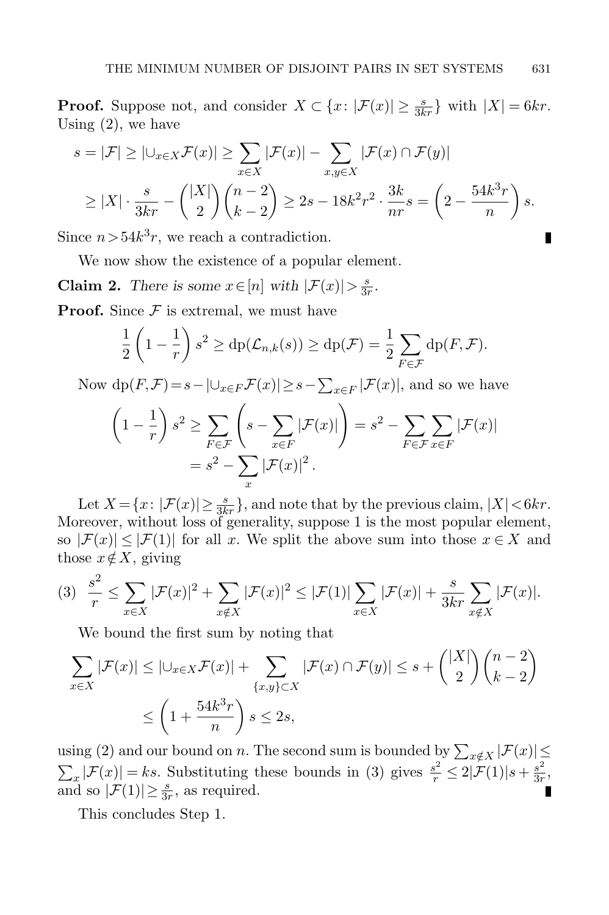**Proof.** Suppose not, and consider $X \subset \{x : |\mathcal{F}(x)| \ge \frac{s}{3kr}\}$ with $|X| = 6kr$. Using (2), we have

$$
\begin{aligned}
s = |\mathcal{F}| &\ge |\cup_{x \in X} \mathcal{F}(x)| \ge \sum_{x \in X} |\mathcal{F}(x)| - \sum_{x,y \in X} |\mathcal{F}(x) \cap \mathcal{F}(y)| \\
&\ge |X| \cdot \frac{s}{3kr} - \binom{|X|}{2}\binom{n-2}{k-2} \ge 2s - 18k^2r^2 \cdot \frac{3k}{nr} s = \left(2 - \frac{54k^3r}{n}\right) s.
\end{aligned}
$$

Since $n > 54k^3 r$, we reach a contradiction. ∎

We now show the existence of a popular element.

**Claim 2.** *There is some $x \in [n]$ with $|\mathcal{F}(x)| > \frac{s}{3r}$.*

**Proof.** Since $\mathcal{F}$ is extremal, we must have

$$
\frac{1}{2}\left(1 - \frac{1}{r}\right) s^2 \ge \mathrm{dp}(\mathcal{L}_{n,k}(s)) \ge \mathrm{dp}(\mathcal{F}) = \frac{1}{2} \sum_{F \in \mathcal{F}} \mathrm{dp}(F, \mathcal{F}).
$$

Now $\mathrm{dp}(F, \mathcal{F}) = s - |\cup_{x \in F} \mathcal{F}(x)| \ge s - \sum_{x \in F} |\mathcal{F}(x)|$, and so we have

$$
\begin{aligned}
\left(1 - \frac{1}{r}\right) s^2 &\ge \sum_{F \in \mathcal{F}} \left( s - \sum_{x \in F} |\mathcal{F}(x)| \right) = s^2 - \sum_{F \in \mathcal{F}} \sum_{x \in F} |\mathcal{F}(x)| \\
&= s^2 - \sum_{x} |\mathcal{F}(x)|^2 .
\end{aligned}
$$

Let $X = \{x : |\mathcal{F}(x)| \ge \frac{s}{3kr}\}$, and note that by the previous claim, $|X| < 6kr$. Moreover, without loss of generality, suppose 1 is the most popular element, so $|\mathcal{F}(x)| \le |\mathcal{F}(1)|$ for all $x$. We split the above sum into those $x \in X$ and those $x \notin X$, giving

$$
(3) \quad \frac{s^2}{r} \le \sum_{x \in X} |\mathcal{F}(x)|^2 + \sum_{x \notin X} |\mathcal{F}(x)|^2 \le |\mathcal{F}(1)| \sum_{x \in X} |\mathcal{F}(x)| + \frac{s}{3kr} \sum_{x \notin X} |\mathcal{F}(x)|.
$$

We bound the first sum by noting that

$$
\begin{aligned}
\sum_{x \in X} |\mathcal{F}(x)| &\le |\cup_{x \in X} \mathcal{F}(x)| + \sum_{\{x,y\} \subset X} |\mathcal{F}(x) \cap \mathcal{F}(y)| \le s + \binom{|X|}{2}\binom{n-2}{k-2} \\
&\le \left(1 + \frac{54k^3r}{n}\right) s \le 2s,
\end{aligned}
$$

using (2) and our bound on $n$. The second sum is bounded by $\sum_{x \notin X} |\mathcal{F}(x)| \le \sum_x |\mathcal{F}(x)| = ks$. Substituting these bounds in (3) gives $\frac{s^2}{r} \le 2|\mathcal{F}(1)|s + \frac{s^2}{3r}$, and so $|\mathcal{F}(1)| \ge \frac{s}{3r}$, as required. ∎

This concludes Step 1.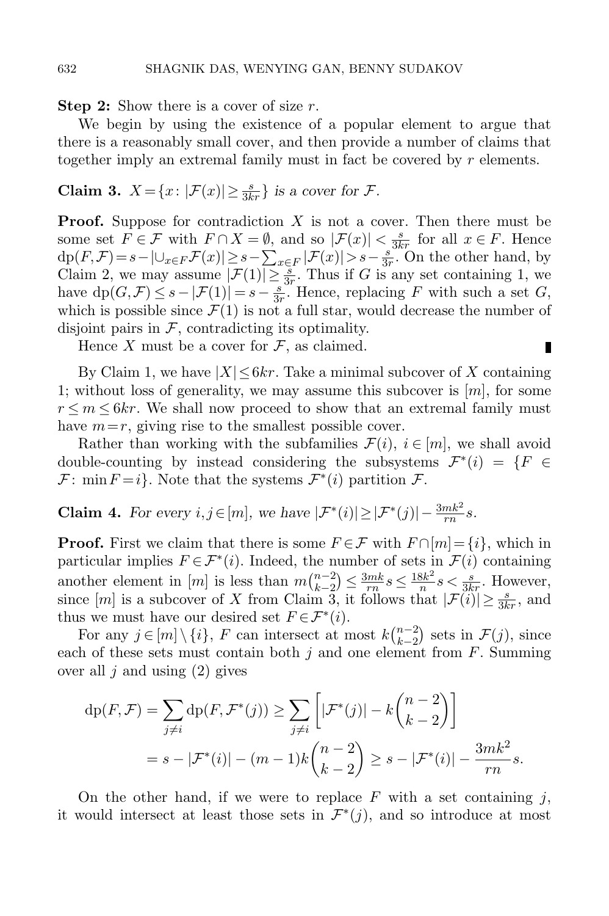**Step 2:** Show there is a cover of size $r$.

We begin by using the existence of a popular element to argue that there is a reasonably small cover, and then provide a number of claims that together imply an extremal family must in fact be covered by $r$ elements.

**Claim 3.** *$X = \{x \colon |\mathcal{F}(x)| \geq \frac{s}{3kr}\}$ is a cover for $\mathcal{F}$.*

**Proof.** Suppose for contradiction $X$ is not a cover. Then there must be some set $F \in \mathcal{F}$ with $F \cap X = \emptyset$, and so $|\mathcal{F}(x)| < \frac{s}{3kr}$ for all $x \in F$. Hence $\mathrm{dp}(F, \mathcal{F}) = s - |\cup_{x \in F} \mathcal{F}(x)| \geq s - \sum_{x \in F} |\mathcal{F}(x)| > s - \frac{s}{3r}$. On the other hand, by Claim 2, we may assume $|\mathcal{F}(1)| \geq \frac{s}{3r}$. Thus if $G$ is any set containing 1, we have $\mathrm{dp}(G, \mathcal{F}) \leq s - |\mathcal{F}(1)| = s - \frac{s}{3r}$. Hence, replacing $F$ with such a set $G$, which is possible since $\mathcal{F}(1)$ is not a full star, would decrease the number of disjoint pairs in $\mathcal{F}$, contradicting its optimality.

Hence $X$ must be a cover for $\mathcal{F}$, as claimed. ∎

By Claim 1, we have $|X| \leq 6kr$. Take a minimal subcover of $X$ containing 1; without loss of generality, we may assume this subcover is $[m]$, for some $r \leq m \leq 6kr$. We shall now proceed to show that an extremal family must have $m = r$, giving rise to the smallest possible cover.

Rather than working with the subfamilies $\mathcal{F}(i)$, $i \in [m]$, we shall avoid double-counting by instead considering the subsystems $\mathcal{F}^*(i) = \{F \in \mathcal{F} \colon \min F = i\}$. Note that the systems $\mathcal{F}^*(i)$ partition $\mathcal{F}$.

**Claim 4.** *For every $i, j \in [m]$, we have $|\mathcal{F}^*(i)| \geq |\mathcal{F}^*(j)| - \frac{3mk^2}{rn} s$.*

**Proof.** First we claim that there is some $F \in \mathcal{F}$ with $F \cap [m] = \{i\}$, which in particular implies $F \in \mathcal{F}^*(i)$. Indeed, the number of sets in $\mathcal{F}(i)$ containing another element in $[m]$ is less than $m\binom{n-2}{k-2} \leq \frac{3mk}{rn} s \leq \frac{18k^2}{n} s < \frac{s}{3kr}$. However, since $[m]$ is a subcover of $X$ from Claim 3, it follows that $|\mathcal{F}(i)| \geq \frac{s}{3kr}$, and thus we must have our desired set $F \in \mathcal{F}^*(i)$.

For any $j \in [m] \setminus \{i\}$, $F$ can intersect at most $k\binom{n-2}{k-2}$ sets in $\mathcal{F}(j)$, since each of these sets must contain both $j$ and one element from $F$. Summing over all $j$ and using (2) gives

$$
\begin{aligned}
\mathrm{dp}(F, \mathcal{F}) &= \sum_{j \neq i} \mathrm{dp}(F, \mathcal{F}^*(j)) \geq \sum_{j \neq i} \left[ |\mathcal{F}^*(j)| - k\binom{n-2}{k-2} \right] \\
&= s - |\mathcal{F}^*(i)| - (m-1)k\binom{n-2}{k-2} \geq s - |\mathcal{F}^*(i)| - \frac{3mk^2}{rn} s.
\end{aligned}
$$

On the other hand, if we were to replace $F$ with a set containing $j$, it would intersect at least those sets in $\mathcal{F}^*(j)$, and so introduce at most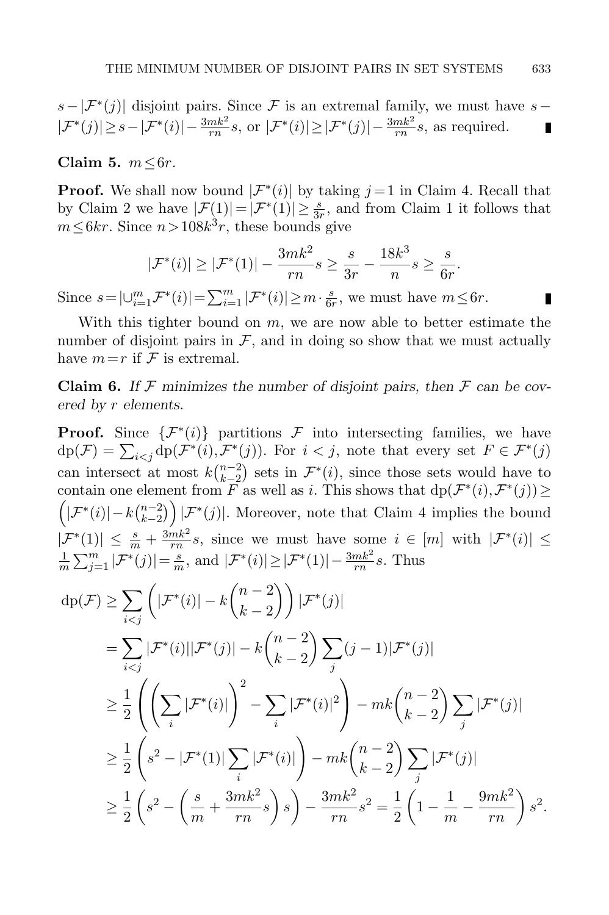$s - |\mathcal{F}^*(j)|$ disjoint pairs. Since $\mathcal{F}$ is an extremal family, we must have $s - |\mathcal{F}^*(j)| \geq s - |\mathcal{F}^*(i)| - \frac{3mk^2}{rn}s$, or $|\mathcal{F}^*(i)| \geq |\mathcal{F}^*(j)| - \frac{3mk^2}{rn}s$, as required. ∎

**Claim 5.** $m \leq 6r$.

**Proof.** We shall now bound $|\mathcal{F}^*(i)|$ by taking $j = 1$ in Claim 4. Recall that by Claim 2 we have $|\mathcal{F}(1)| = |\mathcal{F}^*(1)| \geq \frac{s}{3r}$, and from Claim 1 it follows that $m \leq 6kr$. Since $n > 108k^3r$, these bounds give

$$|\mathcal{F}^*(i)| \geq |\mathcal{F}^*(1)| - \frac{3mk^2}{rn}s \geq \frac{s}{3r} - \frac{18k^3}{n}s \geq \frac{s}{6r}.$$

Since $s = |\cup_{i=1}^m \mathcal{F}^*(i)| = \sum_{i=1}^m |\mathcal{F}^*(i)| \geq m \cdot \frac{s}{6r}$, we must have $m \leq 6r$. ∎

With this tighter bound on $m$, we are now able to better estimate the number of disjoint pairs in $\mathcal{F}$, and in doing so show that we must actually have $m = r$ if $\mathcal{F}$ is extremal.

**Claim 6.** *If $\mathcal{F}$ minimizes the number of disjoint pairs, then $\mathcal{F}$ can be covered by $r$ elements.*

**Proof.** Since $\{\mathcal{F}^*(i)\}$ partitions $\mathcal{F}$ into intersecting families, we have $\mathrm{dp}(\mathcal{F}) = \sum_{i<j} \mathrm{dp}(\mathcal{F}^*(i), \mathcal{F}^*(j))$. For $i < j$, note that every set $F \in \mathcal{F}^*(j)$ can intersect at most $k\binom{n-2}{k-2}$ sets in $\mathcal{F}^*(i)$, since those sets would have to contain one element from $F$ as well as $i$. This shows that $\mathrm{dp}(\mathcal{F}^*(i), \mathcal{F}^*(j)) \geq \left(|\mathcal{F}^*(i)| - k\binom{n-2}{k-2}\right)|\mathcal{F}^*(j)|$. Moreover, note that Claim 4 implies the bound $|\mathcal{F}^*(1)| \leq \frac{s}{m} + \frac{3mk^2}{rn}s$, since we must have some $i \in [m]$ with $|\mathcal{F}^*(i)| \leq \frac{1}{m}\sum_{j=1}^m |\mathcal{F}^*(j)| = \frac{s}{m}$, and $|\mathcal{F}^*(i)| \geq |\mathcal{F}^*(1)| - \frac{3mk^2}{rn}s$. Thus

$$\begin{aligned}
\mathrm{dp}(\mathcal{F}) &\geq \sum_{i<j} \left(|\mathcal{F}^*(i)| - k\binom{n-2}{k-2}\right)|\mathcal{F}^*(j)| \\
&= \sum_{i<j} |\mathcal{F}^*(i)||\mathcal{F}^*(j)| - k\binom{n-2}{k-2}\sum_j (j-1)|\mathcal{F}^*(j)| \\
&\geq \frac{1}{2}\left(\left(\sum_i |\mathcal{F}^*(i)|\right)^2 - \sum_i |\mathcal{F}^*(i)|^2\right) - mk\binom{n-2}{k-2}\sum_j |\mathcal{F}^*(j)| \\
&\geq \frac{1}{2}\left(s^2 - |\mathcal{F}^*(1)|\sum_i |\mathcal{F}^*(i)|\right) - mk\binom{n-2}{k-2}\sum_j |\mathcal{F}^*(j)| \\
&\geq \frac{1}{2}\left(s^2 - \left(\frac{s}{m} + \frac{3mk^2}{rn}s\right)s\right) - \frac{3mk^2}{rn}s^2 = \frac{1}{2}\left(1 - \frac{1}{m} - \frac{9mk^2}{rn}\right)s^2.
\end{aligned}$$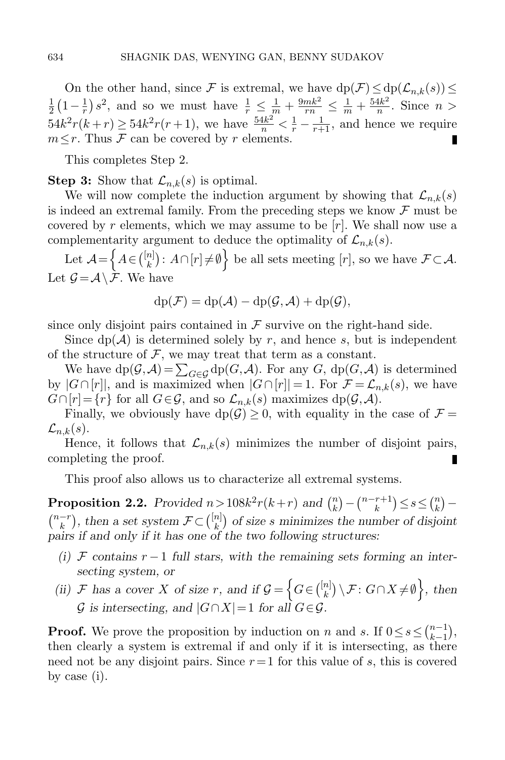On the other hand, since $\mathcal{F}$ is extremal, we have $\mathrm{dp}(\mathcal{F}) \le \mathrm{dp}(\mathcal{L}_{n,k}(s)) \le \frac{1}{2}\left(1-\frac{1}{r}\right)s^2$, and so we must have $\frac{1}{r} \le \frac{1}{m} + \frac{9mk^2}{rn} \le \frac{1}{m} + \frac{54k^2}{n}$. Since $n > 54k^2 r(k+r) \ge 54k^2 r(r+1)$, we have $\frac{54k^2}{n} < \frac{1}{r} - \frac{1}{r+1}$, and hence we require $m \le r$. Thus $\mathcal{F}$ can be covered by $r$ elements. ∎

This completes Step 2.

**Step 3:** Show that $\mathcal{L}_{n,k}(s)$ is optimal.

We will now complete the induction argument by showing that $\mathcal{L}_{n,k}(s)$ is indeed an extremal family. From the preceding steps we know $\mathcal{F}$ must be covered by $r$ elements, which we may assume to be $[r]$. We shall now use a complementarity argument to deduce the optimality of $\mathcal{L}_{n,k}(s)$.

Let $\mathcal{A} = \left\{ A \in \binom{[n]}{k} : A \cap [r] \neq \emptyset \right\}$ be all sets meeting $[r]$, so we have $\mathcal{F} \subset \mathcal{A}$. Let $\mathcal{G} = \mathcal{A} \setminus \mathcal{F}$. We have

$$\mathrm{dp}(\mathcal{F}) = \mathrm{dp}(\mathcal{A}) - \mathrm{dp}(\mathcal{G}, \mathcal{A}) + \mathrm{dp}(\mathcal{G}),$$

since only disjoint pairs contained in $\mathcal{F}$ survive on the right-hand side.

Since $\mathrm{dp}(\mathcal{A})$ is determined solely by $r$, and hence $s$, but is independent of the structure of $\mathcal{F}$, we may treat that term as a constant.

We have $\mathrm{dp}(\mathcal{G}, \mathcal{A}) = \sum_{G \in \mathcal{G}} \mathrm{dp}(G, \mathcal{A})$. For any $G$, $\mathrm{dp}(G, \mathcal{A})$ is determined by $|G \cap [r]|$, and is maximized when $|G \cap [r]| = 1$. For $\mathcal{F} = \mathcal{L}_{n,k}(s)$, we have $G \cap [r] = \{r\}$ for all $G \in \mathcal{G}$, and so $\mathcal{L}_{n,k}(s)$ maximizes $\mathrm{dp}(\mathcal{G}, \mathcal{A})$.

Finally, we obviously have $\mathrm{dp}(\mathcal{G}) \ge 0$, with equality in the case of $\mathcal{F} = \mathcal{L}_{n,k}(s)$.

Hence, it follows that $\mathcal{L}_{n,k}(s)$ minimizes the number of disjoint pairs, completing the proof. ∎

This proof also allows us to characterize all extremal systems.

**Proposition 2.2.** *Provided $n > 108k^2 r(k+r)$ and $\binom{n}{k} - \binom{n-r+1}{k} \le s \le \binom{n}{k} - \binom{n-r}{k}$, then a set system $\mathcal{F} \subset \binom{[n]}{k}$ of size $s$ minimizes the number of disjoint pairs if and only if it has one of the two following structures:*

*(i) $\mathcal{F}$ contains $r-1$ full stars, with the remaining sets forming an intersecting system, or*

*(ii) $\mathcal{F}$ has a cover $X$ of size $r$, and if $\mathcal{G} = \left\{ G \in \binom{[n]}{k} \setminus \mathcal{F} : G \cap X \neq \emptyset \right\}$, then $\mathcal{G}$ is intersecting, and $|G \cap X| = 1$ for all $G \in \mathcal{G}$.*

**Proof.** We prove the proposition by induction on $n$ and $s$. If $0 \le s \le \binom{n-1}{k-1}$, then clearly a system is extremal if and only if it is intersecting, as there need not be any disjoint pairs. Since $r = 1$ for this value of $s$, this is covered by case (i).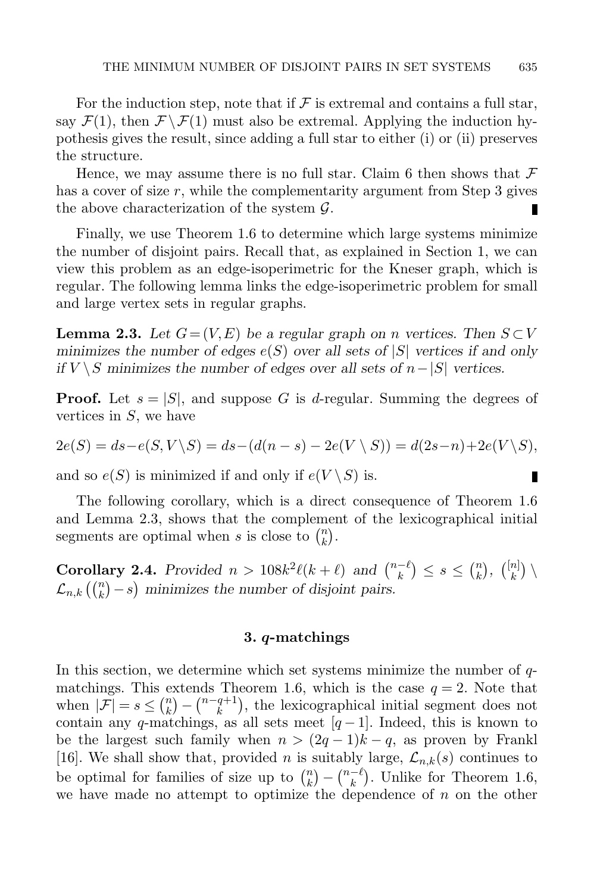For the induction step, note that if $\mathcal{F}$ is extremal and contains a full star, say $\mathcal{F}(1)$, then $\mathcal{F} \setminus \mathcal{F}(1)$ must also be extremal. Applying the induction hypothesis gives the result, since adding a full star to either (i) or (ii) preserves the structure.

Hence, we may assume there is no full star. Claim 6 then shows that $\mathcal{F}$ has a cover of size $r$, while the complementarity argument from Step 3 gives the above characterization of the system $\mathcal{G}$. ∎

Finally, we use Theorem 1.6 to determine which large systems minimize the number of disjoint pairs. Recall that, as explained in Section 1, we can view this problem as an edge-isoperimetric for the Kneser graph, which is regular. The following lemma links the edge-isoperimetric problem for small and large vertex sets in regular graphs.

**Lemma 2.3.** *Let $G=(V,E)$ be a regular graph on $n$ vertices. Then $S \subset V$ minimizes the number of edges $e(S)$ over all sets of $|S|$ vertices if and only if $V \setminus S$ minimizes the number of edges over all sets of $n-|S|$ vertices.*

**Proof.** Let $s=|S|$, and suppose $G$ is $d$-regular. Summing the degrees of vertices in $S$, we have

$$2e(S) = ds - e(S, V\setminus S) = ds - (d(n-s) - 2e(V \setminus S)) = d(2s-n) + 2e(V\setminus S),$$

and so $e(S)$ is minimized if and only if $e(V \setminus S)$ is. ∎

The following corollary, which is a direct consequence of Theorem 1.6 and Lemma 2.3, shows that the complement of the lexicographical initial segments are optimal when $s$ is close to $\binom{n}{k}$.

**Corollary 2.4.** *Provided $n > 108k^2\ell(k+\ell)$ and $\binom{n-\ell}{k} \le s \le \binom{n}{k}$, $\binom{[n]}{k} \setminus \mathcal{L}_{n,k}\left(\binom{n}{k} - s\right)$ minimizes the number of disjoint pairs.*

## 3. $q$-matchings

In this section, we determine which set systems minimize the number of $q$-matchings. This extends Theorem 1.6, which is the case $q=2$. Note that when $|\mathcal{F}| = s \le \binom{n}{k} - \binom{n-q+1}{k}$, the lexicographical initial segment does not contain any $q$-matchings, as all sets meet $[q-1]$. Indeed, this is known to be the largest such family when $n > (2q-1)k - q$, as proven by Frankl [16]. We shall show that, provided $n$ is suitably large, $\mathcal{L}_{n,k}(s)$ continues to be optimal for families of size up to $\binom{n}{k} - \binom{n-\ell}{k}$. Unlike for Theorem 1.6, we have made no attempt to optimize the dependence of $n$ on the other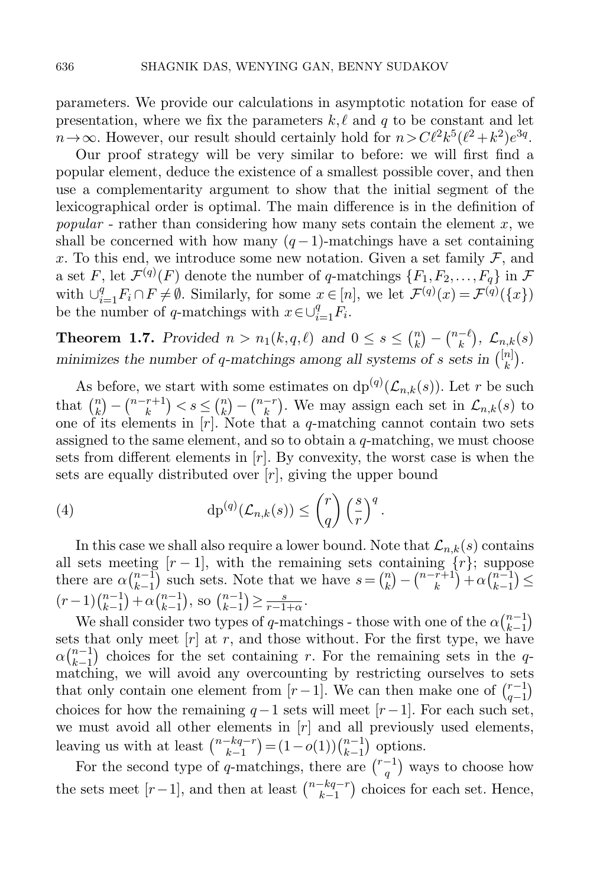parameters. We provide our calculations in asymptotic notation for ease of presentation, where we fix the parameters $k, \ell$ and $q$ to be constant and let $n \to \infty$. However, our result should certainly hold for $n > C\ell^2 k^5(\ell^2+k^2)e^{3q}$.

Our proof strategy will be very similar to before: we will first find a popular element, deduce the existence of a smallest possible cover, and then use a complementarity argument to show that the initial segment of the lexicographical order is optimal. The main difference is in the definition of *popular* - rather than considering how many sets contain the element $x$, we shall be concerned with how many $(q-1)$-matchings have a set containing $x$. To this end, we introduce some new notation. Given a set family $\mathcal{F}$, and a set $F$, let $\mathcal{F}^{(q)}(F)$ denote the number of $q$-matchings $\{F_1, F_2, \ldots, F_q\}$ in $\mathcal{F}$ with $\cup_{i=1}^q F_i \cap F \neq \emptyset$. Similarly, for some $x \in [n]$, we let $\mathcal{F}^{(q)}(x) = \mathcal{F}^{(q)}(\{x\})$ be the number of $q$-matchings with $x \in \cup_{i=1}^q F_i$.

**Theorem 1.7.** *Provided $n > n_1(k,q,\ell)$ and $0 \le s \le \binom{n}{k} - \binom{n-\ell}{k}$, $\mathcal{L}_{n,k}(s)$ minimizes the number of $q$-matchings among all systems of $s$ sets in $\binom{[n]}{k}$.*

As before, we start with some estimates on $\mathrm{dp}^{(q)}(\mathcal{L}_{n,k}(s))$. Let $r$ be such that $\binom{n}{k} - \binom{n-r+1}{k} < s \le \binom{n}{k} - \binom{n-r}{k}$. We may assign each set in $\mathcal{L}_{n,k}(s)$ to one of its elements in $[r]$. Note that a $q$-matching cannot contain two sets assigned to the same element, and so to obtain a $q$-matching, we must choose sets from different elements in $[r]$. By convexity, the worst case is when the sets are equally distributed over $[r]$, giving the upper bound

$$\mathrm{dp}^{(q)}(\mathcal{L}_{n,k}(s)) \le \binom{r}{q}\left(\frac{s}{r}\right)^q. \tag{4}$$

In this case we shall also require a lower bound. Note that $\mathcal{L}_{n,k}(s)$ contains all sets meeting $[r-1]$, with the remaining sets containing $\{r\}$; suppose there are $\alpha\binom{n-1}{k-1}$ such sets. Note that we have $s = \binom{n}{k} - \binom{n-r+1}{k} + \alpha\binom{n-1}{k-1} \le (r-1)\binom{n-1}{k-1} + \alpha\binom{n-1}{k-1}$, so $\binom{n-1}{k-1} \ge \frac{s}{r-1+\alpha}$.

We shall consider two types of $q$-matchings - those with one of the $\alpha\binom{n-1}{k-1}$ sets that only meet $[r]$ at $r$, and those without. For the first type, we have $\alpha\binom{n-1}{k-1}$ choices for the set containing $r$. For the remaining sets in the $q$-matching, we will avoid any overcounting by restricting ourselves to sets that only contain one element from $[r-1]$. We can then make one of $\binom{r-1}{q-1}$ choices for how the remaining $q-1$ sets will meet $[r-1]$. For each such set, we must avoid all other elements in $[r]$ and all previously used elements, leaving us with at least $\binom{n-kq-r}{k-1} = (1-o(1))\binom{n-1}{k-1}$ options.

For the second type of $q$-matchings, there are $\binom{r-1}{q}$ ways to choose how the sets meet $[r-1]$, and then at least $\binom{n-kq-r}{k-1}$ choices for each set. Hence,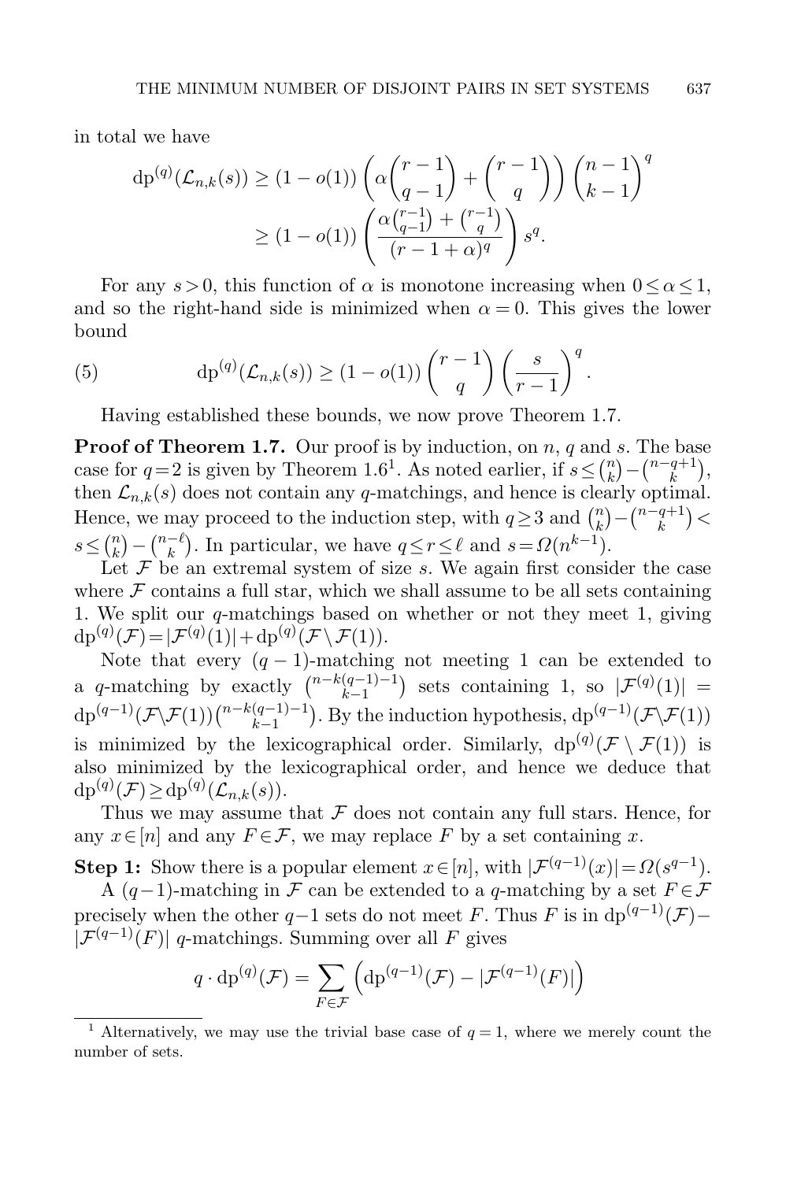in total we have

$$\mathrm{dp}^{(q)}(\mathcal{L}_{n,k}(s)) \geq (1-o(1)) \left( \alpha \binom{r-1}{q-1} + \binom{r-1}{q} \right) \binom{n-1}{k-1}^q$$
$$\geq (1-o(1)) \left( \frac{\alpha \binom{r-1}{q-1} + \binom{r-1}{q}}{(r-1+\alpha)^q} \right) s^q.$$

For any $s > 0$, this function of $\alpha$ is monotone increasing when $0 \leq \alpha \leq 1$, and so the right-hand side is minimized when $\alpha = 0$. This gives the lower bound

$$\mathrm{dp}^{(q)}(\mathcal{L}_{n,k}(s)) \geq (1-o(1)) \binom{r-1}{q} \left( \frac{s}{r-1} \right)^q. \tag{5}$$

Having established these bounds, we now prove Theorem 1.7.

**Proof of Theorem 1.7.** Our proof is by induction, on $n$, $q$ and $s$. The base case for $q=2$ is given by Theorem 1.6[1]. As noted earlier, if $s \leq \binom{n}{k} - \binom{n-q+1}{k}$, then $\mathcal{L}_{n,k}(s)$ does not contain any $q$-matchings, and hence is clearly optimal. Hence, we may proceed to the induction step, with $q \geq 3$ and $\binom{n}{k} - \binom{n-q+1}{k} < s \leq \binom{n}{k} - \binom{n-\ell}{k}$. In particular, we have $q \leq r \leq \ell$ and $s = \Omega(n^{k-1})$.

Let $\mathcal{F}$ be an extremal system of size $s$. We again first consider the case where $\mathcal{F}$ contains a full star, which we shall assume to be all sets containing 1. We split our $q$-matchings based on whether or not they meet 1, giving $\mathrm{dp}^{(q)}(\mathcal{F}) = |\mathcal{F}^{(q)}(1)| + \mathrm{dp}^{(q)}(\mathcal{F} \setminus \mathcal{F}(1))$.

Note that every $(q-1)$-matching not meeting 1 can be extended to a $q$-matching by exactly $\binom{n-k(q-1)-1}{k-1}$ sets containing 1, so $|\mathcal{F}^{(q)}(1)| = \mathrm{dp}^{(q-1)}(\mathcal{F} \setminus \mathcal{F}(1)) \binom{n-k(q-1)-1}{k-1}$. By the induction hypothesis, $\mathrm{dp}^{(q-1)}(\mathcal{F} \setminus \mathcal{F}(1))$ is minimized by the lexicographical order. Similarly, $\mathrm{dp}^{(q)}(\mathcal{F} \setminus \mathcal{F}(1))$ is also minimized by the lexicographical order, and hence we deduce that $\mathrm{dp}^{(q)}(\mathcal{F}) \geq \mathrm{dp}^{(q)}(\mathcal{L}_{n,k}(s))$.

Thus we may assume that $\mathcal{F}$ does not contain any full stars. Hence, for any $x \in [n]$ and any $F \in \mathcal{F}$, we may replace $F$ by a set containing $x$.

**Step 1:** Show there is a popular element $x \in [n]$, with $|\mathcal{F}^{(q-1)}(x)| = \Omega(s^{q-1})$.

A $(q-1)$-matching in $\mathcal{F}$ can be extended to a $q$-matching by a set $F \in \mathcal{F}$ precisely when the other $q-1$ sets do not meet $F$. Thus $F$ is in $\mathrm{dp}^{(q-1)}(\mathcal{F}) - |\mathcal{F}^{(q-1)}(F)|$ $q$-matchings. Summing over all $F$ gives

$$q \cdot \mathrm{dp}^{(q)}(\mathcal{F}) = \sum_{F \in \mathcal{F}} \left( \mathrm{dp}^{(q-1)}(\mathcal{F}) - |\mathcal{F}^{(q-1)}(F)| \right)$$

---

[1] Alternatively, we may use the trivial base case of $q = 1$, where we merely count the number of sets.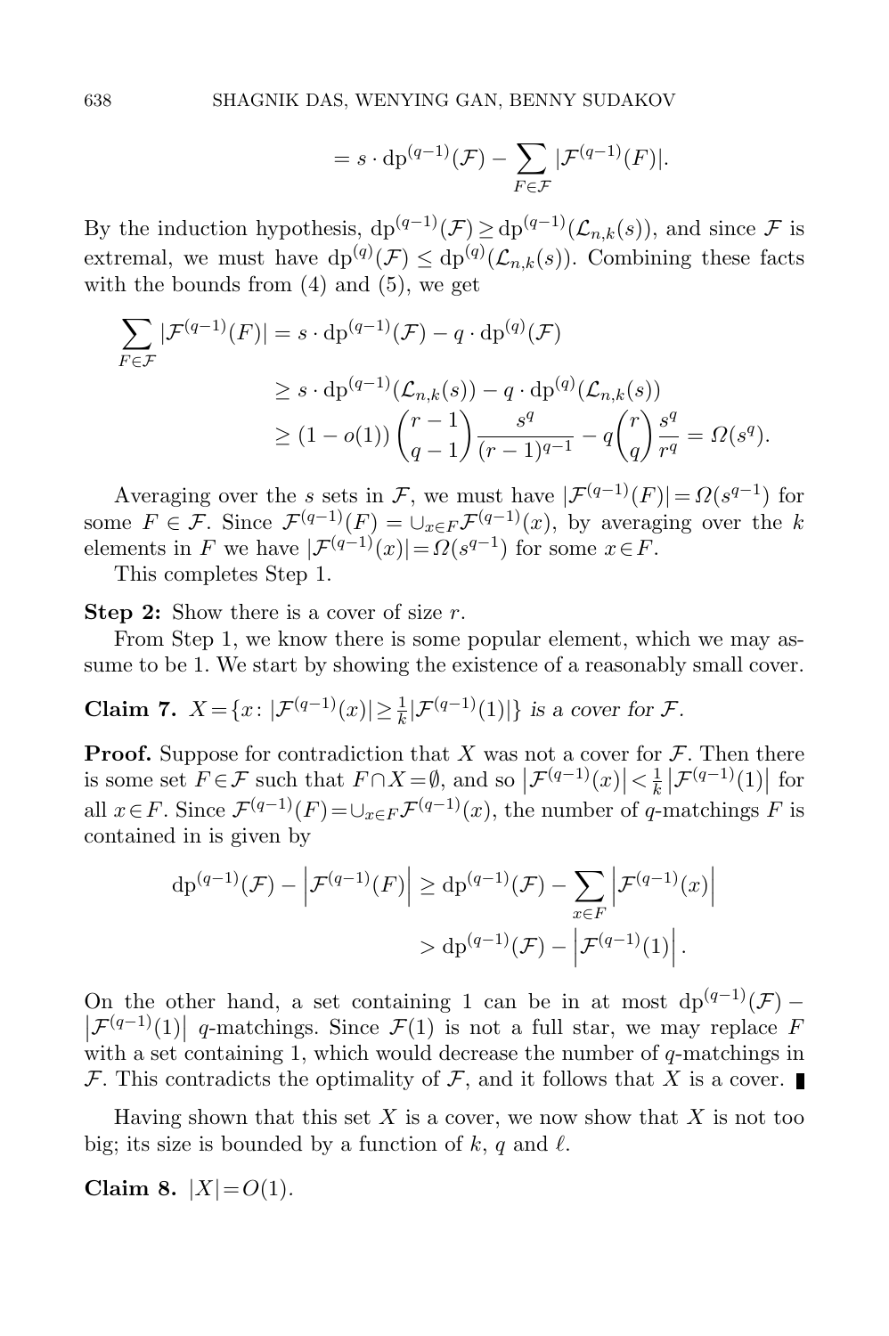$$= s \cdot \mathrm{dp}^{(q-1)}(\mathcal{F}) - \sum_{F \in \mathcal{F}} |\mathcal{F}^{(q-1)}(F)|.$$

By the induction hypothesis, $\mathrm{dp}^{(q-1)}(\mathcal{F}) \geq \mathrm{dp}^{(q-1)}(\mathcal{L}_{n,k}(s))$, and since $\mathcal{F}$ is extremal, we must have $\mathrm{dp}^{(q)}(\mathcal{F}) \leq \mathrm{dp}^{(q)}(\mathcal{L}_{n,k}(s))$. Combining these facts with the bounds from (4) and (5), we get

$$\begin{aligned}
\sum_{F \in \mathcal{F}} |\mathcal{F}^{(q-1)}(F)| &= s \cdot \mathrm{dp}^{(q-1)}(\mathcal{F}) - q \cdot \mathrm{dp}^{(q)}(\mathcal{F}) \\
&\geq s \cdot \mathrm{dp}^{(q-1)}(\mathcal{L}_{n,k}(s)) - q \cdot \mathrm{dp}^{(q)}(\mathcal{L}_{n,k}(s)) \\
&\geq (1 - o(1)) \binom{r-1}{q-1} \frac{s^q}{(r-1)^{q-1}} - q \binom{r}{q} \frac{s^q}{r^q} = \Omega(s^q).
\end{aligned}$$

Averaging over the $s$ sets in $\mathcal{F}$, we must have $|\mathcal{F}^{(q-1)}(F)| = \Omega(s^{q-1})$ for some $F \in \mathcal{F}$. Since $\mathcal{F}^{(q-1)}(F) = \cup_{x \in F} \mathcal{F}^{(q-1)}(x)$, by averaging over the $k$ elements in $F$ we have $|\mathcal{F}^{(q-1)}(x)| = \Omega(s^{q-1})$ for some $x \in F$.

This completes Step 1.

**Step 2:** Show there is a cover of size $r$.

From Step 1, we know there is some popular element, which we may assume to be 1. We start by showing the existence of a reasonably small cover.

**Claim 7.** *$X = \{x \colon |\mathcal{F}^{(q-1)}(x)| \geq \frac{1}{k} |\mathcal{F}^{(q-1)}(1)|\}$ is a cover for $\mathcal{F}$.*

**Proof.** Suppose for contradiction that $X$ was not a cover for $\mathcal{F}$. Then there is some set $F \in \mathcal{F}$ such that $F \cap X = \emptyset$, and so $\left|\mathcal{F}^{(q-1)}(x)\right| < \frac{1}{k} \left|\mathcal{F}^{(q-1)}(1)\right|$ for all $x \in F$. Since $\mathcal{F}^{(q-1)}(F) = \cup_{x \in F} \mathcal{F}^{(q-1)}(x)$, the number of $q$-matchings $F$ is contained in is given by

$$\begin{aligned}
\mathrm{dp}^{(q-1)}(\mathcal{F}) - \left|\mathcal{F}^{(q-1)}(F)\right| &\geq \mathrm{dp}^{(q-1)}(\mathcal{F}) - \sum_{x \in F} \left|\mathcal{F}^{(q-1)}(x)\right| \\
&> \mathrm{dp}^{(q-1)}(\mathcal{F}) - \left|\mathcal{F}^{(q-1)}(1)\right|.
\end{aligned}$$

On the other hand, a set containing 1 can be in at most $\mathrm{dp}^{(q-1)}(\mathcal{F}) - \left|\mathcal{F}^{(q-1)}(1)\right|$ $q$-matchings. Since $\mathcal{F}(1)$ is not a full star, we may replace $F$ with a set containing 1, which would decrease the number of $q$-matchings in $\mathcal{F}$. This contradicts the optimality of $\mathcal{F}$, and it follows that $X$ is a cover. ∎

Having shown that this set $X$ is a cover, we now show that $X$ is not too big; its size is bounded by a function of $k$, $q$ and $\ell$.

**Claim 8.** $|X| = O(1)$.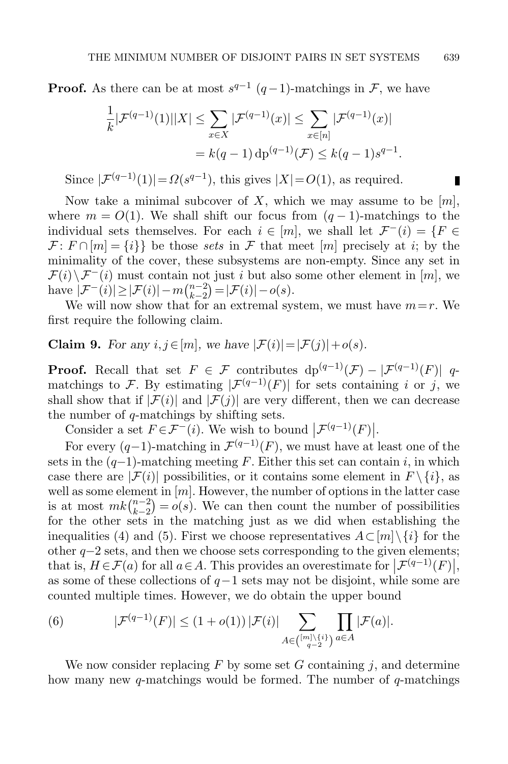**Proof.** As there can be at most $s^{q-1}$ $(q-1)$-matchings in $\mathcal{F}$, we have

$$\frac{1}{k}|\mathcal{F}^{(q-1)}(1)||X| \leq \sum_{x \in X} |\mathcal{F}^{(q-1)}(x)| \leq \sum_{x \in [n]} |\mathcal{F}^{(q-1)}(x)|$$
$$= k(q-1)\,\mathrm{dp}^{(q-1)}(\mathcal{F}) \leq k(q-1)s^{q-1}.$$

Since $|\mathcal{F}^{(q-1)}(1)| = \Omega(s^{q-1})$, this gives $|X| = O(1)$, as required. ∎

Now take a minimal subcover of $X$, which we may assume to be $[m]$, where $m = O(1)$. We shall shift our focus from $(q-1)$-matchings to the individual sets themselves. For each $i \in [m]$, we shall let $\mathcal{F}^{-}(i) = \{F \in \mathcal{F} \colon F \cap [m] = \{i\}\}$ be those *sets* in $\mathcal{F}$ that meet $[m]$ precisely at $i$; by the minimality of the cover, these subsystems are non-empty. Since any set in $\mathcal{F}(i) \setminus \mathcal{F}^{-}(i)$ must contain not just $i$ but also some other element in $[m]$, we have $|\mathcal{F}^{-}(i)| \geq |\mathcal{F}(i)| - m\binom{n-2}{k-2} = |\mathcal{F}(i)| - o(s)$.

We will now show that for an extremal system, we must have $m = r$. We first require the following claim.

**Claim 9.** *For any $i, j \in [m]$, we have $|\mathcal{F}(i)| = |\mathcal{F}(j)| + o(s)$.*

**Proof.** Recall that set $F \in \mathcal{F}$ contributes $\mathrm{dp}^{(q-1)}(\mathcal{F}) - |\mathcal{F}^{(q-1)}(F)|$ $q$-matchings to $\mathcal{F}$. By estimating $|\mathcal{F}^{(q-1)}(F)|$ for sets containing $i$ or $j$, we shall show that if $|\mathcal{F}(i)|$ and $|\mathcal{F}(j)|$ are very different, then we can decrease the number of $q$-matchings by shifting sets.

Consider a set $F \in \mathcal{F}^{-}(i)$. We wish to bound $\left|\mathcal{F}^{(q-1)}(F)\right|$.

For every $(q-1)$-matching in $\mathcal{F}^{(q-1)}(F)$, we must have at least one of the sets in the $(q-1)$-matching meeting $F$. Either this set can contain $i$, in which case there are $|\mathcal{F}(i)|$ possibilities, or it contains some element in $F \setminus \{i\}$, as well as some element in $[m]$. However, the number of options in the latter case is at most $mk\binom{n-2}{k-2} = o(s)$. We can then count the number of possibilities for the other sets in the matching just as we did when establishing the inequalities (4) and (5). First we choose representatives $A \subset [m] \setminus \{i\}$ for the other $q-2$ sets, and then we choose sets corresponding to the given elements; that is, $H \in \mathcal{F}(a)$ for all $a \in A$. This provides an overestimate for $\left|\mathcal{F}^{(q-1)}(F)\right|$, as some of these collections of $q-1$ sets may not be disjoint, while some are counted multiple times. However, we do obtain the upper bound

$$|\mathcal{F}^{(q-1)}(F)| \leq (1 + o(1))\,|\mathcal{F}(i)| \sum_{A \in \binom{[m]\setminus\{i\}}{q-2}} \prod_{a \in A} |\mathcal{F}(a)|. \tag{6}$$

We now consider replacing $F$ by some set $G$ containing $j$, and determine how many new $q$-matchings would be formed. The number of $q$-matchings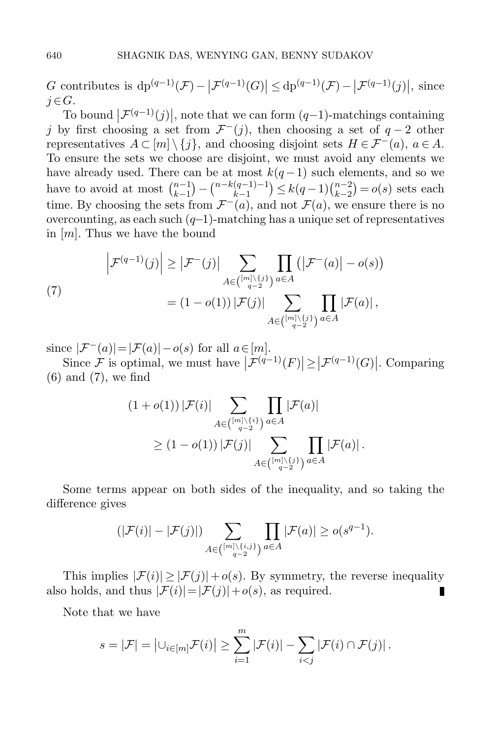$G$ contributes is $\mathrm{dp}^{(q-1)}(\mathcal{F}) - \left|\mathcal{F}^{(q-1)}(G)\right| \le \mathrm{dp}^{(q-1)}(\mathcal{F}) - \left|\mathcal{F}^{(q-1)}(j)\right|$, since $j \in G$.

To bound $\left|\mathcal{F}^{(q-1)}(j)\right|$, note that we can form $(q-1)$-matchings containing $j$ by first choosing a set from $\mathcal{F}^-(j)$, then choosing a set of $q-2$ other representatives $A \subset [m] \setminus \{j\}$, and choosing disjoint sets $H \in \mathcal{F}^-(a)$, $a \in A$. To ensure the sets we choose are disjoint, we must avoid any elements we have already used. There can be at most $k(q-1)$ such elements, and so we have to avoid at most $\binom{n-1}{k-1} - \binom{n-k(q-1)-1}{k-1} \le k(q-1)\binom{n-2}{k-2} = o(s)$ sets each time. By choosing the sets from $\mathcal{F}^-(a)$, and not $\mathcal{F}(a)$, we ensure there is no overcounting, as each such ($q$–1)-matching has a unique set of representatives in $[m]$. Thus we have the bound

$$
\begin{aligned}
\left|\mathcal{F}^{(q-1)}(j)\right| &\ge \left|\mathcal{F}^-(j)\right| \sum_{A \in \binom{[m]\setminus\{j\}}{q-2}} \prod_{a \in A} \left(\left|\mathcal{F}^-(a)\right| - o(s)\right) \\
&= (1 - o(1)) \left|\mathcal{F}(j)\right| \sum_{A \in \binom{[m]\setminus\{j\}}{q-2}} \prod_{a \in A} \left|\mathcal{F}(a)\right|,
\end{aligned} \tag{7}
$$

since $|\mathcal{F}^-(a)| = |\mathcal{F}(a)| - o(s)$ for all $a \in [m]$.

Since $\mathcal{F}$ is optimal, we must have $\left|\mathcal{F}^{(q-1)}(F)\right| \ge \left|\mathcal{F}^{(q-1)}(G)\right|$. Comparing (6) and (7), we find

$$
\begin{aligned}
(1 + o(1)) \left|\mathcal{F}(i)\right| &\sum_{A \in \binom{[m]\setminus\{i\}}{q-2}} \prod_{a \in A} \left|\mathcal{F}(a)\right| \\
&\ge (1 - o(1)) \left|\mathcal{F}(j)\right| \sum_{A \in \binom{[m]\setminus\{j\}}{q-2}} \prod_{a \in A} \left|\mathcal{F}(a)\right|.
\end{aligned}
$$

Some terms appear on both sides of the inequality, and so taking the difference gives

$$
\left(\left|\mathcal{F}(i)\right| - \left|\mathcal{F}(j)\right|\right) \sum_{A \in \binom{[m]\setminus\{i,j\}}{q-2}} \prod_{a \in A} \left|\mathcal{F}(a)\right| \ge o(s^{q-1}).
$$

This implies $|\mathcal{F}(i)| \ge |\mathcal{F}(j)| + o(s)$. By symmetry, the reverse inequality also holds, and thus $|\mathcal{F}(i)| = |\mathcal{F}(j)| + o(s)$, as required. ∎

Note that we have

$$
s = |\mathcal{F}| = \left|\cup_{i \in [m]} \mathcal{F}(i)\right| \ge \sum_{i=1}^{m} \left|\mathcal{F}(i)\right| - \sum_{i<j} \left|\mathcal{F}(i) \cap \mathcal{F}(j)\right|.
$$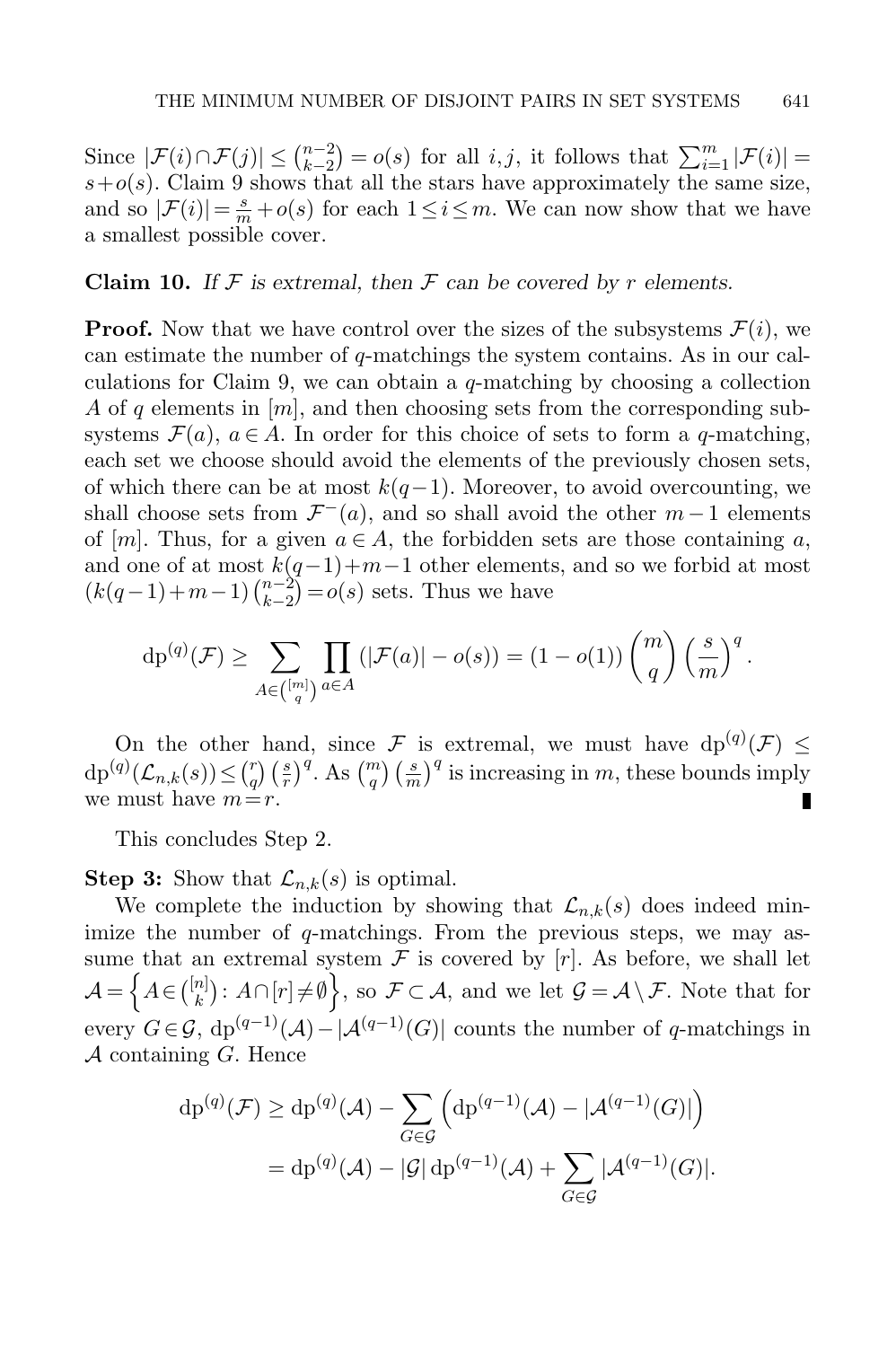Since $|\mathcal{F}(i)\cap\mathcal{F}(j)| \le \binom{n-2}{k-2} = o(s)$ for all $i,j$, it follows that $\sum_{i=1}^m |\mathcal{F}(i)| = s+o(s)$. Claim 9 shows that all the stars have approximately the same size, and so $|\mathcal{F}(i)| = \frac{s}{m} + o(s)$ for each $1 \le i \le m$. We can now show that we have a smallest possible cover.

**Claim 10.** *If $\mathcal{F}$ is extremal, then $\mathcal{F}$ can be covered by $r$ elements.*

**Proof.** Now that we have control over the sizes of the subsystems $\mathcal{F}(i)$, we can estimate the number of $q$-matchings the system contains. As in our calculations for Claim 9, we can obtain a $q$-matching by choosing a collection $A$ of $q$ elements in $[m]$, and then choosing sets from the corresponding subsystems $\mathcal{F}(a)$, $a \in A$. In order for this choice of sets to form a $q$-matching, each set we choose should avoid the elements of the previously chosen sets, of which there can be at most $k(q-1)$. Moreover, to avoid overcounting, we shall choose sets from $\mathcal{F}^-(a)$, and so shall avoid the other $m-1$ elements of $[m]$. Thus, for a given $a \in A$, the forbidden sets are those containing $a$, and one of at most $k(q-1)+m-1$ other elements, and so we forbid at most $(k(q-1)+m-1)\binom{n-2}{k-2} = o(s)$ sets. Thus we have

$$\mathrm{dp}^{(q)}(\mathcal{F}) \ge \sum_{A \in \binom{[m]}{q}} \prod_{a \in A} (|\mathcal{F}(a)| - o(s)) = (1-o(1))\binom{m}{q}\left(\frac{s}{m}\right)^q.$$

On the other hand, since $\mathcal{F}$ is extremal, we must have $\mathrm{dp}^{(q)}(\mathcal{F}) \le \mathrm{dp}^{(q)}(\mathcal{L}_{n,k}(s)) \le \binom{r}{q}\left(\frac{s}{r}\right)^q$. As $\binom{m}{q}\left(\frac{s}{m}\right)^q$ is increasing in $m$, these bounds imply we must have $m = r$. ∎

This concludes Step 2.

**Step 3:** Show that $\mathcal{L}_{n,k}(s)$ is optimal.

We complete the induction by showing that $\mathcal{L}_{n,k}(s)$ does indeed minimize the number of $q$-matchings. From the previous steps, we may assume that an extremal system $\mathcal{F}$ is covered by $[r]$. As before, we shall let $\mathcal{A} = \left\{ A \in \binom{[n]}{k} : A \cap [r] \ne \emptyset \right\}$, so $\mathcal{F} \subset \mathcal{A}$, and we let $\mathcal{G} = \mathcal{A} \setminus \mathcal{F}$. Note that for every $G \in \mathcal{G}$, $\mathrm{dp}^{(q-1)}(\mathcal{A}) - |\mathcal{A}^{(q-1)}(G)|$ counts the number of $q$-matchings in $\mathcal{A}$ containing $G$. Hence

$$\begin{aligned}
\mathrm{dp}^{(q)}(\mathcal{F}) &\ge \mathrm{dp}^{(q)}(\mathcal{A}) - \sum_{G \in \mathcal{G}} \left( \mathrm{dp}^{(q-1)}(\mathcal{A}) - |\mathcal{A}^{(q-1)}(G)| \right) \\
&= \mathrm{dp}^{(q)}(\mathcal{A}) - |\mathcal{G}|\,\mathrm{dp}^{(q-1)}(\mathcal{A}) + \sum_{G \in \mathcal{G}} |\mathcal{A}^{(q-1)}(G)|.
\end{aligned}$$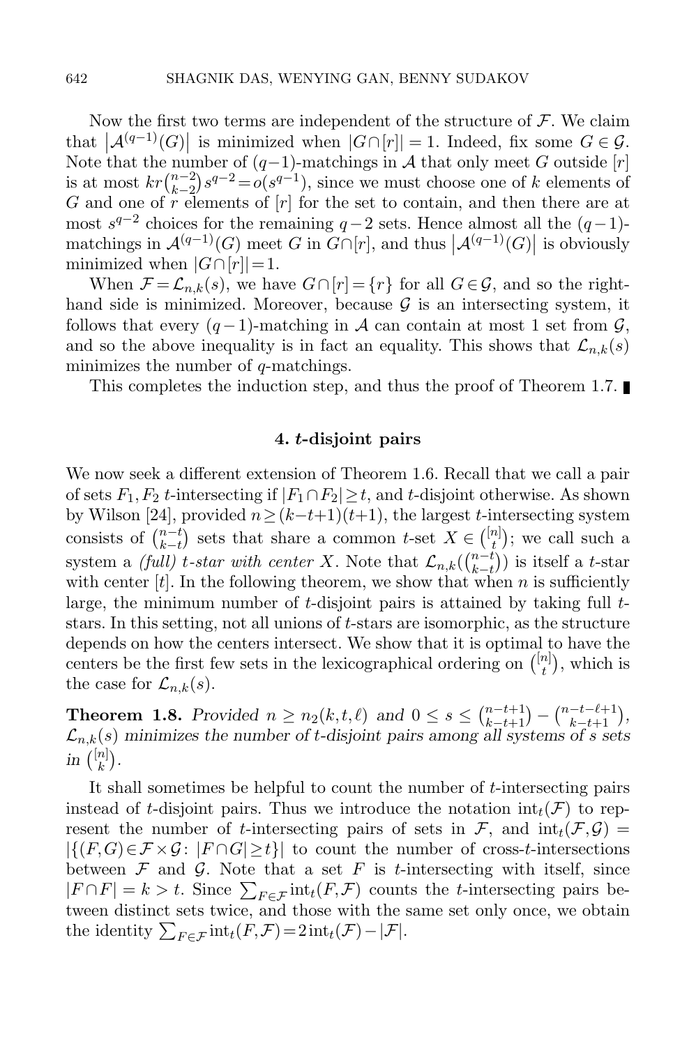Now the first two terms are independent of the structure of $\mathcal{F}$. We claim that $\left|\mathcal{A}^{(q-1)}(G)\right|$ is minimized when $|G\cap[r]|=1$. Indeed, fix some $G\in\mathcal{G}$. Note that the number of $(q-1)$-matchings in $\mathcal{A}$ that only meet $G$ outside $[r]$ is at most $kr\binom{n-2}{k-2}s^{q-2}=o(s^{q-1})$, since we must choose one of $k$ elements of $G$ and one of $r$ elements of $[r]$ for the set to contain, and then there are at most $s^{q-2}$ choices for the remaining $q-2$ sets. Hence almost all the $(q-1)$-matchings in $\mathcal{A}^{(q-1)}(G)$ meet $G$ in $G\cap[r]$, and thus $\left|\mathcal{A}^{(q-1)}(G)\right|$ is obviously minimized when $|G\cap[r]|=1$.

When $\mathcal{F}=\mathcal{L}_{n,k}(s)$, we have $G\cap[r]=\{r\}$ for all $G\in\mathcal{G}$, and so the right-hand side is minimized. Moreover, because $\mathcal{G}$ is an intersecting system, it follows that every $(q-1)$-matching in $\mathcal{A}$ can contain at most 1 set from $\mathcal{G}$, and so the above inequality is in fact an equality. This shows that $\mathcal{L}_{n,k}(s)$ minimizes the number of $q$-matchings.

This completes the induction step, and thus the proof of Theorem 1.7. ∎

## 4. $t$-disjoint pairs

We now seek a different extension of Theorem 1.6. Recall that we call a pair of sets $F_1,F_2$ $t$-intersecting if $|F_1\cap F_2|\ge t$, and $t$-disjoint otherwise. As shown by Wilson [24], provided $n\ge(k-t+1)(t+1)$, the largest $t$-intersecting system consists of $\binom{n-t}{k-t}$ sets that share a common $t$-set $X\in\binom{[n]}{t}$; we call such a system a *(full) $t$-star with center $X$*. Note that $\mathcal{L}_{n,k}(\binom{n-t}{k-t})$ is itself a $t$-star with center $[t]$. In the following theorem, we show that when $n$ is sufficiently large, the minimum number of $t$-disjoint pairs is attained by taking full $t$-stars. In this setting, not all unions of $t$-stars are isomorphic, as the structure depends on how the centers intersect. We show that it is optimal to have the centers be the first few sets in the lexicographical ordering on $\binom{[n]}{t}$, which is the case for $\mathcal{L}_{n,k}(s)$.

**Theorem 1.8.** *Provided $n\ge n_2(k,t,\ell)$ and $0\le s\le\binom{n-t+1}{k-t+1}-\binom{n-t-\ell+1}{k-t+1}$, $\mathcal{L}_{n,k}(s)$ minimizes the number of $t$-disjoint pairs among all systems of $s$ sets in $\binom{[n]}{k}$.*

It shall sometimes be helpful to count the number of $t$-intersecting pairs instead of $t$-disjoint pairs. Thus we introduce the notation $\mathrm{int}_t(\mathcal{F})$ to represent the number of $t$-intersecting pairs of sets in $\mathcal{F}$, and $\mathrm{int}_t(\mathcal{F},\mathcal{G})=|\{(F,G)\in\mathcal{F}\times\mathcal{G}\colon |F\cap G|\ge t\}|$ to count the number of cross-$t$-intersections between $\mathcal{F}$ and $\mathcal{G}$. Note that a set $F$ is $t$-intersecting with itself, since $|F\cap F|=k>t$. Since $\sum_{F\in\mathcal{F}}\mathrm{int}_t(F,\mathcal{F})$ counts the $t$-intersecting pairs between distinct sets twice, and those with the same set only once, we obtain the identity $\sum_{F\in\mathcal{F}}\mathrm{int}_t(F,\mathcal{F})=2\,\mathrm{int}_t(\mathcal{F})-|\mathcal{F}|$.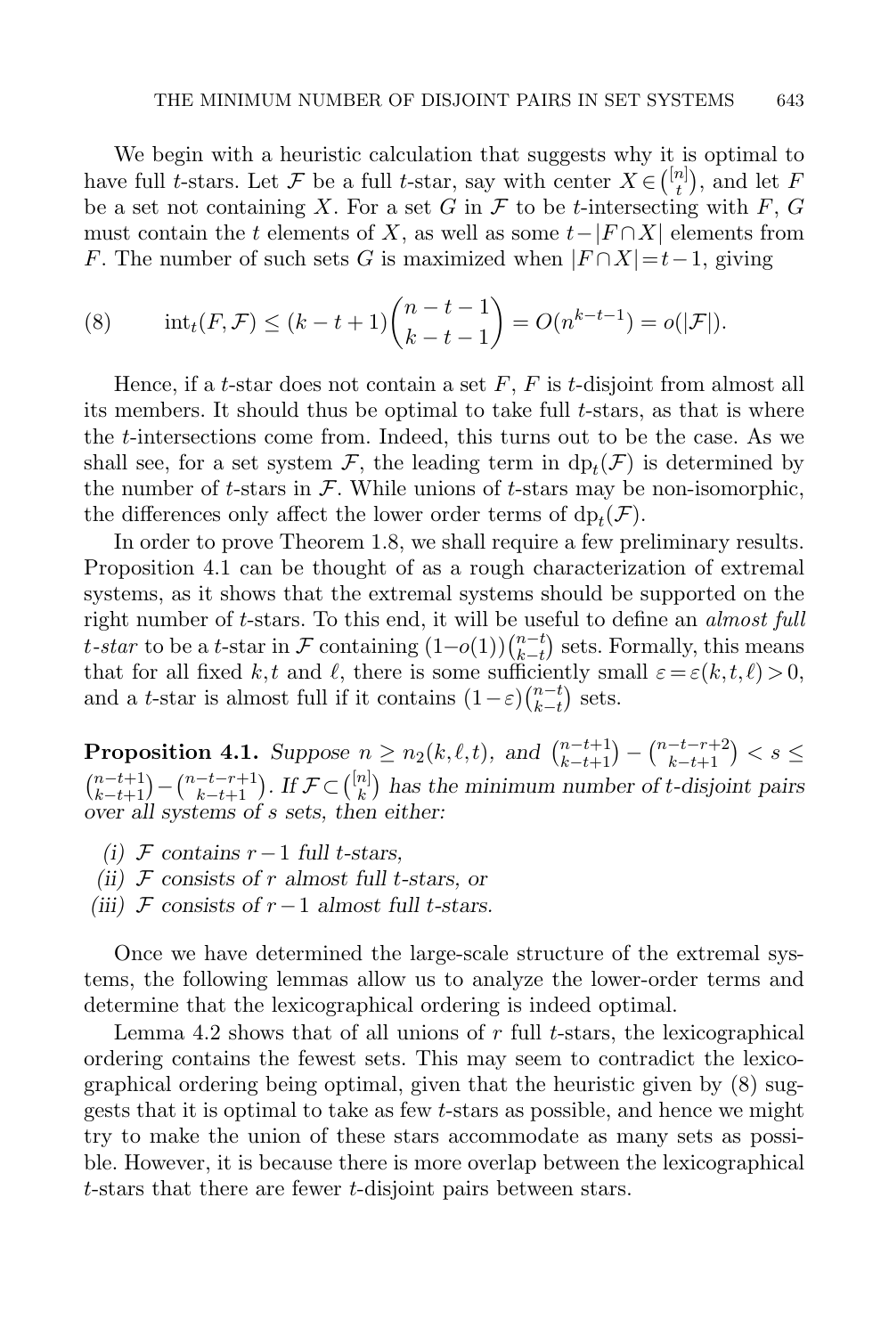We begin with a heuristic calculation that suggests why it is optimal to have full $t$-stars. Let $\mathcal{F}$ be a full $t$-star, say with center $X \in \binom{[n]}{t}$, and let $F$ be a set not containing $X$. For a set $G$ in $\mathcal{F}$ to be $t$-intersecting with $F$, $G$ must contain the $t$ elements of $X$, as well as some $t - |F \cap X|$ elements from $F$. The number of such sets $G$ is maximized when $|F \cap X| = t-1$, giving

$$\text{int}_t(F, \mathcal{F}) \le (k-t+1)\binom{n-t-1}{k-t-1} = O(n^{k-t-1}) = o(|\mathcal{F}|). \tag{8}$$

Hence, if a $t$-star does not contain a set $F$, $F$ is $t$-disjoint from almost all its members. It should thus be optimal to take full $t$-stars, as that is where the $t$-intersections come from. Indeed, this turns out to be the case. As we shall see, for a set system $\mathcal{F}$, the leading term in $\text{dp}_t(\mathcal{F})$ is determined by the number of $t$-stars in $\mathcal{F}$. While unions of $t$-stars may be non-isomorphic, the differences only affect the lower order terms of $\text{dp}_t(\mathcal{F})$.

In order to prove Theorem 1.8, we shall require a few preliminary results. Proposition 4.1 can be thought of as a rough characterization of extremal systems, as it shows that the extremal systems should be supported on the right number of $t$-stars. To this end, it will be useful to define an *almost full $t$-star* to be a $t$-star in $\mathcal{F}$ containing $(1-o(1))\binom{n-t}{k-t}$ sets. Formally, this means that for all fixed $k, t$ and $\ell$, there is some sufficiently small $\varepsilon = \varepsilon(k,t,\ell) > 0$, and a $t$-star is almost full if it contains $(1-\varepsilon)\binom{n-t}{k-t}$ sets.

**Proposition 4.1.** *Suppose $n \ge n_2(k,\ell,t)$, and $\binom{n-t+1}{k-t+1} - \binom{n-t-r+2}{k-t+1} < s \le \binom{n-t+1}{k-t+1} - \binom{n-t-r+1}{k-t+1}$. If $\mathcal{F} \subset \binom{[n]}{k}$ has the minimum number of $t$-disjoint pairs over all systems of $s$ sets, then either:*

*(i) $\mathcal{F}$ contains $r-1$ full $t$-stars,*

*(ii) $\mathcal{F}$ consists of $r$ almost full $t$-stars, or*

*(iii) $\mathcal{F}$ consists of $r-1$ almost full $t$-stars.*

Once we have determined the large-scale structure of the extremal systems, the following lemmas allow us to analyze the lower-order terms and determine that the lexicographical ordering is indeed optimal.

Lemma 4.2 shows that of all unions of $r$ full $t$-stars, the lexicographical ordering contains the fewest sets. This may seem to contradict the lexicographical ordering being optimal, given that the heuristic given by (8) suggests that it is optimal to take as few $t$-stars as possible, and hence we might try to make the union of these stars accommodate as many sets as possible. However, it is because there is more overlap between the lexicographical $t$-stars that there are fewer $t$-disjoint pairs between stars.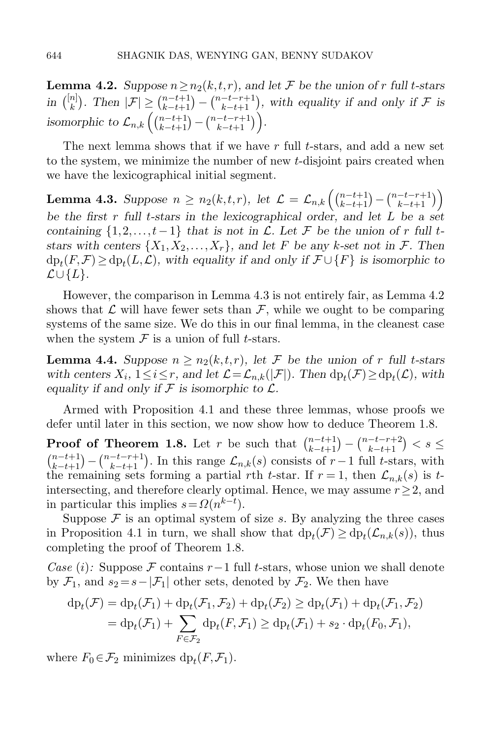**Lemma 4.2.** *Suppose $n \geq n_2(k,t,r)$, and let $\mathcal{F}$ be the union of $r$ full $t$-stars in $\binom{[n]}{k}$. Then $|\mathcal{F}| \geq \binom{n-t+1}{k-t+1} - \binom{n-t-r+1}{k-t+1}$, with equality if and only if $\mathcal{F}$ is isomorphic to $\mathcal{L}_{n,k}\left(\binom{n-t+1}{k-t+1} - \binom{n-t-r+1}{k-t+1}\right)$.*

The next lemma shows that if we have $r$ full $t$-stars, and add a new set to the system, we minimize the number of new $t$-disjoint pairs created when we have the lexicographical initial segment.

**Lemma 4.3.** *Suppose $n \geq n_2(k,t,r)$, let $\mathcal{L} = \mathcal{L}_{n,k}\left(\binom{n-t+1}{k-t+1} - \binom{n-t-r+1}{k-t+1}\right)$ be the first $r$ full $t$-stars in the lexicographical order, and let $L$ be a set containing $\{1,2,\ldots,t-1\}$ that is not in $\mathcal{L}$. Let $\mathcal{F}$ be the union of $r$ full $t$-stars with centers $\{X_1, X_2, \ldots, X_r\}$, and let $F$ be any $k$-set not in $\mathcal{F}$. Then $\mathrm{dp}_t(F,\mathcal{F}) \geq \mathrm{dp}_t(L,\mathcal{L})$, with equality if and only if $\mathcal{F} \cup \{F\}$ is isomorphic to $\mathcal{L} \cup \{L\}$.*

However, the comparison in Lemma 4.3 is not entirely fair, as Lemma 4.2 shows that $\mathcal{L}$ will have fewer sets than $\mathcal{F}$, while we ought to be comparing systems of the same size. We do this in our final lemma, in the cleanest case when the system $\mathcal{F}$ is a union of full $t$-stars.

**Lemma 4.4.** *Suppose $n \geq n_2(k,t,r)$, let $\mathcal{F}$ be the union of $r$ full $t$-stars with centers $X_i$, $1 \leq i \leq r$, and let $\mathcal{L} = \mathcal{L}_{n,k}(|\mathcal{F}|)$. Then $\mathrm{dp}_t(\mathcal{F}) \geq \mathrm{dp}_t(\mathcal{L})$, with equality if and only if $\mathcal{F}$ is isomorphic to $\mathcal{L}$.*

Armed with Proposition 4.1 and these three lemmas, whose proofs we defer until later in this section, we now show how to deduce Theorem 1.8.

**Proof of Theorem 1.8.** Let $r$ be such that $\binom{n-t+1}{k-t+1} - \binom{n-t-r+2}{k-t+1} < s \leq \binom{n-t+1}{k-t+1} - \binom{n-t-r+1}{k-t+1}$. In this range $\mathcal{L}_{n,k}(s)$ consists of $r-1$ full $t$-stars, with the remaining sets forming a partial $r$th $t$-star. If $r=1$, then $\mathcal{L}_{n,k}(s)$ is $t$-intersecting, and therefore clearly optimal. Hence, we may assume $r \geq 2$, and in particular this implies $s = \Omega(n^{k-t})$.

Suppose $\mathcal{F}$ is an optimal system of size $s$. By analyzing the three cases in Proposition 4.1 in turn, we shall show that $\mathrm{dp}_t(\mathcal{F}) \geq \mathrm{dp}_t(\mathcal{L}_{n,k}(s))$, thus completing the proof of Theorem 1.8.

*Case (i):* Suppose $\mathcal{F}$ contains $r-1$ full $t$-stars, whose union we shall denote by $\mathcal{F}_1$, and $s_2 = s - |\mathcal{F}_1|$ other sets, denoted by $\mathcal{F}_2$. We then have

$$\begin{aligned}\mathrm{dp}_t(\mathcal{F}) &= \mathrm{dp}_t(\mathcal{F}_1) + \mathrm{dp}_t(\mathcal{F}_1,\mathcal{F}_2) + \mathrm{dp}_t(\mathcal{F}_2) \geq \mathrm{dp}_t(\mathcal{F}_1) + \mathrm{dp}_t(\mathcal{F}_1,\mathcal{F}_2) \\ &= \mathrm{dp}_t(\mathcal{F}_1) + \sum_{F \in \mathcal{F}_2} \mathrm{dp}_t(F,\mathcal{F}_1) \geq \mathrm{dp}_t(\mathcal{F}_1) + s_2 \cdot \mathrm{dp}_t(F_0,\mathcal{F}_1),\end{aligned}$$

where $F_0 \in \mathcal{F}_2$ minimizes $\mathrm{dp}_t(F,\mathcal{F}_1)$.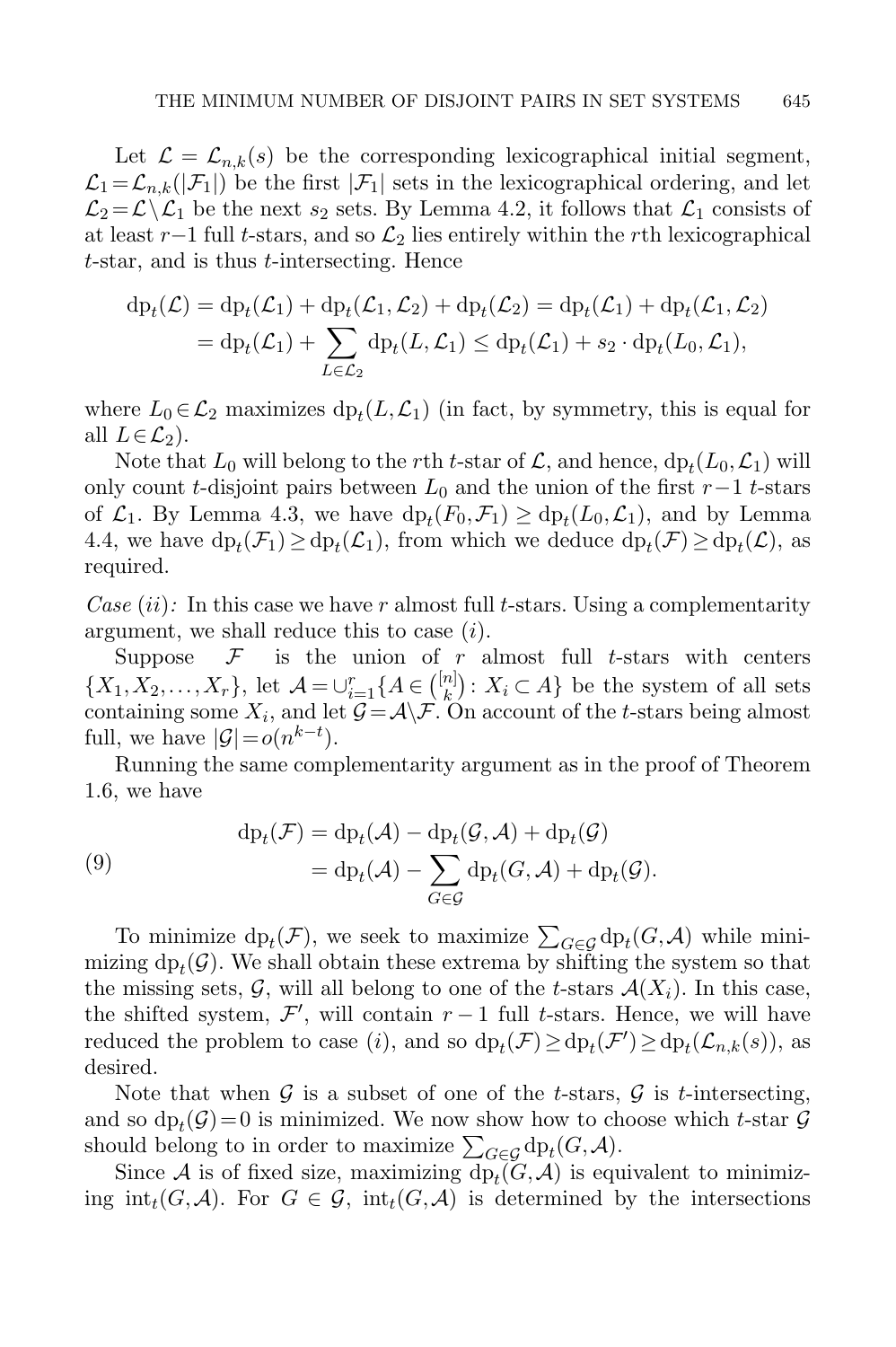Let $\mathcal{L} = \mathcal{L}_{n,k}(s)$ be the corresponding lexicographical initial segment, $\mathcal{L}_1 = \mathcal{L}_{n,k}(|\mathcal{F}_1|)$ be the first $|\mathcal{F}_1|$ sets in the lexicographical ordering, and let $\mathcal{L}_2 = \mathcal{L} \setminus \mathcal{L}_1$ be the next $s_2$ sets. By Lemma 4.2, it follows that $\mathcal{L}_1$ consists of at least $r-1$ full $t$-stars, and so $\mathcal{L}_2$ lies entirely within the $r$th lexicographical $t$-star, and is thus $t$-intersecting. Hence

$$
\begin{aligned}
\mathrm{dp}_t(\mathcal{L}) &= \mathrm{dp}_t(\mathcal{L}_1) + \mathrm{dp}_t(\mathcal{L}_1, \mathcal{L}_2) + \mathrm{dp}_t(\mathcal{L}_2) = \mathrm{dp}_t(\mathcal{L}_1) + \mathrm{dp}_t(\mathcal{L}_1, \mathcal{L}_2) \\
&= \mathrm{dp}_t(\mathcal{L}_1) + \sum_{L \in \mathcal{L}_2} \mathrm{dp}_t(L, \mathcal{L}_1) \leq \mathrm{dp}_t(\mathcal{L}_1) + s_2 \cdot \mathrm{dp}_t(L_0, \mathcal{L}_1),
\end{aligned}
$$

where $L_0 \in \mathcal{L}_2$ maximizes $\mathrm{dp}_t(L, \mathcal{L}_1)$ (in fact, by symmetry, this is equal for all $L \in \mathcal{L}_2$).

Note that $L_0$ will belong to the $r$th $t$-star of $\mathcal{L}$, and hence, $\mathrm{dp}_t(L_0, \mathcal{L}_1)$ will only count $t$-disjoint pairs between $L_0$ and the union of the first $r-1$ $t$-stars of $\mathcal{L}_1$. By Lemma 4.3, we have $\mathrm{dp}_t(F_0, \mathcal{F}_1) \geq \mathrm{dp}_t(L_0, \mathcal{L}_1)$, and by Lemma 4.4, we have $\mathrm{dp}_t(\mathcal{F}_1) \geq \mathrm{dp}_t(\mathcal{L}_1)$, from which we deduce $\mathrm{dp}_t(\mathcal{F}) \geq \mathrm{dp}_t(\mathcal{L})$, as required.

*Case (ii):* In this case we have $r$ almost full $t$-stars. Using a complementarity argument, we shall reduce this to case $(i)$.

Suppose $\mathcal{F}$ is the union of $r$ almost full $t$-stars with centers $\{X_1, X_2, \ldots, X_r\}$, let $\mathcal{A} = \cup_{i=1}^r \{A \in \binom{[n]}{k} : X_i \subset A\}$ be the system of all sets containing some $X_i$, and let $\mathcal{G} = \mathcal{A} \setminus \mathcal{F}$. On account of the $t$-stars being almost full, we have $|\mathcal{G}| = o(n^{k-t})$.

Running the same complementarity argument as in the proof of Theorem 1.6, we have

$$
\begin{aligned}
\mathrm{dp}_t(\mathcal{F}) &= \mathrm{dp}_t(\mathcal{A}) - \mathrm{dp}_t(\mathcal{G}, \mathcal{A}) + \mathrm{dp}_t(\mathcal{G}) \\
&= \mathrm{dp}_t(\mathcal{A}) - \sum_{G \in \mathcal{G}} \mathrm{dp}_t(G, \mathcal{A}) + \mathrm{dp}_t(\mathcal{G}). \qquad (9)
\end{aligned}
$$

To minimize $\mathrm{dp}_t(\mathcal{F})$, we seek to maximize $\sum_{G \in \mathcal{G}} \mathrm{dp}_t(G, \mathcal{A})$ while minimizing $\mathrm{dp}_t(\mathcal{G})$. We shall obtain these extrema by shifting the system so that the missing sets, $\mathcal{G}$, will all belong to one of the $t$-stars $\mathcal{A}(X_i)$. In this case, the shifted system, $\mathcal{F}'$, will contain $r-1$ full $t$-stars. Hence, we will have reduced the problem to case $(i)$, and so $\mathrm{dp}_t(\mathcal{F}) \geq \mathrm{dp}_t(\mathcal{F}') \geq \mathrm{dp}_t(\mathcal{L}_{n,k}(s))$, as desired.

Note that when $\mathcal{G}$ is a subset of one of the $t$-stars, $\mathcal{G}$ is $t$-intersecting, and so $\mathrm{dp}_t(\mathcal{G}) = 0$ is minimized. We now show how to choose which $t$-star $\mathcal{G}$ should belong to in order to maximize $\sum_{G \in \mathcal{G}} \mathrm{dp}_t(G, \mathcal{A})$.

Since $\mathcal{A}$ is of fixed size, maximizing $\mathrm{dp}_t(G, \mathcal{A})$ is equivalent to minimizing $\mathrm{int}_t(G, \mathcal{A})$. For $G \in \mathcal{G}$, $\mathrm{int}_t(G, \mathcal{A})$ is determined by the intersections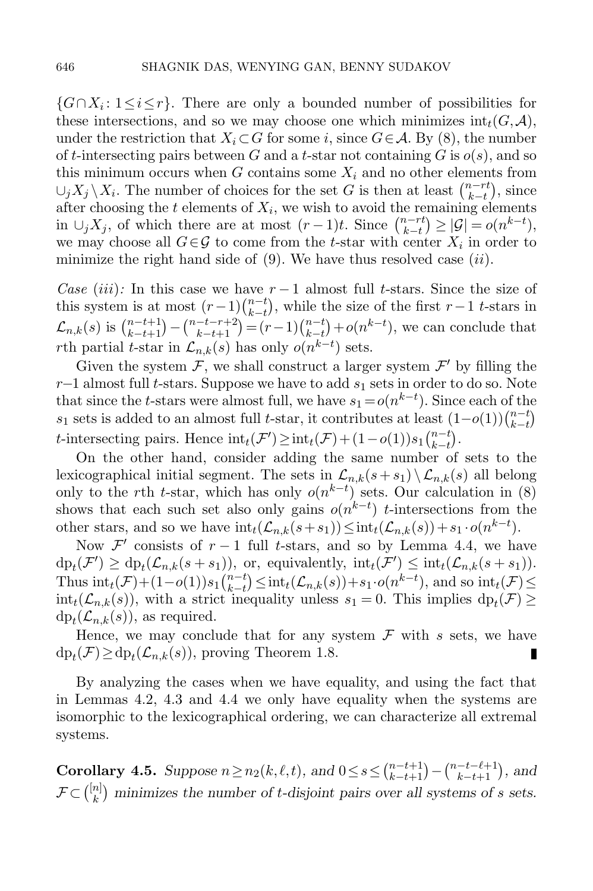$\{G \cap X_i : 1 \leq i \leq r\}$. There are only a bounded number of possibilities for these intersections, and so we may choose one which minimizes $\mathrm{int}_t(G, \mathcal{A})$, under the restriction that $X_i \subset G$ for some $i$, since $G \in \mathcal{A}$. By (8), the number of $t$-intersecting pairs between $G$ and a $t$-star not containing $G$ is $o(s)$, and so this minimum occurs when $G$ contains some $X_i$ and no other elements from $\cup_j X_j \setminus X_i$. The number of choices for the set $G$ is then at least $\binom{n-rt}{k-t}$, since after choosing the $t$ elements of $X_i$, we wish to avoid the remaining elements in $\cup_j X_j$, of which there are at most $(r-1)t$. Since $\binom{n-rt}{k-t} \geq |\mathcal{G}| = o(n^{k-t})$, we may choose all $G \in \mathcal{G}$ to come from the $t$-star with center $X_i$ in order to minimize the right hand side of (9). We have thus resolved case $(ii)$.

*Case* $(iii)$*:* In this case we have $r-1$ almost full $t$-stars. Since the size of this system is at most $(r-1)\binom{n-t}{k-t}$, while the size of the first $r-1$ $t$-stars in $\mathcal{L}_{n,k}(s)$ is $\binom{n-t+1}{k-t+1} - \binom{n-t-r+2}{k-t+1} = (r-1)\binom{n-t}{k-t} + o(n^{k-t})$, we can conclude that $r$th partial $t$-star in $\mathcal{L}_{n,k}(s)$ has only $o(n^{k-t})$ sets.

Given the system $\mathcal{F}$, we shall construct a larger system $\mathcal{F}'$ by filling the $r-1$ almost full $t$-stars. Suppose we have to add $s_1$ sets in order to do so. Note that since the $t$-stars were almost full, we have $s_1 = o(n^{k-t})$. Since each of the $s_1$ sets is added to an almost full $t$-star, it contributes at least $(1-o(1))\binom{n-t}{k-t}$ $t$-intersecting pairs. Hence $\mathrm{int}_t(\mathcal{F}') \geq \mathrm{int}_t(\mathcal{F}) + (1-o(1))s_1\binom{n-t}{k-t}$.

On the other hand, consider adding the same number of sets to the lexicographical initial segment. The sets in $\mathcal{L}_{n,k}(s+s_1) \setminus \mathcal{L}_{n,k}(s)$ all belong only to the $r$th $t$-star, which has only $o(n^{k-t})$ sets. Our calculation in (8) shows that each such set also only gains $o(n^{k-t})$ $t$-intersections from the other stars, and so we have $\mathrm{int}_t(\mathcal{L}_{n,k}(s+s_1)) \leq \mathrm{int}_t(\mathcal{L}_{n,k}(s)) + s_1 \cdot o(n^{k-t})$.

Now $\mathcal{F}'$ consists of $r-1$ full $t$-stars, and so by Lemma 4.4, we have $\mathrm{dp}_t(\mathcal{F}') \geq \mathrm{dp}_t(\mathcal{L}_{n,k}(s+s_1))$, or, equivalently, $\mathrm{int}_t(\mathcal{F}') \leq \mathrm{int}_t(\mathcal{L}_{n,k}(s+s_1))$. Thus $\mathrm{int}_t(\mathcal{F}) + (1-o(1))s_1\binom{n-t}{k-t} \leq \mathrm{int}_t(\mathcal{L}_{n,k}(s)) + s_1 \cdot o(n^{k-t})$, and so $\mathrm{int}_t(\mathcal{F}) \leq \mathrm{int}_t(\mathcal{L}_{n,k}(s))$, with a strict inequality unless $s_1 = 0$. This implies $\mathrm{dp}_t(\mathcal{F}) \geq \mathrm{dp}_t(\mathcal{L}_{n,k}(s))$, as required.

Hence, we may conclude that for any system $\mathcal{F}$ with $s$ sets, we have $\mathrm{dp}_t(\mathcal{F}) \geq \mathrm{dp}_t(\mathcal{L}_{n,k}(s))$, proving Theorem 1.8. ∎

By analyzing the cases when we have equality, and using the fact that in Lemmas 4.2, 4.3 and 4.4 we only have equality when the systems are isomorphic to the lexicographical ordering, we can characterize all extremal systems.

**Corollary 4.5.** *Suppose* $n \geq n_2(k, \ell, t)$*, and* $0 \leq s \leq \binom{n-t+1}{k-t+1} - \binom{n-t-\ell+1}{k-t+1}$*, and* $\mathcal{F} \subset \binom{[n]}{k}$ *minimizes the number of* $t$*-disjoint pairs over all systems of* $s$ *sets.*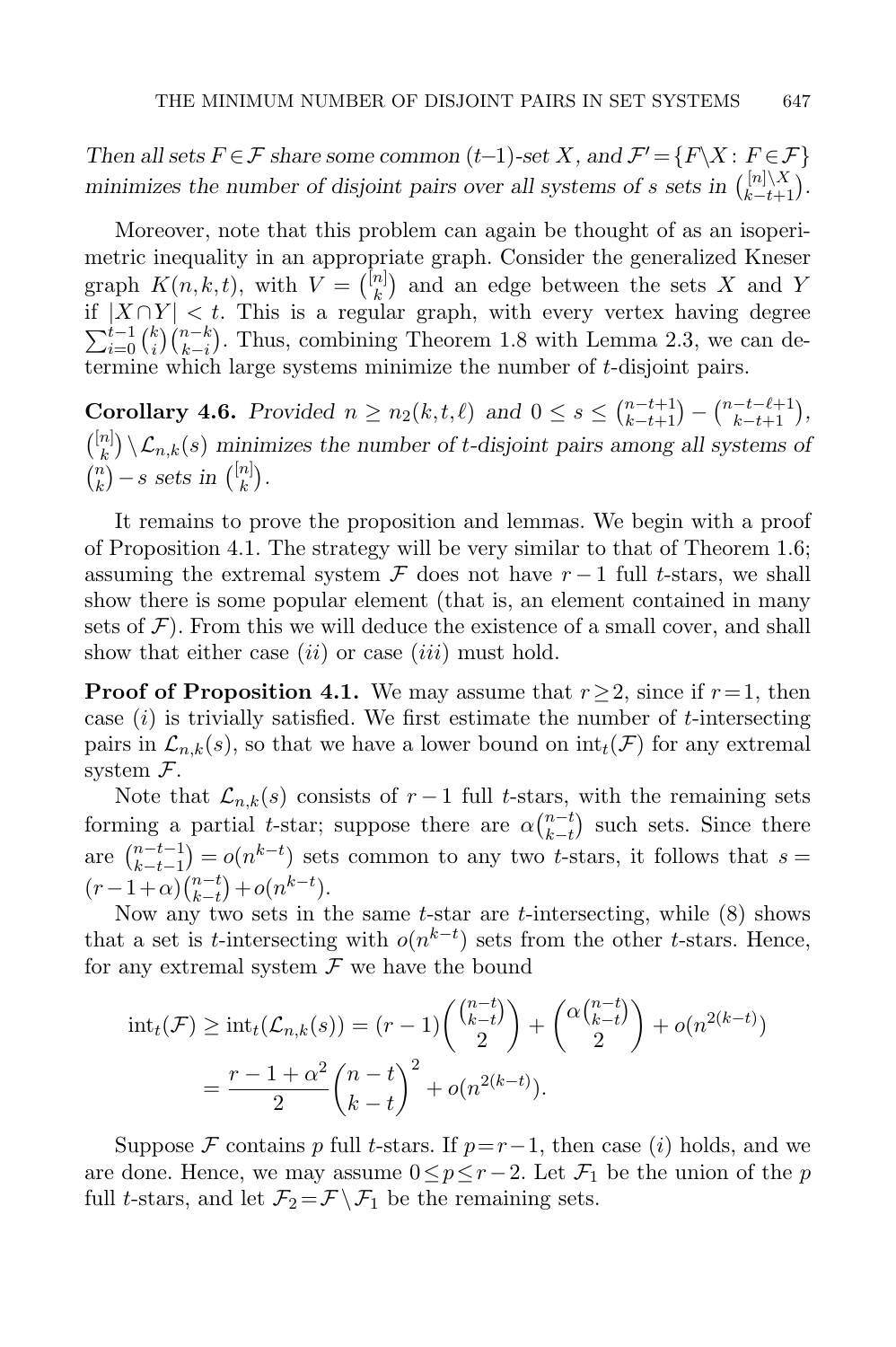*Then all sets $F \in \mathcal{F}$ share some common $(t-1)$-set $X$, and $\mathcal{F}' = \{F \backslash X : F \in \mathcal{F}\}$ minimizes the number of disjoint pairs over all systems of $s$ sets in $\binom{[n]\backslash X}{k-t+1}$.*

Moreover, note that this problem can again be thought of as an isoperimetric inequality in an appropriate graph. Consider the generalized Kneser graph $K(n,k,t)$, with $V = \binom{[n]}{k}$ and an edge between the sets $X$ and $Y$ if $|X \cap Y| < t$. This is a regular graph, with every vertex having degree $\sum_{i=0}^{t-1} \binom{k}{i}\binom{n-k}{k-i}$. Thus, combining Theorem 1.8 with Lemma 2.3, we can determine which large systems minimize the number of $t$-disjoint pairs.

**Corollary 4.6.** *Provided $n \geq n_2(k,t,\ell)$ and $0 \leq s \leq \binom{n-t+1}{k-t+1} - \binom{n-t-\ell+1}{k-t+1}$, $\binom{[n]}{k} \setminus \mathcal{L}_{n,k}(s)$ minimizes the number of $t$-disjoint pairs among all systems of $\binom{n}{k} - s$ sets in $\binom{[n]}{k}$.*

It remains to prove the proposition and lemmas. We begin with a proof of Proposition 4.1. The strategy will be very similar to that of Theorem 1.6; assuming the extremal system $\mathcal{F}$ does not have $r-1$ full $t$-stars, we shall show there is some popular element (that is, an element contained in many sets of $\mathcal{F}$). From this we will deduce the existence of a small cover, and shall show that either case $(ii)$ or case $(iii)$ must hold.

**Proof of Proposition 4.1.** We may assume that $r \geq 2$, since if $r = 1$, then case $(i)$ is trivially satisfied. We first estimate the number of $t$-intersecting pairs in $\mathcal{L}_{n,k}(s)$, so that we have a lower bound on $\operatorname{int}_t(\mathcal{F})$ for any extremal system $\mathcal{F}$.

Note that $\mathcal{L}_{n,k}(s)$ consists of $r-1$ full $t$-stars, with the remaining sets forming a partial $t$-star; suppose there are $\alpha\binom{n-t}{k-t}$ such sets. Since there are $\binom{n-t-1}{k-t-1} = o(n^{k-t})$ sets common to any two $t$-stars, it follows that $s = (r-1+\alpha)\binom{n-t}{k-t} + o(n^{k-t})$.

Now any two sets in the same $t$-star are $t$-intersecting, while (8) shows that a set is $t$-intersecting with $o(n^{k-t})$ sets from the other $t$-stars. Hence, for any extremal system $\mathcal{F}$ we have the bound

$$
\begin{aligned}
\operatorname{int}_t(\mathcal{F}) \geq \operatorname{int}_t(\mathcal{L}_{n,k}(s)) &= (r-1)\binom{\binom{n-t}{k-t}}{2} + \binom{\alpha\binom{n-t}{k-t}}{2} + o(n^{2(k-t)}) \\
&= \frac{r-1+\alpha^2}{2}\binom{n-t}{k-t}^2 + o(n^{2(k-t)}).
\end{aligned}
$$

Suppose $\mathcal{F}$ contains $p$ full $t$-stars. If $p = r-1$, then case $(i)$ holds, and we are done. Hence, we may assume $0 \leq p \leq r-2$. Let $\mathcal{F}_1$ be the union of the $p$ full $t$-stars, and let $\mathcal{F}_2 = \mathcal{F} \setminus \mathcal{F}_1$ be the remaining sets.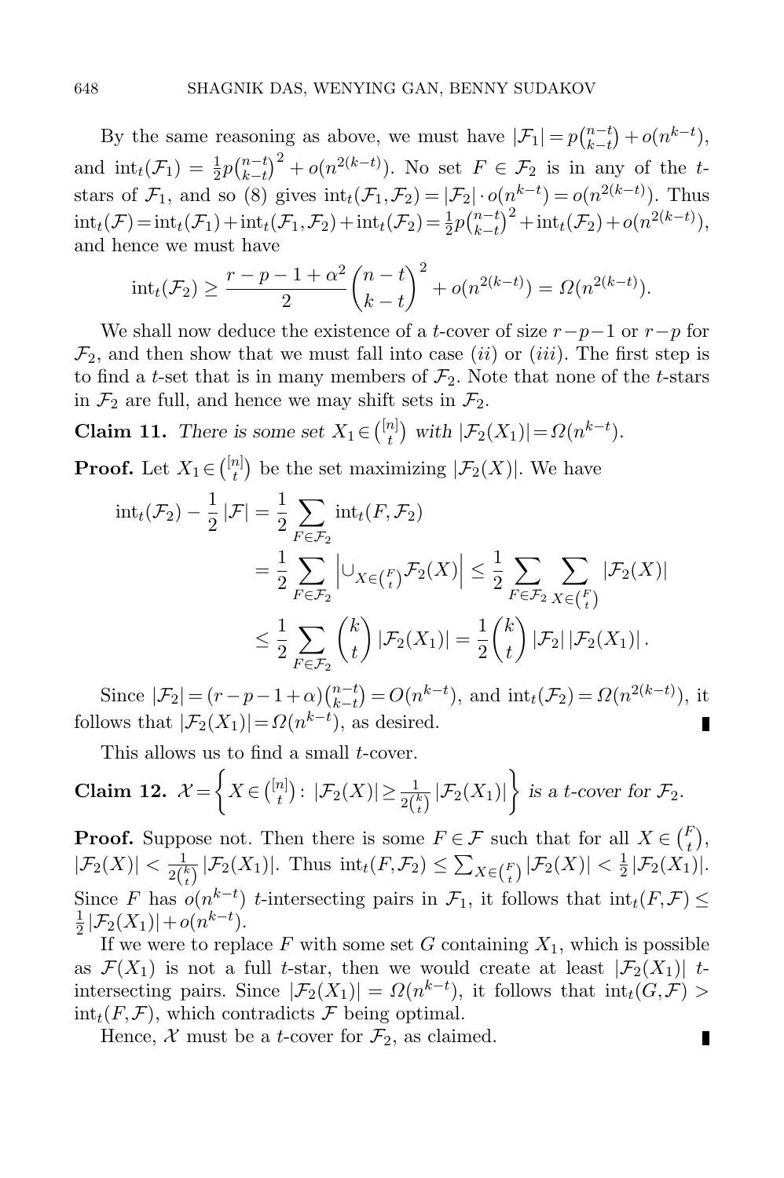By the same reasoning as above, we must have $|\mathcal{F}_1| = p\binom{n-t}{k-t} + o(n^{k-t})$, and $\text{int}_t(\mathcal{F}_1) = \frac{1}{2}p\binom{n-t}{k-t}^2 + o(n^{2(k-t)})$. No set $F \in \mathcal{F}_2$ is in any of the $t$-stars of $\mathcal{F}_1$, and so (8) gives $\text{int}_t(\mathcal{F}_1, \mathcal{F}_2) = |\mathcal{F}_2| \cdot o(n^{k-t}) = o(n^{2(k-t)})$. Thus $\text{int}_t(\mathcal{F}) = \text{int}_t(\mathcal{F}_1) + \text{int}_t(\mathcal{F}_1, \mathcal{F}_2) + \text{int}_t(\mathcal{F}_2) = \frac{1}{2}p\binom{n-t}{k-t}^2 + \text{int}_t(\mathcal{F}_2) + o(n^{2(k-t)})$, and hence we must have

$$\text{int}_t(\mathcal{F}_2) \geq \frac{r-p-1+\alpha^2}{2}\binom{n-t}{k-t}^2 + o(n^{2(k-t)}) = \Omega(n^{2(k-t)}).$$

We shall now deduce the existence of a $t$-cover of size $r-p-1$ or $r-p$ for $\mathcal{F}_2$, and then show that we must fall into case $(ii)$ or $(iii)$. The first step is to find a $t$-set that is in many members of $\mathcal{F}_2$. Note that none of the $t$-stars in $\mathcal{F}_2$ are full, and hence we may shift sets in $\mathcal{F}_2$.

**Claim 11.** *There is some set $X_1 \in \binom{[n]}{t}$ with $|\mathcal{F}_2(X_1)| = \Omega(n^{k-t})$.*

**Proof.** Let $X_1 \in \binom{[n]}{t}$ be the set maximizing $|\mathcal{F}_2(X)|$. We have

$$\begin{aligned}
\text{int}_t(\mathcal{F}_2) - \frac{1}{2}|\mathcal{F}| &= \frac{1}{2}\sum_{F \in \mathcal{F}_2} \text{int}_t(F, \mathcal{F}_2) \\
&= \frac{1}{2}\sum_{F \in \mathcal{F}_2} \left|\cup_{X \in \binom{F}{t}} \mathcal{F}_2(X)\right| \leq \frac{1}{2}\sum_{F \in \mathcal{F}_2} \sum_{X \in \binom{F}{t}} |\mathcal{F}_2(X)| \\
&\leq \frac{1}{2}\sum_{F \in \mathcal{F}_2} \binom{k}{t} |\mathcal{F}_2(X_1)| = \frac{1}{2}\binom{k}{t} |\mathcal{F}_2| \, |\mathcal{F}_2(X_1)|.
\end{aligned}$$

Since $|\mathcal{F}_2| = (r-p-1+\alpha)\binom{n-t}{k-t} = O(n^{k-t})$, and $\text{int}_t(\mathcal{F}_2) = \Omega(n^{2(k-t)})$, it follows that $|\mathcal{F}_2(X_1)| = \Omega(n^{k-t})$, as desired. ∎

This allows us to find a small $t$-cover.

**Claim 12.** $\mathcal{X} = \left\{ X \in \binom{[n]}{t} : |\mathcal{F}_2(X)| \geq \frac{1}{2\binom{k}{t}} |\mathcal{F}_2(X_1)| \right\}$ *is a $t$-cover for $\mathcal{F}_2$.*

**Proof.** Suppose not. Then there is some $F \in \mathcal{F}$ such that for all $X \in \binom{F}{t}$, $|\mathcal{F}_2(X)| < \frac{1}{2\binom{k}{t}} |\mathcal{F}_2(X_1)|$. Thus $\text{int}_t(F, \mathcal{F}_2) \leq \sum_{X \in \binom{F}{t}} |\mathcal{F}_2(X)| < \frac{1}{2}|\mathcal{F}_2(X_1)|$. Since $F$ has $o(n^{k-t})$ $t$-intersecting pairs in $\mathcal{F}_1$, it follows that $\text{int}_t(F, \mathcal{F}) \leq \frac{1}{2}|\mathcal{F}_2(X_1)| + o(n^{k-t})$.

If we were to replace $F$ with some set $G$ containing $X_1$, which is possible as $\mathcal{F}(X_1)$ is not a full $t$-star, then we would create at least $|\mathcal{F}_2(X_1)|$ $t$-intersecting pairs. Since $|\mathcal{F}_2(X_1)| = \Omega(n^{k-t})$, it follows that $\text{int}_t(G, \mathcal{F}) > \text{int}_t(F, \mathcal{F})$, which contradicts $\mathcal{F}$ being optimal.

Hence, $\mathcal{X}$ must be a $t$-cover for $\mathcal{F}_2$, as claimed. ∎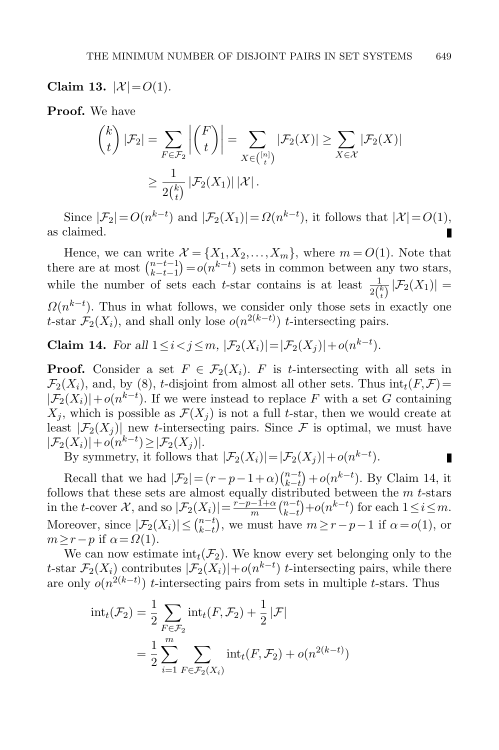**Claim 13.** $|\mathcal{X}| = O(1)$.

**Proof.** We have

$$\binom{k}{t}|\mathcal{F}_2| = \sum_{F\in\mathcal{F}_2}\left|\binom{F}{t}\right| = \sum_{X\in\binom{[n]}{t}}|\mathcal{F}_2(X)| \geq \sum_{X\in\mathcal{X}}|\mathcal{F}_2(X)|$$
$$\geq \frac{1}{2\binom{k}{t}}|\mathcal{F}_2(X_1)|\,|\mathcal{X}|.$$

Since $|\mathcal{F}_2| = O(n^{k-t})$ and $|\mathcal{F}_2(X_1)| = \Omega(n^{k-t})$, it follows that $|\mathcal{X}| = O(1)$, as claimed. ∎

Hence, we can write $\mathcal{X} = \{X_1, X_2, \ldots, X_m\}$, where $m = O(1)$. Note that there are at most $\binom{n-t-1}{k-t-1} = o(n^{k-t})$ sets in common between any two stars, while the number of sets each $t$-star contains is at least $\frac{1}{2\binom{k}{t}}|\mathcal{F}_2(X_1)| = \Omega(n^{k-t})$. Thus in what follows, we consider only those sets in exactly one $t$-star $\mathcal{F}_2(X_i)$, and shall only lose $o(n^{2(k-t)})$ $t$-intersecting pairs.

**Claim 14.** *For all* $1 \leq i < j \leq m$, $|\mathcal{F}_2(X_i)| = |\mathcal{F}_2(X_j)| + o(n^{k-t})$.

**Proof.** Consider a set $F \in \mathcal{F}_2(X_i)$. $F$ is $t$-intersecting with all sets in $\mathcal{F}_2(X_i)$, and, by (8), $t$-disjoint from almost all other sets. Thus $\mathrm{int}_t(F,\mathcal{F}) = |\mathcal{F}_2(X_i)| + o(n^{k-t})$. If we were instead to replace $F$ with a set $G$ containing $X_j$, which is possible as $\mathcal{F}(X_j)$ is not a full $t$-star, then we would create at least $|\mathcal{F}_2(X_j)|$ new $t$-intersecting pairs. Since $\mathcal{F}$ is optimal, we must have $|\mathcal{F}_2(X_i)| + o(n^{k-t}) \geq |\mathcal{F}_2(X_j)|$.

By symmetry, it follows that $|\mathcal{F}_2(X_i)| = |\mathcal{F}_2(X_j)| + o(n^{k-t})$. ∎

Recall that we had $|\mathcal{F}_2| = (r-p-1+\alpha)\binom{n-t}{k-t} + o(n^{k-t})$. By Claim 14, it follows that these sets are almost equally distributed between the $m$ $t$-stars in the $t$-cover $\mathcal{X}$, and so $|\mathcal{F}_2(X_i)| = \frac{r-p-1+\alpha}{m}\binom{n-t}{k-t} + o(n^{k-t})$ for each $1 \leq i \leq m$. Moreover, since $|\mathcal{F}_2(X_i)| \leq \binom{n-t}{k-t}$, we must have $m \geq r-p-1$ if $\alpha = o(1)$, or $m \geq r-p$ if $\alpha = \Omega(1)$.

We can now estimate $\mathrm{int}_t(\mathcal{F}_2)$. We know every set belonging only to the $t$-star $\mathcal{F}_2(X_i)$ contributes $|\mathcal{F}_2(X_i)| + o(n^{k-t})$ $t$-intersecting pairs, while there are only $o(n^{2(k-t)})$ $t$-intersecting pairs from sets in multiple $t$-stars. Thus

$$\mathrm{int}_t(\mathcal{F}_2) = \frac{1}{2}\sum_{F\in\mathcal{F}_2}\mathrm{int}_t(F,\mathcal{F}_2) + \frac{1}{2}|\mathcal{F}|$$
$$= \frac{1}{2}\sum_{i=1}^{m}\sum_{F\in\mathcal{F}_2(X_i)}\mathrm{int}_t(F,\mathcal{F}_2) + o(n^{2(k-t)})$$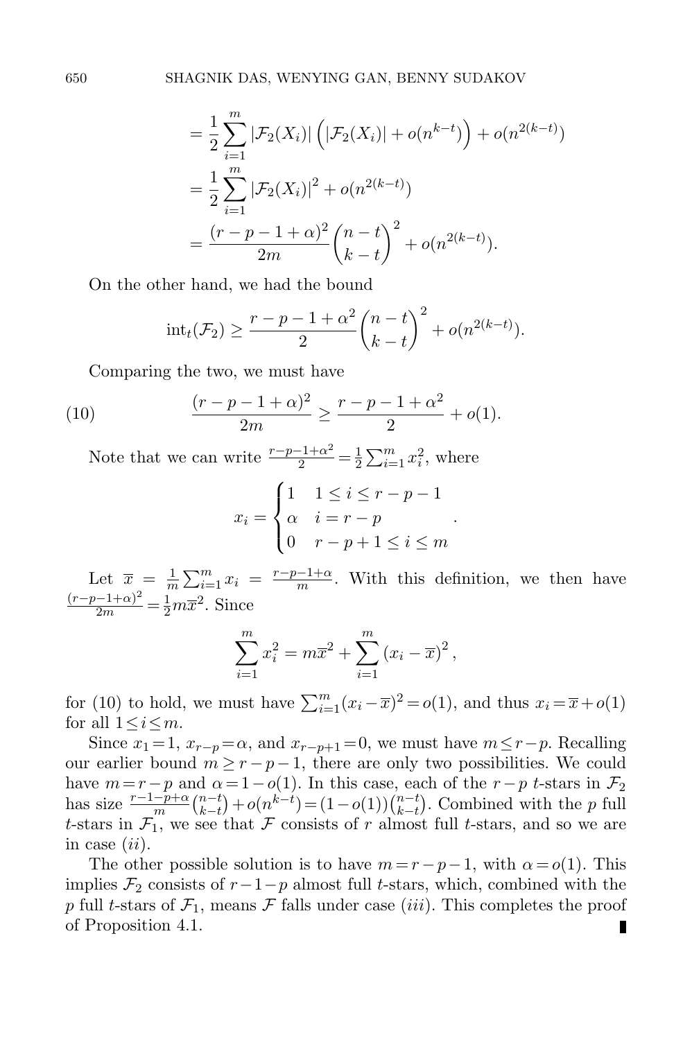$$= \frac{1}{2}\sum_{i=1}^{m} |\mathcal{F}_2(X_i)| \left( |\mathcal{F}_2(X_i)| + o(n^{k-t}) \right) + o(n^{2(k-t)})$$

$$= \frac{1}{2}\sum_{i=1}^{m} |\mathcal{F}_2(X_i)|^2 + o(n^{2(k-t)})$$

$$= \frac{(r-p-1+\alpha)^2}{2m}\binom{n-t}{k-t}^2 + o(n^{2(k-t)}).$$

On the other hand, we had the bound

$$\mathrm{int}_t(\mathcal{F}_2) \geq \frac{r-p-1+\alpha^2}{2}\binom{n-t}{k-t}^2 + o(n^{2(k-t)}).$$

Comparing the two, we must have

$$\frac{(r-p-1+\alpha)^2}{2m} \geq \frac{r-p-1+\alpha^2}{2} + o(1). \tag{10}$$

Note that we can write $\frac{r-p-1+\alpha^2}{2} = \frac{1}{2}\sum_{i=1}^{m} x_i^2$, where

$$x_i = \begin{cases} 1 & 1 \leq i \leq r-p-1 \\ \alpha & i = r-p \\ 0 & r-p+1 \leq i \leq m \end{cases}.$$

Let $\overline{x} = \frac{1}{m}\sum_{i=1}^{m} x_i = \frac{r-p-1+\alpha}{m}$. With this definition, we then have $\frac{(r-p-1+\alpha)^2}{2m} = \frac{1}{2}m\overline{x}^2$. Since

$$\sum_{i=1}^{m} x_i^2 = m\overline{x}^2 + \sum_{i=1}^{m} (x_i - \overline{x})^2,$$

for (10) to hold, we must have $\sum_{i=1}^{m}(x_i - \overline{x})^2 = o(1)$, and thus $x_i = \overline{x} + o(1)$ for all $1 \leq i \leq m$.

Since $x_1 = 1$, $x_{r-p} = \alpha$, and $x_{r-p+1} = 0$, we must have $m \leq r-p$. Recalling our earlier bound $m \geq r-p-1$, there are only two possibilities. We could have $m = r-p$ and $\alpha = 1 - o(1)$. In this case, each of the $r-p$ $t$-stars in $\mathcal{F}_2$ has size $\frac{r-1-p+\alpha}{m}\binom{n-t}{k-t} + o(n^{k-t}) = (1-o(1))\binom{n-t}{k-t}$. Combined with the $p$ full $t$-stars in $\mathcal{F}_1$, we see that $\mathcal{F}$ consists of $r$ almost full $t$-stars, and so we are in case $(ii)$.

The other possible solution is to have $m = r-p-1$, with $\alpha = o(1)$. This implies $\mathcal{F}_2$ consists of $r-1-p$ almost full $t$-stars, which, combined with the $p$ full $t$-stars of $\mathcal{F}_1$, means $\mathcal{F}$ falls under case $(iii)$. This completes the proof of Proposition 4.1. ∎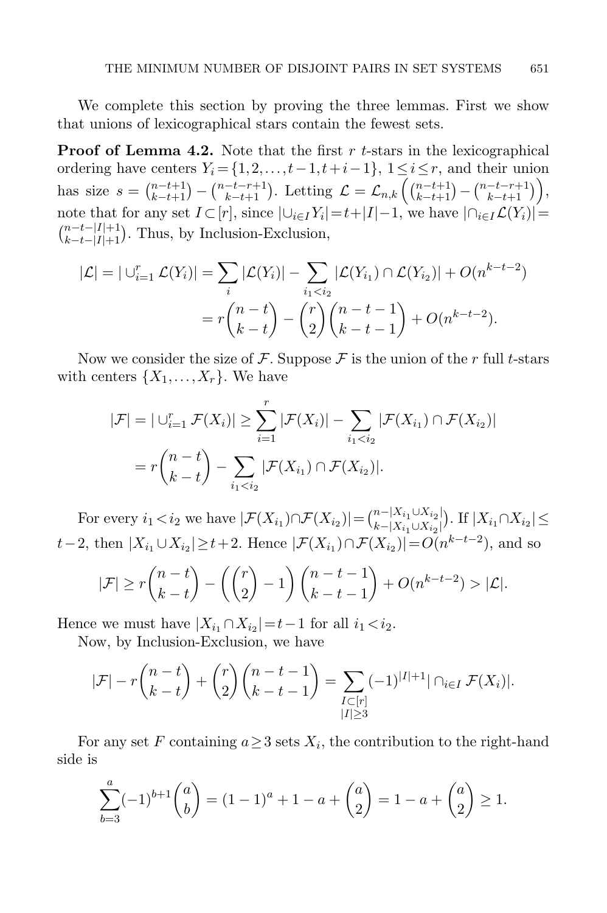We complete this section by proving the three lemmas. First we show that unions of lexicographical stars contain the fewest sets.

**Proof of Lemma 4.2.** Note that the first $r$ $t$-stars in the lexicographical ordering have centers $Y_i = \{1,2,\ldots,t-1,t+i-1\}$, $1 \le i \le r$, and their union has size $s = \binom{n-t+1}{k-t+1} - \binom{n-t-r+1}{k-t+1}$. Letting $\mathcal{L} = \mathcal{L}_{n,k}\left(\binom{n-t+1}{k-t+1} - \binom{n-t-r+1}{k-t+1}\right)$, note that for any set $I \subset [r]$, since $|\cup_{i\in I} Y_i| = t+|I|-1$, we have $|\cap_{i\in I}\mathcal{L}(Y_i)| = \binom{n-t-|I|+1}{k-t-|I|+1}$. Thus, by Inclusion-Exclusion,

$$
\begin{aligned}
|\mathcal{L}| = |\cup_{i=1}^r \mathcal{L}(Y_i)| &= \sum_i |\mathcal{L}(Y_i)| - \sum_{i_1<i_2} |\mathcal{L}(Y_{i_1}) \cap \mathcal{L}(Y_{i_2})| + O(n^{k-t-2}) \\
&= r\binom{n-t}{k-t} - \binom{r}{2}\binom{n-t-1}{k-t-1} + O(n^{k-t-2}).
\end{aligned}
$$

Now we consider the size of $\mathcal{F}$. Suppose $\mathcal{F}$ is the union of the $r$ full $t$-stars with centers $\{X_1,\ldots,X_r\}$. We have

$$
\begin{aligned}
|\mathcal{F}| = |\cup_{i=1}^r \mathcal{F}(X_i)| &\ge \sum_{i=1}^r |\mathcal{F}(X_i)| - \sum_{i_1<i_2} |\mathcal{F}(X_{i_1}) \cap \mathcal{F}(X_{i_2})| \\
&= r\binom{n-t}{k-t} - \sum_{i_1<i_2} |\mathcal{F}(X_{i_1}) \cap \mathcal{F}(X_{i_2})|.
\end{aligned}
$$

For every $i_1 < i_2$ we have $|\mathcal{F}(X_{i_1}) \cap \mathcal{F}(X_{i_2})| = \binom{n-|X_{i_1}\cup X_{i_2}|}{k-|X_{i_1}\cup X_{i_2}|}$. If $|X_{i_1} \cap X_{i_2}| \le t-2$, then $|X_{i_1} \cup X_{i_2}| \ge t+2$. Hence $|\mathcal{F}(X_{i_1}) \cap \mathcal{F}(X_{i_2})| = O(n^{k-t-2})$, and so

$$
|\mathcal{F}| \ge r\binom{n-t}{k-t} - \left(\binom{r}{2} - 1\right)\binom{n-t-1}{k-t-1} + O(n^{k-t-2}) > |\mathcal{L}|.
$$

Hence we must have $|X_{i_1} \cap X_{i_2}| = t-1$ for all $i_1 < i_2$.

Now, by Inclusion-Exclusion, we have

$$
|\mathcal{F}| - r\binom{n-t}{k-t} + \binom{r}{2}\binom{n-t-1}{k-t-1} = \sum_{\substack{I\subset[r] \\ |I|\ge 3}} (-1)^{|I|+1} |\cap_{i\in I} \mathcal{F}(X_i)|.
$$

For any set $F$ containing $a \ge 3$ sets $X_i$, the contribution to the right-hand side is

$$
\sum_{b=3}^{a} (-1)^{b+1}\binom{a}{b} = (1-1)^a + 1 - a + \binom{a}{2} = 1 - a + \binom{a}{2} \ge 1.
$$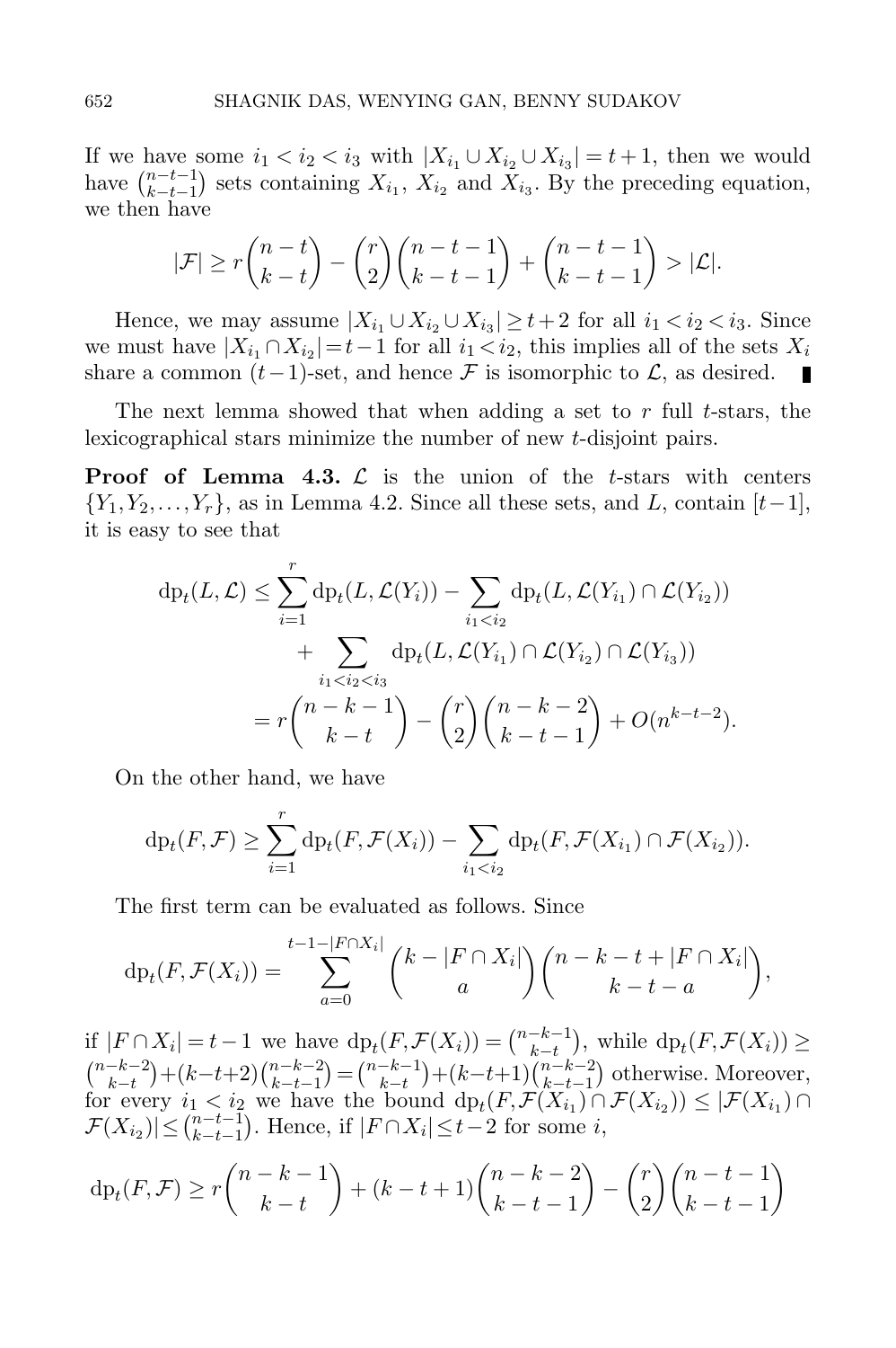If we have some $i_1 < i_2 < i_3$ with $|X_{i_1} \cup X_{i_2} \cup X_{i_3}| = t+1$, then we would have $\binom{n-t-1}{k-t-1}$ sets containing $X_{i_1}$, $X_{i_2}$ and $X_{i_3}$. By the preceding equation, we then have

$$|\mathcal{F}| \geq r\binom{n-t}{k-t} - \binom{r}{2}\binom{n-t-1}{k-t-1} + \binom{n-t-1}{k-t-1} > |\mathcal{L}|.$$

Hence, we may assume $|X_{i_1} \cup X_{i_2} \cup X_{i_3}| \geq t+2$ for all $i_1 < i_2 < i_3$. Since we must have $|X_{i_1} \cap X_{i_2}| = t-1$ for all $i_1 < i_2$, this implies all of the sets $X_i$ share a common $(t-1)$-set, and hence $\mathcal{F}$ is isomorphic to $\mathcal{L}$, as desired. ∎

The next lemma showed that when adding a set to $r$ full $t$-stars, the lexicographical stars minimize the number of new $t$-disjoint pairs.

**Proof of Lemma 4.3.** $\mathcal{L}$ is the union of the $t$-stars with centers $\{Y_1, Y_2, \ldots, Y_r\}$, as in Lemma 4.2. Since all these sets, and $L$, contain $[t-1]$, it is easy to see that

$$\begin{aligned}
\mathrm{dp}_t(L, \mathcal{L}) &\leq \sum_{i=1}^{r} \mathrm{dp}_t(L, \mathcal{L}(Y_i)) - \sum_{i_1 < i_2} \mathrm{dp}_t(L, \mathcal{L}(Y_{i_1}) \cap \mathcal{L}(Y_{i_2})) \\
&\quad + \sum_{i_1 < i_2 < i_3} \mathrm{dp}_t(L, \mathcal{L}(Y_{i_1}) \cap \mathcal{L}(Y_{i_2}) \cap \mathcal{L}(Y_{i_3})) \\
&= r\binom{n-k-1}{k-t} - \binom{r}{2}\binom{n-k-2}{k-t-1} + O(n^{k-t-2}).
\end{aligned}$$

On the other hand, we have

$$\mathrm{dp}_t(F, \mathcal{F}) \geq \sum_{i=1}^{r} \mathrm{dp}_t(F, \mathcal{F}(X_i)) - \sum_{i_1 < i_2} \mathrm{dp}_t(F, \mathcal{F}(X_{i_1}) \cap \mathcal{F}(X_{i_2})).$$

The first term can be evaluated as follows. Since

$$\mathrm{dp}_t(F, \mathcal{F}(X_i)) = \sum_{a=0}^{t-1-|F\cap X_i|} \binom{k - |F \cap X_i|}{a}\binom{n-k-t+|F \cap X_i|}{k-t-a},$$

if $|F \cap X_i| = t-1$ we have $\mathrm{dp}_t(F, \mathcal{F}(X_i)) = \binom{n-k-1}{k-t}$, while $\mathrm{dp}_t(F, \mathcal{F}(X_i)) \geq \binom{n-k-2}{k-t} + (k-t+2)\binom{n-k-2}{k-t-1} = \binom{n-k-1}{k-t} + (k-t+1)\binom{n-k-2}{k-t-1}$ otherwise. Moreover, for every $i_1 < i_2$ we have the bound $\mathrm{dp}_t(F, \mathcal{F}(X_{i_1}) \cap \mathcal{F}(X_{i_2})) \leq |\mathcal{F}(X_{i_1}) \cap \mathcal{F}(X_{i_2})| \leq \binom{n-t-1}{k-t-1}$. Hence, if $|F \cap X_i| \leq t-2$ for some $i$,

$$\mathrm{dp}_t(F, \mathcal{F}) \geq r\binom{n-k-1}{k-t} + (k-t+1)\binom{n-k-2}{k-t-1} - \binom{r}{2}\binom{n-t-1}{k-t-1}$$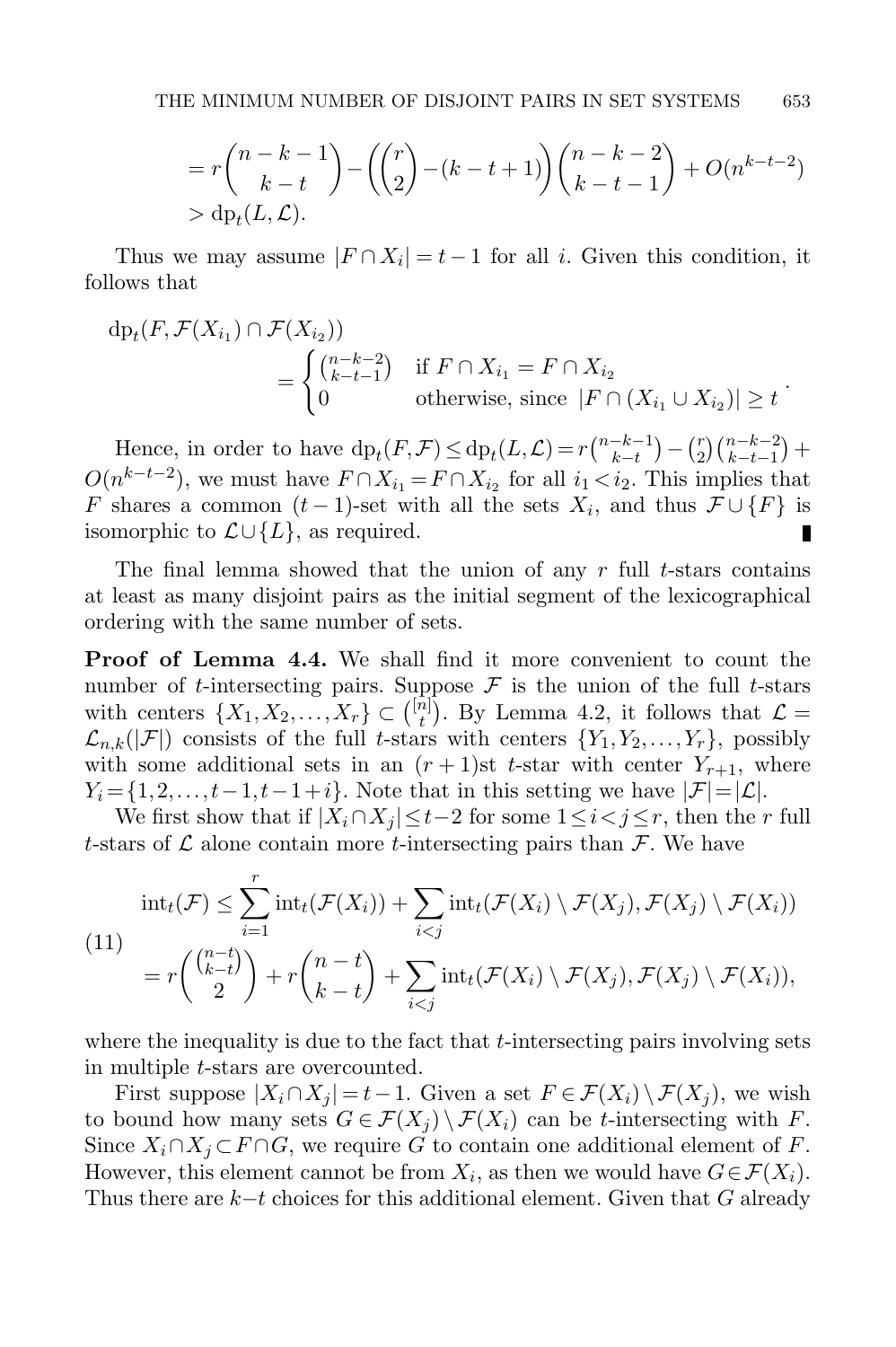$$
\begin{aligned}
&= r\binom{n-k-1}{k-t} - \left(\binom{r}{2} - (k-t+1)\right)\binom{n-k-2}{k-t-1} + O(n^{k-t-2}) \\
&> \mathrm{dp}_t(L,\mathcal{L}).
\end{aligned}
$$

Thus we may assume $|F \cap X_i| = t-1$ for all $i$. Given this condition, it follows that

$$
\mathrm{dp}_t(F, \mathcal{F}(X_{i_1}) \cap \mathcal{F}(X_{i_2})) = \begin{cases} \binom{n-k-2}{k-t-1} & \text{if } F \cap X_{i_1} = F \cap X_{i_2} \\ 0 & \text{otherwise, since } |F \cap (X_{i_1} \cup X_{i_2})| \geq t \end{cases}.
$$

Hence, in order to have $\mathrm{dp}_t(F,\mathcal{F}) \leq \mathrm{dp}_t(L,\mathcal{L}) = r\binom{n-k-1}{k-t} - \binom{r}{2}\binom{n-k-2}{k-t-1} + O(n^{k-t-2})$, we must have $F \cap X_{i_1} = F \cap X_{i_2}$ for all $i_1 < i_2$. This implies that $F$ shares a common $(t-1)$-set with all the sets $X_i$, and thus $\mathcal{F} \cup \{F\}$ is isomorphic to $\mathcal{L} \cup \{L\}$, as required. ∎

The final lemma showed that the union of any $r$ full $t$-stars contains at least as many disjoint pairs as the initial segment of the lexicographical ordering with the same number of sets.

**Proof of Lemma 4.4.** We shall find it more convenient to count the number of $t$-intersecting pairs. Suppose $\mathcal{F}$ is the union of the full $t$-stars with centers $\{X_1, X_2, \ldots, X_r\} \subset \binom{[n]}{t}$. By Lemma 4.2, it follows that $\mathcal{L} = \mathcal{L}_{n,k}(|\mathcal{F}|)$ consists of the full $t$-stars with centers $\{Y_1, Y_2, \ldots, Y_r\}$, possibly with some additional sets in an $(r+1)$st $t$-star with center $Y_{r+1}$, where $Y_i = \{1, 2, \ldots, t-1, t-1+i\}$. Note that in this setting we have $|\mathcal{F}| = |\mathcal{L}|$.

We first show that if $|X_i \cap X_j| \leq t-2$ for some $1 \leq i < j \leq r$, then the $r$ full $t$-stars of $\mathcal{L}$ alone contain more $t$-intersecting pairs than $\mathcal{F}$. We have

$$
\begin{aligned}
\mathrm{int}_t(\mathcal{F}) &\leq \sum_{i=1}^{r} \mathrm{int}_t(\mathcal{F}(X_i)) + \sum_{i<j} \mathrm{int}_t(\mathcal{F}(X_i) \setminus \mathcal{F}(X_j), \mathcal{F}(X_j) \setminus \mathcal{F}(X_i)) \\
&= r\binom{\binom{n-t}{k-t}}{2} + r\binom{n-t}{k-t} + \sum_{i<j} \mathrm{int}_t(\mathcal{F}(X_i) \setminus \mathcal{F}(X_j), \mathcal{F}(X_j) \setminus \mathcal{F}(X_i)),
\end{aligned} \tag{11}
$$

where the inequality is due to the fact that $t$-intersecting pairs involving sets in multiple $t$-stars are overcounted.

First suppose $|X_i \cap X_j| = t-1$. Given a set $F \in \mathcal{F}(X_i) \setminus \mathcal{F}(X_j)$, we wish to bound how many sets $G \in \mathcal{F}(X_j) \setminus \mathcal{F}(X_i)$ can be $t$-intersecting with $F$. Since $X_i \cap X_j \subset F \cap G$, we require $G$ to contain one additional element of $F$. However, this element cannot be from $X_i$, as then we would have $G \in \mathcal{F}(X_i)$. Thus there are $k-t$ choices for this additional element. Given that $G$ already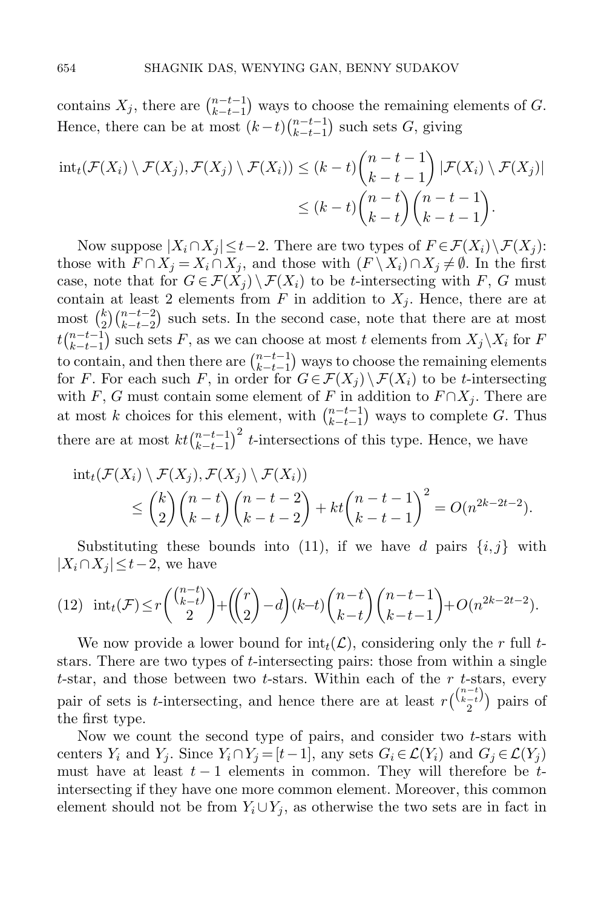contains $X_j$, there are $\binom{n-t-1}{k-t-1}$ ways to choose the remaining elements of $G$. Hence, there can be at most $(k-t)\binom{n-t-1}{k-t-1}$ such sets $G$, giving

$$\begin{aligned}\mathrm{int}_t(\mathcal{F}(X_i)\setminus\mathcal{F}(X_j),\mathcal{F}(X_j)\setminus\mathcal{F}(X_i)) &\le (k-t)\binom{n-t-1}{k-t-1}|\mathcal{F}(X_i)\setminus\mathcal{F}(X_j)|\\ &\le (k-t)\binom{n-t}{k-t}\binom{n-t-1}{k-t-1}.\end{aligned}$$

Now suppose $|X_i\cap X_j|\le t-2$. There are two types of $F\in\mathcal{F}(X_i)\setminus\mathcal{F}(X_j)$: those with $F\cap X_j = X_i\cap X_j$, and those with $(F\setminus X_i)\cap X_j\neq\emptyset$. In the first case, note that for $G\in\mathcal{F}(X_j)\setminus\mathcal{F}(X_i)$ to be $t$-intersecting with $F$, $G$ must contain at least 2 elements from $F$ in addition to $X_j$. Hence, there are at most $\binom{k}{2}\binom{n-t-2}{k-t-2}$ such sets. In the second case, note that there are at most $t\binom{n-t-1}{k-t-1}$ such sets $F$, as we can choose at most $t$ elements from $X_j\setminus X_i$ for $F$ to contain, and then there are $\binom{n-t-1}{k-t-1}$ ways to choose the remaining elements for $F$. For each such $F$, in order for $G\in\mathcal{F}(X_j)\setminus\mathcal{F}(X_i)$ to be $t$-intersecting with $F$, $G$ must contain some element of $F$ in addition to $F\cap X_j$. There are at most $k$ choices for this element, with $\binom{n-t-1}{k-t-1}$ ways to complete $G$. Thus there are at most $kt\binom{n-t-1}{k-t-1}^2$ $t$-intersections of this type. Hence, we have

$$\begin{aligned}&\mathrm{int}_t(\mathcal{F}(X_i)\setminus\mathcal{F}(X_j),\mathcal{F}(X_j)\setminus\mathcal{F}(X_i))\\ &\qquad\le\binom{k}{2}\binom{n-t}{k-t}\binom{n-t-2}{k-t-2}+kt\binom{n-t-1}{k-t-1}^2 = O(n^{2k-2t-2}).\end{aligned}$$

Substituting these bounds into (11), if we have $d$ pairs $\{i,j\}$ with $|X_i\cap X_j|\le t-2$, we have

$$\mathrm{int}_t(\mathcal{F})\le r\binom{\binom{n-t}{k-t}}{2}+\left(\binom{r}{2}-d\right)(k-t)\binom{n-t}{k-t}\binom{n-t-1}{k-t-1}+O(n^{2k-2t-2}). \tag{12}$$

We now provide a lower bound for $\mathrm{int}_t(\mathcal{L})$, considering only the $r$ full $t$-stars. There are two types of $t$-intersecting pairs: those from within a single $t$-star, and those between two $t$-stars. Within each of the $r$ $t$-stars, every pair of sets is $t$-intersecting, and hence there are at least $r\binom{\binom{n-t}{k-t}}{2}$ pairs of the first type.

Now we count the second type of pairs, and consider two $t$-stars with centers $Y_i$ and $Y_j$. Since $Y_i\cap Y_j=[t-1]$, any sets $G_i\in\mathcal{L}(Y_i)$ and $G_j\in\mathcal{L}(Y_j)$ must have at least $t-1$ elements in common. They will therefore be $t$-intersecting if they have one more common element. Moreover, this common element should not be from $Y_i\cup Y_j$, as otherwise the two sets are in fact in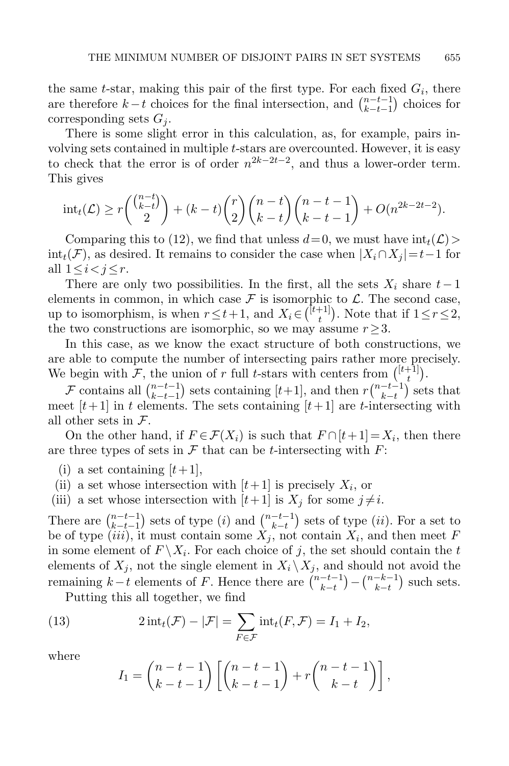the same $t$-star, making this pair of the first type. For each fixed $G_i$, there are therefore $k-t$ choices for the final intersection, and $\binom{n-t-1}{k-t-1}$ choices for corresponding sets $G_j$.

There is some slight error in this calculation, as, for example, pairs involving sets contained in multiple $t$-stars are overcounted. However, it is easy to check that the error is of order $n^{2k-2t-2}$, and thus a lower-order term. This gives

$$\mathrm{int}_t(\mathcal{L}) \geq r\binom{\binom{n-t}{k-t}}{2} + (k-t)\binom{r}{2}\binom{n-t}{k-t}\binom{n-t-1}{k-t-1} + O(n^{2k-2t-2}).$$

Comparing this to (12), we find that unless $d=0$, we must have $\mathrm{int}_t(\mathcal{L}) > \mathrm{int}_t(\mathcal{F})$, as desired. It remains to consider the case when $|X_i \cap X_j| = t-1$ for all $1 \leq i < j \leq r$.

There are only two possibilities. In the first, all the sets $X_i$ share $t-1$ elements in common, in which case $\mathcal{F}$ is isomorphic to $\mathcal{L}$. The second case, up to isomorphism, is when $r \leq t+1$, and $X_i \in \binom{[t+1]}{t}$. Note that if $1 \leq r \leq 2$, the two constructions are isomorphic, so we may assume $r \geq 3$.

In this case, as we know the exact structure of both constructions, we are able to compute the number of intersecting pairs rather more precisely. We begin with $\mathcal{F}$, the union of $r$ full $t$-stars with centers from $\binom{[t+1]}{t}$.

$\mathcal{F}$ contains all $\binom{n-t-1}{k-t-1}$ sets containing $[t+1]$, and then $r\binom{n-t-1}{k-t}$ sets that meet $[t+1]$ in $t$ elements. The sets containing $[t+1]$ are $t$-intersecting with all other sets in $\mathcal{F}$.

On the other hand, if $F \in \mathcal{F}(X_i)$ is such that $F \cap [t+1] = X_i$, then there are three types of sets in $\mathcal{F}$ that can be $t$-intersecting with $F$:

(i) a set containing $[t+1]$,

(ii) a set whose intersection with $[t+1]$ is precisely $X_i$, or

(iii) a set whose intersection with $[t+1]$ is $X_j$ for some $j \neq i$.

There are $\binom{n-t-1}{k-t-1}$ sets of type $(i)$ and $\binom{n-t-1}{k-t}$ sets of type $(ii)$. For a set to be of type $(iii)$, it must contain some $X_j$, not contain $X_i$, and then meet $F$ in some element of $F \setminus X_i$. For each choice of $j$, the set should contain the $t$ elements of $X_j$, not the single element in $X_i \setminus X_j$, and should not avoid the remaining $k-t$ elements of $F$. Hence there are $\binom{n-t-1}{k-t} - \binom{n-k-1}{k-t}$ such sets.

Putting this all together, we find

$$2\,\mathrm{int}_t(\mathcal{F}) - |\mathcal{F}| = \sum_{F \in \mathcal{F}} \mathrm{int}_t(F, \mathcal{F}) = I_1 + I_2, \tag{13}$$

where

$$I_1 = \binom{n-t-1}{k-t-1}\left[\binom{n-t-1}{k-t-1} + r\binom{n-t-1}{k-t}\right],$$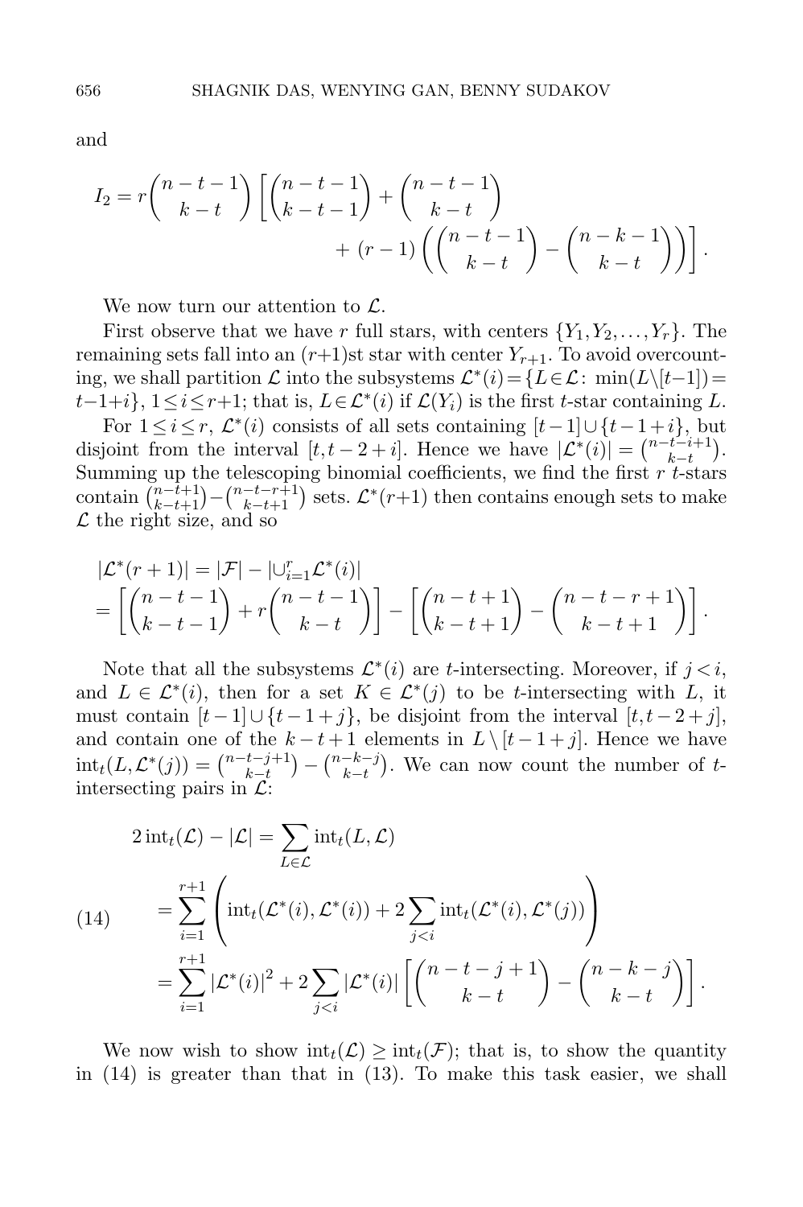and

$$I_2 = r\binom{n-t-1}{k-t}\left[\binom{n-t-1}{k-t-1} + \binom{n-t-1}{k-t} + (r-1)\left(\binom{n-t-1}{k-t} - \binom{n-k-1}{k-t}\right)\right].$$

We now turn our attention to $\mathcal{L}$.

First observe that we have $r$ full stars, with centers $\{Y_1, Y_2, \ldots, Y_r\}$. The remaining sets fall into an $(r+1)$st star with center $Y_{r+1}$. To avoid overcounting, we shall partition $\mathcal{L}$ into the subsystems $\mathcal{L}^*(i) = \{L \in \mathcal{L} \colon \min(L \setminus [t-1]) = t-1+i\}$, $1 \le i \le r+1$; that is, $L \in \mathcal{L}^*(i)$ if $\mathcal{L}(Y_i)$ is the first $t$-star containing $L$.

For $1 \le i \le r$, $\mathcal{L}^*(i)$ consists of all sets containing $[t-1] \cup \{t-1+i\}$, but disjoint from the interval $[t, t-2+i]$. Hence we have $|\mathcal{L}^*(i)| = \binom{n-t-i+1}{k-t}$. Summing up the telescoping binomial coefficients, we find the first $r$ $t$-stars contain $\binom{n-t+1}{k-t+1} - \binom{n-t-r+1}{k-t+1}$ sets. $\mathcal{L}^*(r+1)$ then contains enough sets to make $\mathcal{L}$ the right size, and so

$$\begin{aligned}
&|\mathcal{L}^*(r+1)| = |\mathcal{F}| - |\cup_{i=1}^r \mathcal{L}^*(i)| \\
&= \left[\binom{n-t-1}{k-t-1} + r\binom{n-t-1}{k-t}\right] - \left[\binom{n-t+1}{k-t+1} - \binom{n-t-r+1}{k-t+1}\right].
\end{aligned}$$

Note that all the subsystems $\mathcal{L}^*(i)$ are $t$-intersecting. Moreover, if $j < i$, and $L \in \mathcal{L}^*(i)$, then for a set $K \in \mathcal{L}^*(j)$ to be $t$-intersecting with $L$, it must contain $[t-1] \cup \{t-1+j\}$, be disjoint from the interval $[t, t-2+j]$, and contain one of the $k-t+1$ elements in $L \setminus [t-1+j]$. Hence we have $\mathrm{int}_t(L, \mathcal{L}^*(j)) = \binom{n-t-j+1}{k-t} - \binom{n-k-j}{k-t}$. We can now count the number of $t$-intersecting pairs in $\mathcal{L}$:

$$\begin{aligned}
2\,\mathrm{int}_t(\mathcal{L}) - |\mathcal{L}| &= \sum_{L \in \mathcal{L}} \mathrm{int}_t(L, \mathcal{L}) \\
&= \sum_{i=1}^{r+1} \left( \mathrm{int}_t(\mathcal{L}^*(i), \mathcal{L}^*(i)) + 2\sum_{j<i} \mathrm{int}_t(\mathcal{L}^*(i), \mathcal{L}^*(j)) \right) \qquad (14) \\
&= \sum_{i=1}^{r+1} |\mathcal{L}^*(i)|^2 + 2\sum_{j<i} |\mathcal{L}^*(i)| \left[\binom{n-t-j+1}{k-t} - \binom{n-k-j}{k-t}\right].
\end{aligned}$$

We now wish to show $\mathrm{int}_t(\mathcal{L}) \ge \mathrm{int}_t(\mathcal{F})$; that is, to show the quantity in (14) is greater than that in (13). To make this task easier, we shall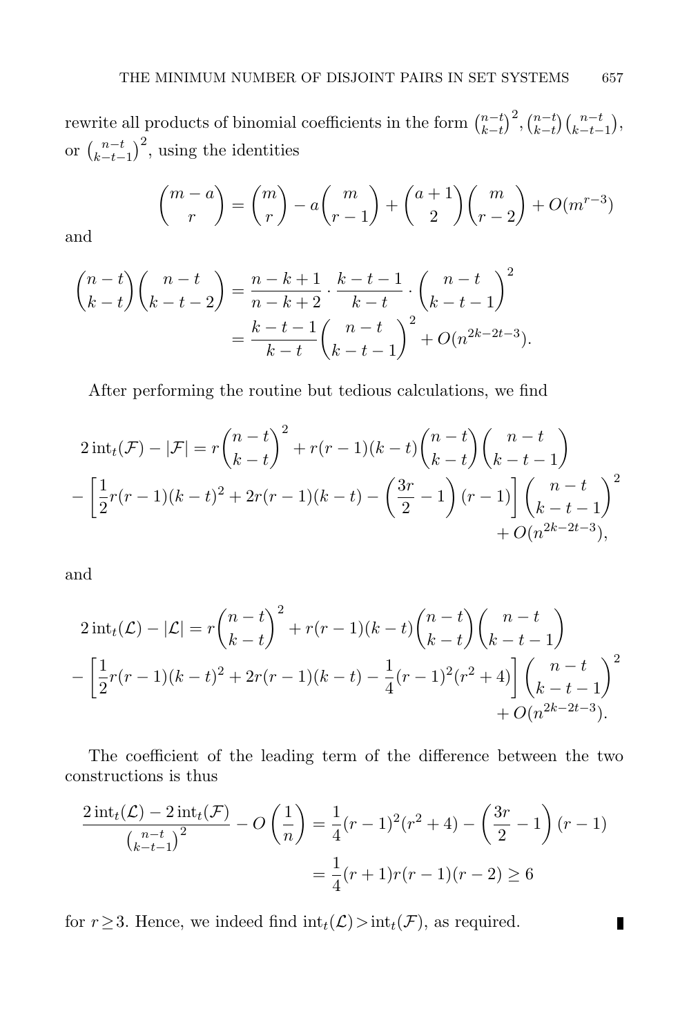rewrite all products of binomial coefficients in the form $\binom{n-t}{k-t}^2$, $\binom{n-t}{k-t}\binom{n-t}{k-t-1}$, or $\binom{n-t}{k-t-1}^2$, using the identities

$$\binom{m-a}{r} = \binom{m}{r} - a\binom{m}{r-1} + \binom{a+1}{2}\binom{m}{r-2} + O(m^{r-3})$$

and

$$\begin{aligned}
\binom{n-t}{k-t}\binom{n-t}{k-t-2} &= \frac{n-k+1}{n-k+2} \cdot \frac{k-t-1}{k-t} \cdot \binom{n-t}{k-t-1}^2 \\
&= \frac{k-t-1}{k-t}\binom{n-t}{k-t-1}^2 + O(n^{2k-2t-3}).
\end{aligned}$$

After performing the routine but tedious calculations, we find

$$\begin{aligned}
2\operatorname{int}_t(\mathcal{F}) - |\mathcal{F}| &= r\binom{n-t}{k-t}^2 + r(r-1)(k-t)\binom{n-t}{k-t}\binom{n-t}{k-t-1} \\
&- \left[\frac{1}{2}r(r-1)(k-t)^2 + 2r(r-1)(k-t) - \left(\frac{3r}{2}-1\right)(r-1)\right]\binom{n-t}{k-t-1}^2 \\
&+ O(n^{2k-2t-3}),
\end{aligned}$$

and

$$\begin{aligned}
2\operatorname{int}_t(\mathcal{L}) - |\mathcal{L}| &= r\binom{n-t}{k-t}^2 + r(r-1)(k-t)\binom{n-t}{k-t}\binom{n-t}{k-t-1} \\
&- \left[\frac{1}{2}r(r-1)(k-t)^2 + 2r(r-1)(k-t) - \frac{1}{4}(r-1)^2(r^2+4)\right]\binom{n-t}{k-t-1}^2 \\
&+ O(n^{2k-2t-3}).
\end{aligned}$$

The coefficient of the leading term of the difference between the two constructions is thus

$$\begin{aligned}
\frac{2\operatorname{int}_t(\mathcal{L}) - 2\operatorname{int}_t(\mathcal{F})}{\binom{n-t}{k-t-1}^2} - O\left(\frac{1}{n}\right) &= \frac{1}{4}(r-1)^2(r^2+4) - \left(\frac{3r}{2}-1\right)(r-1) \\
&= \frac{1}{4}(r+1)r(r-1)(r-2) \geq 6
\end{aligned}$$

for $r \geq 3$. Hence, we indeed find $\operatorname{int}_t(\mathcal{L}) > \operatorname{int}_t(\mathcal{F})$, as required. ∎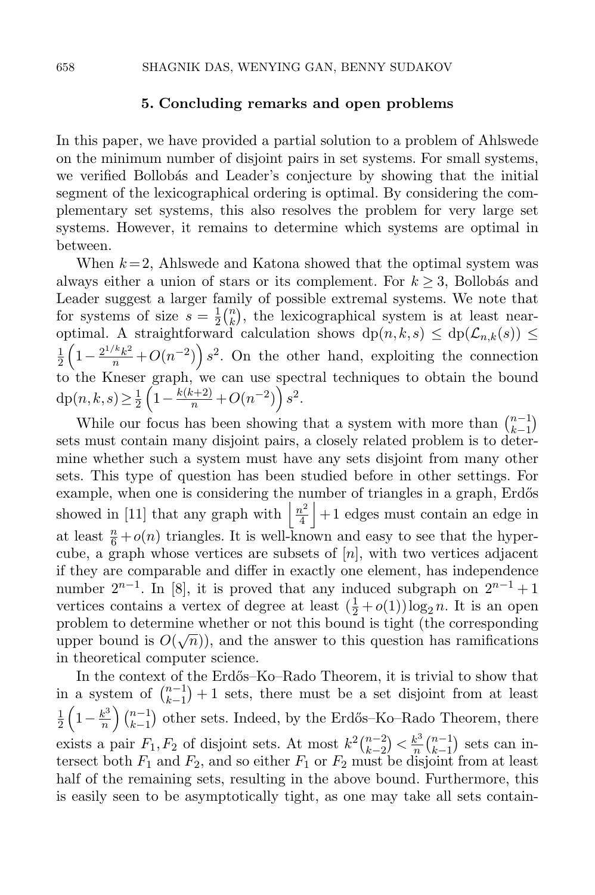## 5. Concluding remarks and open problems

In this paper, we have provided a partial solution to a problem of Ahlswede on the minimum number of disjoint pairs in set systems. For small systems, we verified Bollobás and Leader's conjecture by showing that the initial segment of the lexicographical ordering is optimal. By considering the complementary set systems, this also resolves the problem for very large set systems. However, it remains to determine which systems are optimal in between.

When $k=2$, Ahlswede and Katona showed that the optimal system was always either a union of stars or its complement. For $k \geq 3$, Bollobás and Leader suggest a larger family of possible extremal systems. We note that for systems of size $s = \frac{1}{2}\binom{n}{k}$, the lexicographical system is at least near-optimal. A straightforward calculation shows $\mathrm{dp}(n,k,s) \leq \mathrm{dp}(\mathcal{L}_{n,k}(s)) \leq \frac{1}{2}\left(1 - \frac{2^{1/k}k^2}{n} + O(n^{-2})\right)s^2$. On the other hand, exploiting the connection to the Kneser graph, we can use spectral techniques to obtain the bound $\mathrm{dp}(n,k,s) \geq \frac{1}{2}\left(1 - \frac{k(k+2)}{n} + O(n^{-2})\right)s^2$.

While our focus has been showing that a system with more than $\binom{n-1}{k-1}$ sets must contain many disjoint pairs, a closely related problem is to determine whether such a system must have any sets disjoint from many other sets. This type of question has been studied before in other settings. For example, when one is considering the number of triangles in a graph, Erdős showed in [11] that any graph with $\left\lfloor \frac{n^2}{4} \right\rfloor + 1$ edges must contain an edge in at least $\frac{n}{6} + o(n)$ triangles. It is well-known and easy to see that the hypercube, a graph whose vertices are subsets of $[n]$, with two vertices adjacent if they are comparable and differ in exactly one element, has independence number $2^{n-1}$. In [8], it is proved that any induced subgraph on $2^{n-1}+1$ vertices contains a vertex of degree at least $(\frac{1}{2} + o(1))\log_2 n$. It is an open problem to determine whether or not this bound is tight (the corresponding upper bound is $O(\sqrt{n})$), and the answer to this question has ramifications in theoretical computer science.

In the context of the Erdős–Ko–Rado Theorem, it is trivial to show that in a system of $\binom{n-1}{k-1}+1$ sets, there must be a set disjoint from at least $\frac{1}{2}\left(1 - \frac{k^3}{n}\right)\binom{n-1}{k-1}$ other sets. Indeed, by the Erdős–Ko–Rado Theorem, there exists a pair $F_1, F_2$ of disjoint sets. At most $k^2\binom{n-2}{k-2} < \frac{k^3}{n}\binom{n-1}{k-1}$ sets can intersect both $F_1$ and $F_2$, and so either $F_1$ or $F_2$ must be disjoint from at least half of the remaining sets, resulting in the above bound. Furthermore, this is easily seen to be asymptotically tight, as one may take all sets contain-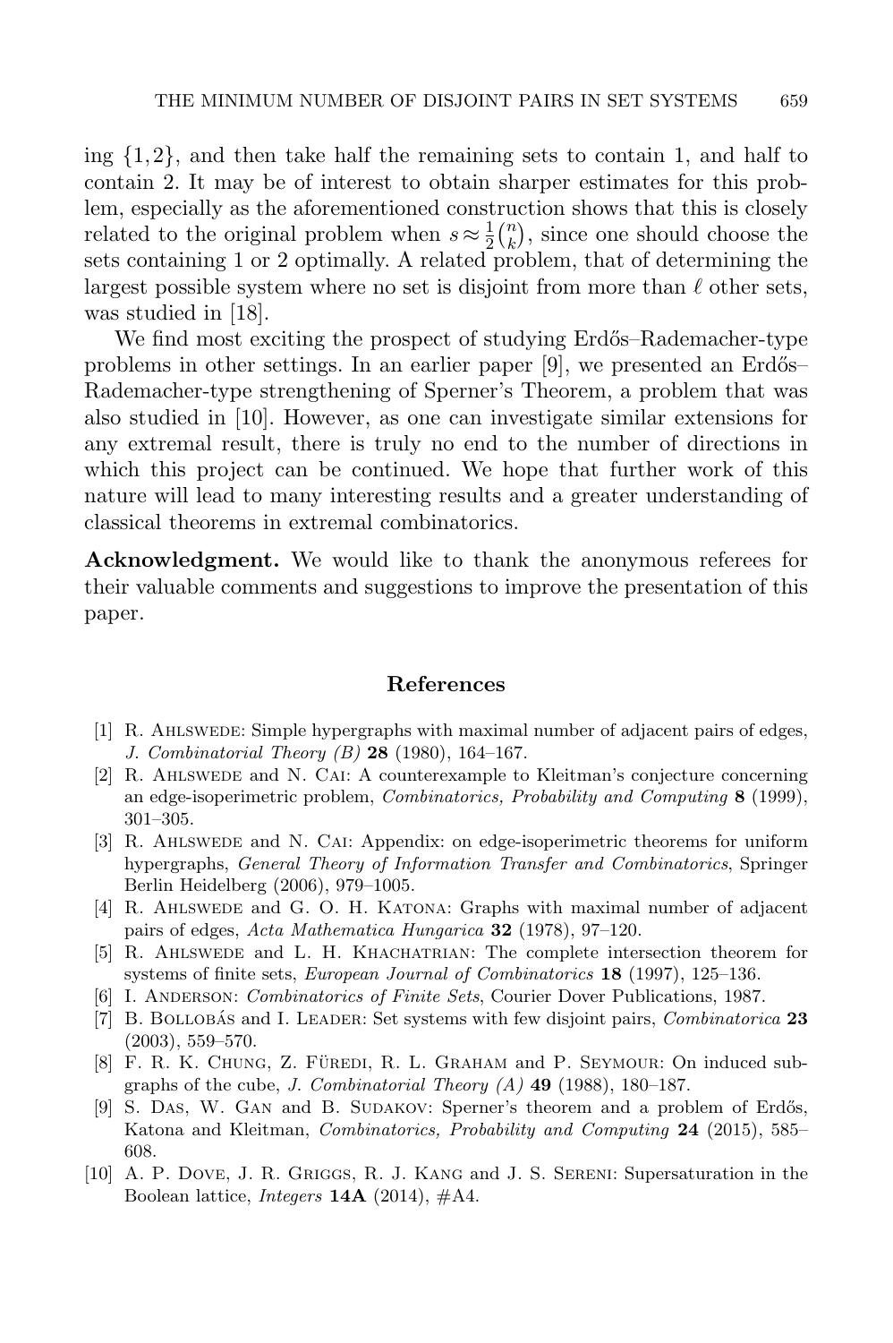ing $\{1,2\}$, and then take half the remaining sets to contain 1, and half to contain 2. It may be of interest to obtain sharper estimates for this problem, especially as the aforementioned construction shows that this is closely related to the original problem when $s \approx \frac{1}{2}\binom{n}{k}$, since one should choose the sets containing 1 or 2 optimally. A related problem, that of determining the largest possible system where no set is disjoint from more than $\ell$ other sets, was studied in [18].

We find most exciting the prospect of studying Erdős–Rademacher-type problems in other settings. In an earlier paper [9], we presented an Erdős–Rademacher-type strengthening of Sperner's Theorem, a problem that was also studied in [10]. However, as one can investigate similar extensions for any extremal result, there is truly no end to the number of directions in which this project can be continued. We hope that further work of this nature will lead to many interesting results and a greater understanding of classical theorems in extremal combinatorics.

**Acknowledgment.** We would like to thank the anonymous referees for their valuable comments and suggestions to improve the presentation of this paper.

## References

[1] R. Ahlswede: Simple hypergraphs with maximal number of adjacent pairs of edges, *J. Combinatorial Theory (B)* **28** (1980), 164–167.

[2] R. Ahlswede and N. Cai: A counterexample to Kleitman's conjecture concerning an edge-isoperimetric problem, *Combinatorics, Probability and Computing* **8** (1999), 301–305.

[3] R. Ahlswede and N. Cai: Appendix: on edge-isoperimetric theorems for uniform hypergraphs, *General Theory of Information Transfer and Combinatorics*, Springer Berlin Heidelberg (2006), 979–1005.

[4] R. Ahlswede and G. O. H. Katona: Graphs with maximal number of adjacent pairs of edges, *Acta Mathematica Hungarica* **32** (1978), 97–120.

[5] R. Ahlswede and L. H. Khachatrian: The complete intersection theorem for systems of finite sets, *European Journal of Combinatorics* **18** (1997), 125–136.

[6] I. Anderson: *Combinatorics of Finite Sets*, Courier Dover Publications, 1987.

[7] B. Bollobás and I. Leader: Set systems with few disjoint pairs, *Combinatorica* **23** (2003), 559–570.

[8] F. R. K. Chung, Z. Füredi, R. L. Graham and P. Seymour: On induced subgraphs of the cube, *J. Combinatorial Theory (A)* **49** (1988), 180–187.

[9] S. Das, W. Gan and B. Sudakov: Sperner's theorem and a problem of Erdős, Katona and Kleitman, *Combinatorics, Probability and Computing* **24** (2015), 585–608.

[10] A. P. Dove, J. R. Griggs, R. J. Kang and J. S. Sereni: Supersaturation in the Boolean lattice, *Integers* **14A** (2014), #A4.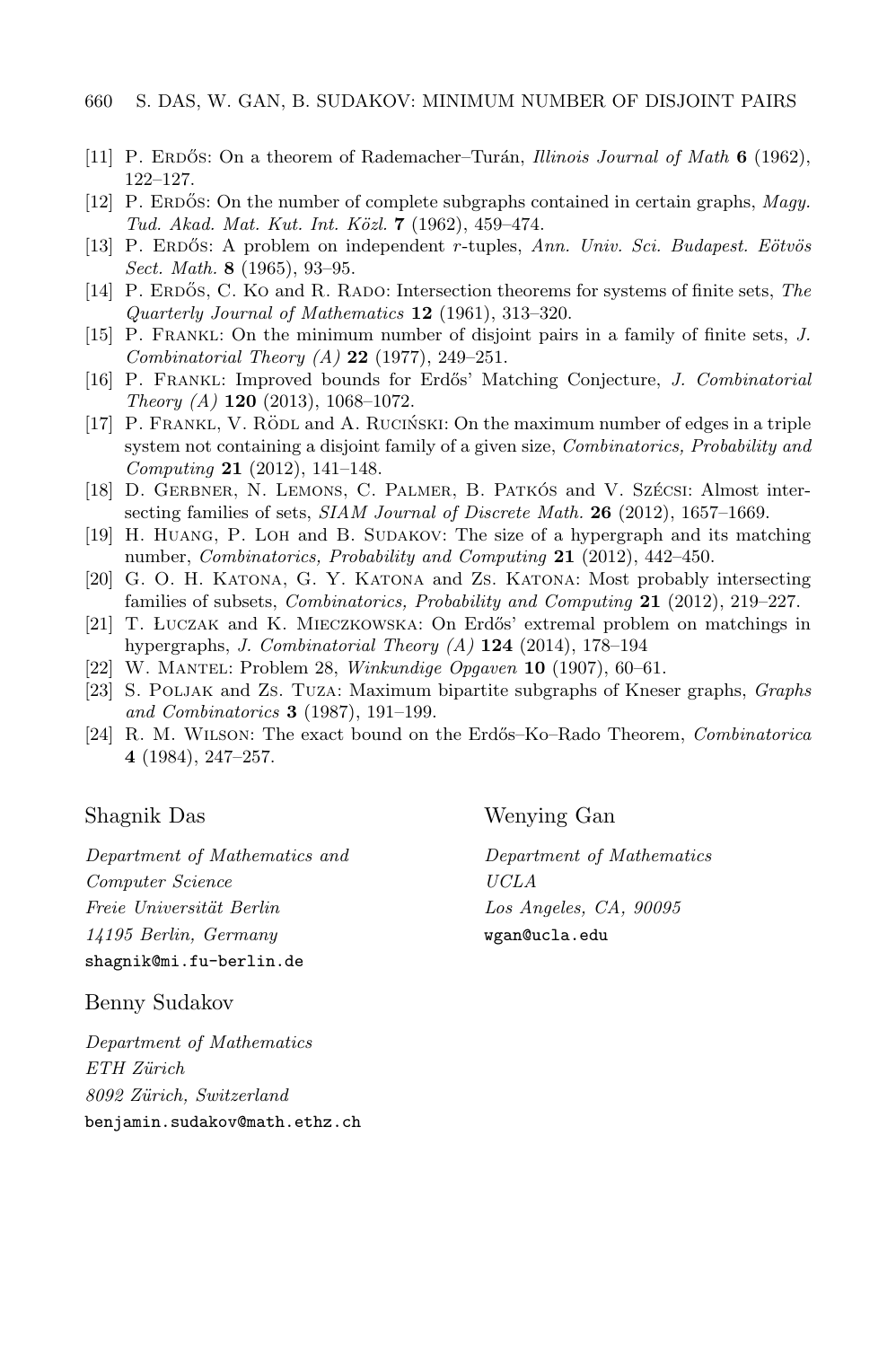[11] P. Erdős: On a theorem of Rademacher–Turán, *Illinois Journal of Math* **6** (1962), 122–127.

[12] P. Erdős: On the number of complete subgraphs contained in certain graphs, *Magy. Tud. Akad. Mat. Kut. Int. Közl.* **7** (1962), 459–474.

[13] P. Erdős: A problem on independent $r$-tuples, *Ann. Univ. Sci. Budapest. Eötvös Sect. Math.* **8** (1965), 93–95.

[14] P. Erdős, C. Ko and R. Rado: Intersection theorems for systems of finite sets, *The Quarterly Journal of Mathematics* **12** (1961), 313–320.

[15] P. Frankl: On the minimum number of disjoint pairs in a family of finite sets, *J. Combinatorial Theory (A)* **22** (1977), 249–251.

[16] P. Frankl: Improved bounds for Erdős' Matching Conjecture, *J. Combinatorial Theory (A)* **120** (2013), 1068–1072.

[17] P. Frankl, V. Rödl and A. Ruciński: On the maximum number of edges in a triple system not containing a disjoint family of a given size, *Combinatorics, Probability and Computing* **21** (2012), 141–148.

[18] D. Gerbner, N. Lemons, C. Palmer, B. Patkós and V. Szécsi: Almost intersecting families of sets, *SIAM Journal of Discrete Math.* **26** (2012), 1657–1669.

[19] H. Huang, P. Loh and B. Sudakov: The size of a hypergraph and its matching number, *Combinatorics, Probability and Computing* **21** (2012), 442–450.

[20] G. O. H. Katona, G. Y. Katona and Zs. Katona: Most probably intersecting families of subsets, *Combinatorics, Probability and Computing* **21** (2012), 219–227.

[21] T. Łuczak and K. Mieczkowska: On Erdős' extremal problem on matchings in hypergraphs, *J. Combinatorial Theory (A)* **124** (2014), 178–194

[22] W. Mantel: Problem 28, *Winkundige Opgaven* **10** (1907), 60–61.

[23] S. Poljak and Zs. Tuza: Maximum bipartite subgraphs of Kneser graphs, *Graphs and Combinatorics* **3** (1987), 191–199.

[24] R. M. Wilson: The exact bound on the Erdős–Ko–Rado Theorem, *Combinatorica* **4** (1984), 247–257.

Shagnik Das

*Department of Mathematics and Computer Science*
*Freie Universität Berlin*
*14195 Berlin, Germany*
shagnik@mi.fu-berlin.de

Wenying Gan

*Department of Mathematics*
*UCLA*
*Los Angeles, CA, 90095*
wgan@ucla.edu

Benny Sudakov

*Department of Mathematics*
*ETH Zürich*
*8092 Zürich, Switzerland*
benjamin.sudakov@math.ethz.ch